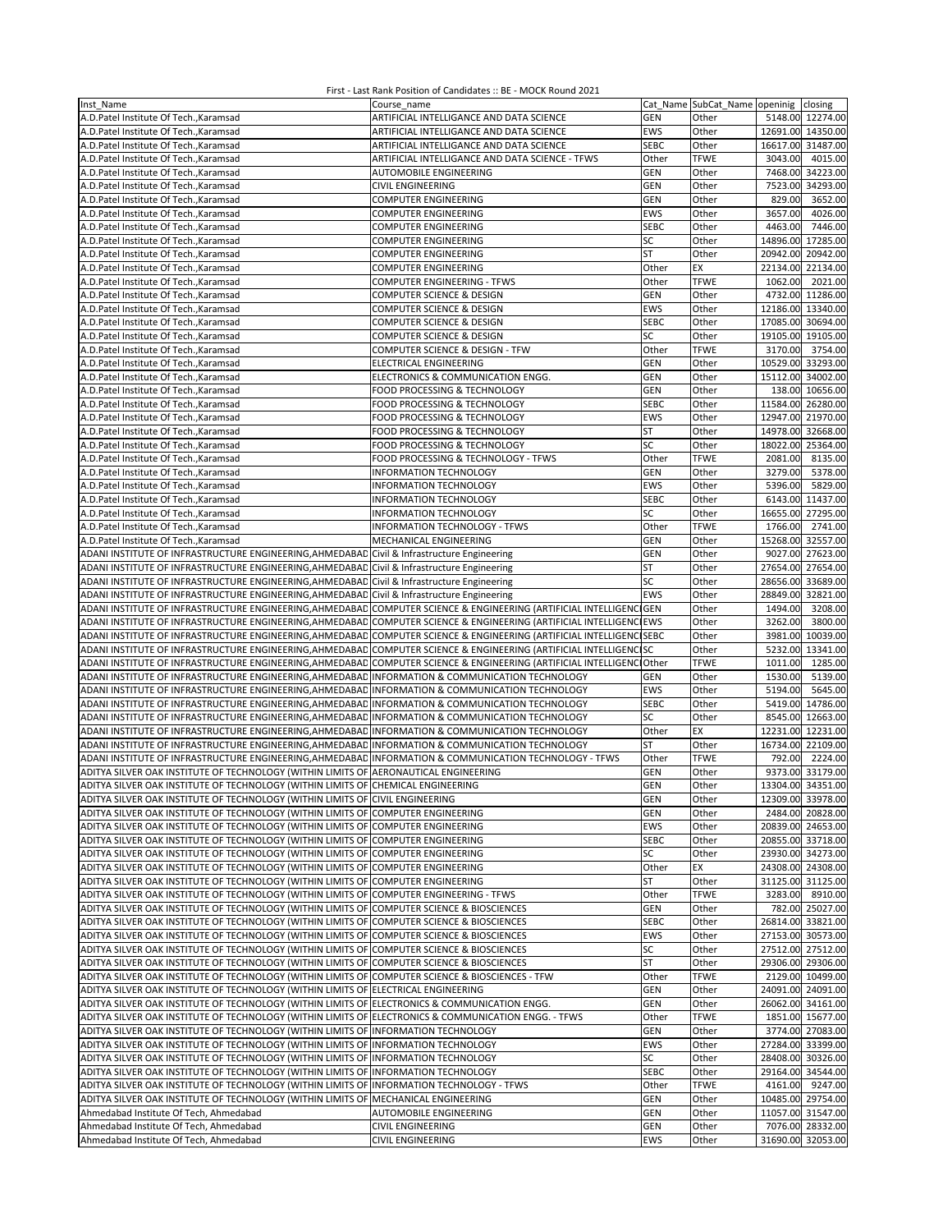First - Last Rank Position of Candidates :: BE - MOCK Round 2021

| Inst_Name | Course_name | Cat_Name | SubCat_Name | openinig | closing |
|---|---|---|---|---|---|
| A.D.Patel Institute Of Tech.,Karamsad | ARTIFICIAL INTELLIGANCE AND DATA SCIENCE | GEN | Other | 5148.00 | 12274.00 |
| A.D.Patel Institute Of Tech.,Karamsad | ARTIFICIAL INTELLIGANCE AND DATA SCIENCE | EWS | Other | 12691.00 | 14350.00 |
| A.D.Patel Institute Of Tech.,Karamsad | ARTIFICIAL INTELLIGANCE AND DATA SCIENCE | SEBC | Other | 16617.00 | 31487.00 |
| A.D.Patel Institute Of Tech.,Karamsad | ARTIFICIAL INTELLIGANCE AND DATA SCIENCE - TFWS | Other | TFWE | 3043.00 | 4015.00 |
| A.D.Patel Institute Of Tech.,Karamsad | AUTOMOBILE ENGINEERING | GEN | Other | 7468.00 | 34223.00 |
| A.D.Patel Institute Of Tech.,Karamsad | CIVIL ENGINEERING | GEN | Other | 7523.00 | 34293.00 |
| A.D.Patel Institute Of Tech.,Karamsad | COMPUTER ENGINEERING | GEN | Other | 829.00 | 3652.00 |
| A.D.Patel Institute Of Tech.,Karamsad | COMPUTER ENGINEERING | EWS | Other | 3657.00 | 4026.00 |
| A.D.Patel Institute Of Tech.,Karamsad | COMPUTER ENGINEERING | SEBC | Other | 4463.00 | 7446.00 |
| A.D.Patel Institute Of Tech.,Karamsad | COMPUTER ENGINEERING | SC | Other | 14896.00 | 17285.00 |
| A.D.Patel Institute Of Tech.,Karamsad | COMPUTER ENGINEERING | ST | Other | 20942.00 | 20942.00 |
| A.D.Patel Institute Of Tech.,Karamsad | COMPUTER ENGINEERING | Other | EX | 22134.00 | 22134.00 |
| A.D.Patel Institute Of Tech.,Karamsad | COMPUTER ENGINEERING - TFWS | Other | TFWE | 1062.00 | 2021.00 |
| A.D.Patel Institute Of Tech.,Karamsad | COMPUTER SCIENCE & DESIGN | GEN | Other | 4732.00 | 11286.00 |
| A.D.Patel Institute Of Tech.,Karamsad | COMPUTER SCIENCE & DESIGN | EWS | Other | 12186.00 | 13340.00 |
| A.D.Patel Institute Of Tech.,Karamsad | COMPUTER SCIENCE & DESIGN | SEBC | Other | 17085.00 | 30694.00 |
| A.D.Patel Institute Of Tech.,Karamsad | COMPUTER SCIENCE & DESIGN | SC | Other | 19105.00 | 19105.00 |
| A.D.Patel Institute Of Tech.,Karamsad | COMPUTER SCIENCE & DESIGN - TFW | Other | TFWE | 3170.00 | 3754.00 |
| A.D.Patel Institute Of Tech.,Karamsad | ELECTRICAL ENGINEERING | GEN | Other | 10529.00 | 33293.00 |
| A.D.Patel Institute Of Tech.,Karamsad | ELECTRONICS & COMMUNICATION ENGG. | GEN | Other | 15112.00 | 34002.00 |
| A.D.Patel Institute Of Tech.,Karamsad | FOOD PROCESSING & TECHNOLOGY | GEN | Other | 138.00 | 10656.00 |
| A.D.Patel Institute Of Tech.,Karamsad | FOOD PROCESSING & TECHNOLOGY | SEBC | Other | 11584.00 | 26280.00 |
| A.D.Patel Institute Of Tech.,Karamsad | FOOD PROCESSING & TECHNOLOGY | EWS | Other | 12947.00 | 21970.00 |
| A.D.Patel Institute Of Tech.,Karamsad | FOOD PROCESSING & TECHNOLOGY | ST | Other | 14978.00 | 32668.00 |
| A.D.Patel Institute Of Tech.,Karamsad | FOOD PROCESSING & TECHNOLOGY | SC | Other | 18022.00 | 25364.00 |
| A.D.Patel Institute Of Tech.,Karamsad | FOOD PROCESSING & TECHNOLOGY - TFWS | Other | TFWE | 2081.00 | 8135.00 |
| A.D.Patel Institute Of Tech.,Karamsad | INFORMATION TECHNOLOGY | GEN | Other | 3279.00 | 5378.00 |
| A.D.Patel Institute Of Tech.,Karamsad | INFORMATION TECHNOLOGY | EWS | Other | 5396.00 | 5829.00 |
| A.D.Patel Institute Of Tech.,Karamsad | INFORMATION TECHNOLOGY | SEBC | Other | 6143.00 | 11437.00 |
| A.D.Patel Institute Of Tech.,Karamsad | INFORMATION TECHNOLOGY | SC | Other | 16655.00 | 27295.00 |
| A.D.Patel Institute Of Tech.,Karamsad | INFORMATION TECHNOLOGY - TFWS | Other | TFWE | 1766.00 | 2741.00 |
| A.D.Patel Institute Of Tech.,Karamsad | MECHANICAL ENGINEERING | GEN | Other | 15268.00 | 32557.00 |
| ADANI INSTITUTE OF INFRASTRUCTURE ENGINEERING,AHMEDABAD | Civil & Infrastructure Engineering | GEN | Other | 9027.00 | 27623.00 |
| ADANI INSTITUTE OF INFRASTRUCTURE ENGINEERING,AHMEDABAD | Civil & Infrastructure Engineering | ST | Other | 27654.00 | 27654.00 |
| ADANI INSTITUTE OF INFRASTRUCTURE ENGINEERING,AHMEDABAD | Civil & Infrastructure Engineering | SC | Other | 28656.00 | 33689.00 |
| ADANI INSTITUTE OF INFRASTRUCTURE ENGINEERING,AHMEDABAD | Civil & Infrastructure Engineering | EWS | Other | 28849.00 | 32821.00 |
| ADANI INSTITUTE OF INFRASTRUCTURE ENGINEERING,AHMEDABAD | COMPUTER SCIENCE & ENGINEERING (ARTIFICIAL INTELLIGENC | GEN | Other | 1494.00 | 3208.00 |
| ADANI INSTITUTE OF INFRASTRUCTURE ENGINEERING,AHMEDABAD | COMPUTER SCIENCE & ENGINEERING (ARTIFICIAL INTELLIGENC | EWS | Other | 3262.00 | 3800.00 |
| ADANI INSTITUTE OF INFRASTRUCTURE ENGINEERING,AHMEDABAD | COMPUTER SCIENCE & ENGINEERING (ARTIFICIAL INTELLIGENC | SEBC | Other | 3981.00 | 10039.00 |
| ADANI INSTITUTE OF INFRASTRUCTURE ENGINEERING,AHMEDABAD | COMPUTER SCIENCE & ENGINEERING (ARTIFICIAL INTELLIGENC | SC | Other | 5232.00 | 13341.00 |
| ADANI INSTITUTE OF INFRASTRUCTURE ENGINEERING,AHMEDABAD | COMPUTER SCIENCE & ENGINEERING (ARTIFICIAL INTELLIGENC | Other | TFWE | 1011.00 | 1285.00 |
| ADANI INSTITUTE OF INFRASTRUCTURE ENGINEERING,AHMEDABAD | INFORMATION & COMMUNICATION TECHNOLOGY | GEN | Other | 1530.00 | 5139.00 |
| ADANI INSTITUTE OF INFRASTRUCTURE ENGINEERING,AHMEDABAD | INFORMATION & COMMUNICATION TECHNOLOGY | EWS | Other | 5194.00 | 5645.00 |
| ADANI INSTITUTE OF INFRASTRUCTURE ENGINEERING,AHMEDABAD | INFORMATION & COMMUNICATION TECHNOLOGY | SEBC | Other | 5419.00 | 14786.00 |
| ADANI INSTITUTE OF INFRASTRUCTURE ENGINEERING,AHMEDABAD | INFORMATION & COMMUNICATION TECHNOLOGY | SC | Other | 8545.00 | 12663.00 |
| ADANI INSTITUTE OF INFRASTRUCTURE ENGINEERING,AHMEDABAD | INFORMATION & COMMUNICATION TECHNOLOGY | Other | EX | 12231.00 | 12231.00 |
| ADANI INSTITUTE OF INFRASTRUCTURE ENGINEERING,AHMEDABAD | INFORMATION & COMMUNICATION TECHNOLOGY | ST | Other | 16734.00 | 22109.00 |
| ADANI INSTITUTE OF INFRASTRUCTURE ENGINEERING,AHMEDABAD | INFORMATION & COMMUNICATION TECHNOLOGY - TFWS | Other | TFWE | 792.00 | 2224.00 |
| ADITYA SILVER OAK INSTITUTE OF TECHNOLOGY (WITHIN LIMITS OF | AERONAUTICAL ENGINEERING | GEN | Other | 9373.00 | 33179.00 |
| ADITYA SILVER OAK INSTITUTE OF TECHNOLOGY (WITHIN LIMITS OF | CHEMICAL ENGINEERING | GEN | Other | 13304.00 | 34351.00 |
| ADITYA SILVER OAK INSTITUTE OF TECHNOLOGY (WITHIN LIMITS OF | CIVIL ENGINEERING | GEN | Other | 12309.00 | 33978.00 |
| ADITYA SILVER OAK INSTITUTE OF TECHNOLOGY (WITHIN LIMITS OF | COMPUTER ENGINEERING | GEN | Other | 2484.00 | 20828.00 |
| ADITYA SILVER OAK INSTITUTE OF TECHNOLOGY (WITHIN LIMITS OF | COMPUTER ENGINEERING | EWS | Other | 20839.00 | 24653.00 |
| ADITYA SILVER OAK INSTITUTE OF TECHNOLOGY (WITHIN LIMITS OF | COMPUTER ENGINEERING | SEBC | Other | 20855.00 | 33718.00 |
| ADITYA SILVER OAK INSTITUTE OF TECHNOLOGY (WITHIN LIMITS OF | COMPUTER ENGINEERING | SC | Other | 23930.00 | 34273.00 |
| ADITYA SILVER OAK INSTITUTE OF TECHNOLOGY (WITHIN LIMITS OF | COMPUTER ENGINEERING | Other | EX | 24308.00 | 24308.00 |
| ADITYA SILVER OAK INSTITUTE OF TECHNOLOGY (WITHIN LIMITS OF | COMPUTER ENGINEERING | ST | Other | 31125.00 | 31125.00 |
| ADITYA SILVER OAK INSTITUTE OF TECHNOLOGY (WITHIN LIMITS OF | COMPUTER ENGINEERING - TFWS | Other | TFWE | 3283.00 | 8910.00 |
| ADITYA SILVER OAK INSTITUTE OF TECHNOLOGY (WITHIN LIMITS OF | COMPUTER SCIENCE & BIOSCIENCES | GEN | Other | 782.00 | 25027.00 |
| ADITYA SILVER OAK INSTITUTE OF TECHNOLOGY (WITHIN LIMITS OF | COMPUTER SCIENCE & BIOSCIENCES | SEBC | Other | 26814.00 | 33821.00 |
| ADITYA SILVER OAK INSTITUTE OF TECHNOLOGY (WITHIN LIMITS OF | COMPUTER SCIENCE & BIOSCIENCES | EWS | Other | 27153.00 | 30573.00 |
| ADITYA SILVER OAK INSTITUTE OF TECHNOLOGY (WITHIN LIMITS OF | COMPUTER SCIENCE & BIOSCIENCES | SC | Other | 27512.00 | 27512.00 |
| ADITYA SILVER OAK INSTITUTE OF TECHNOLOGY (WITHIN LIMITS OF | COMPUTER SCIENCE & BIOSCIENCES | ST | Other | 29306.00 | 29306.00 |
| ADITYA SILVER OAK INSTITUTE OF TECHNOLOGY (WITHIN LIMITS OF | COMPUTER SCIENCE & BIOSCIENCES - TFW | Other | TFWE | 2129.00 | 10499.00 |
| ADITYA SILVER OAK INSTITUTE OF TECHNOLOGY (WITHIN LIMITS OF | ELECTRICAL ENGINEERING | GEN | Other | 24091.00 | 24091.00 |
| ADITYA SILVER OAK INSTITUTE OF TECHNOLOGY (WITHIN LIMITS OF | ELECTRONICS & COMMUNICATION ENGG. | GEN | Other | 26062.00 | 34161.00 |
| ADITYA SILVER OAK INSTITUTE OF TECHNOLOGY (WITHIN LIMITS OF | ELECTRONICS & COMMUNICATION ENGG. - TFWS | Other | TFWE | 1851.00 | 15677.00 |
| ADITYA SILVER OAK INSTITUTE OF TECHNOLOGY (WITHIN LIMITS OF | INFORMATION TECHNOLOGY | GEN | Other | 3774.00 | 27083.00 |
| ADITYA SILVER OAK INSTITUTE OF TECHNOLOGY (WITHIN LIMITS OF | INFORMATION TECHNOLOGY | EWS | Other | 27284.00 | 33399.00 |
| ADITYA SILVER OAK INSTITUTE OF TECHNOLOGY (WITHIN LIMITS OF | INFORMATION TECHNOLOGY | SC | Other | 28408.00 | 30326.00 |
| ADITYA SILVER OAK INSTITUTE OF TECHNOLOGY (WITHIN LIMITS OF | INFORMATION TECHNOLOGY | SEBC | Other | 29164.00 | 34544.00 |
| ADITYA SILVER OAK INSTITUTE OF TECHNOLOGY (WITHIN LIMITS OF | INFORMATION TECHNOLOGY - TFWS | Other | TFWE | 4161.00 | 9247.00 |
| ADITYA SILVER OAK INSTITUTE OF TECHNOLOGY (WITHIN LIMITS OF | MECHANICAL ENGINEERING | GEN | Other | 10485.00 | 29754.00 |
| Ahmedabad Institute Of Tech, Ahmedabad | AUTOMOBILE ENGINEERING | GEN | Other | 11057.00 | 31547.00 |
| Ahmedabad Institute Of Tech, Ahmedabad | CIVIL ENGINEERING | GEN | Other | 7076.00 | 28332.00 |
| Ahmedabad Institute Of Tech, Ahmedabad | CIVIL ENGINEERING | EWS | Other | 31690.00 | 32053.00 |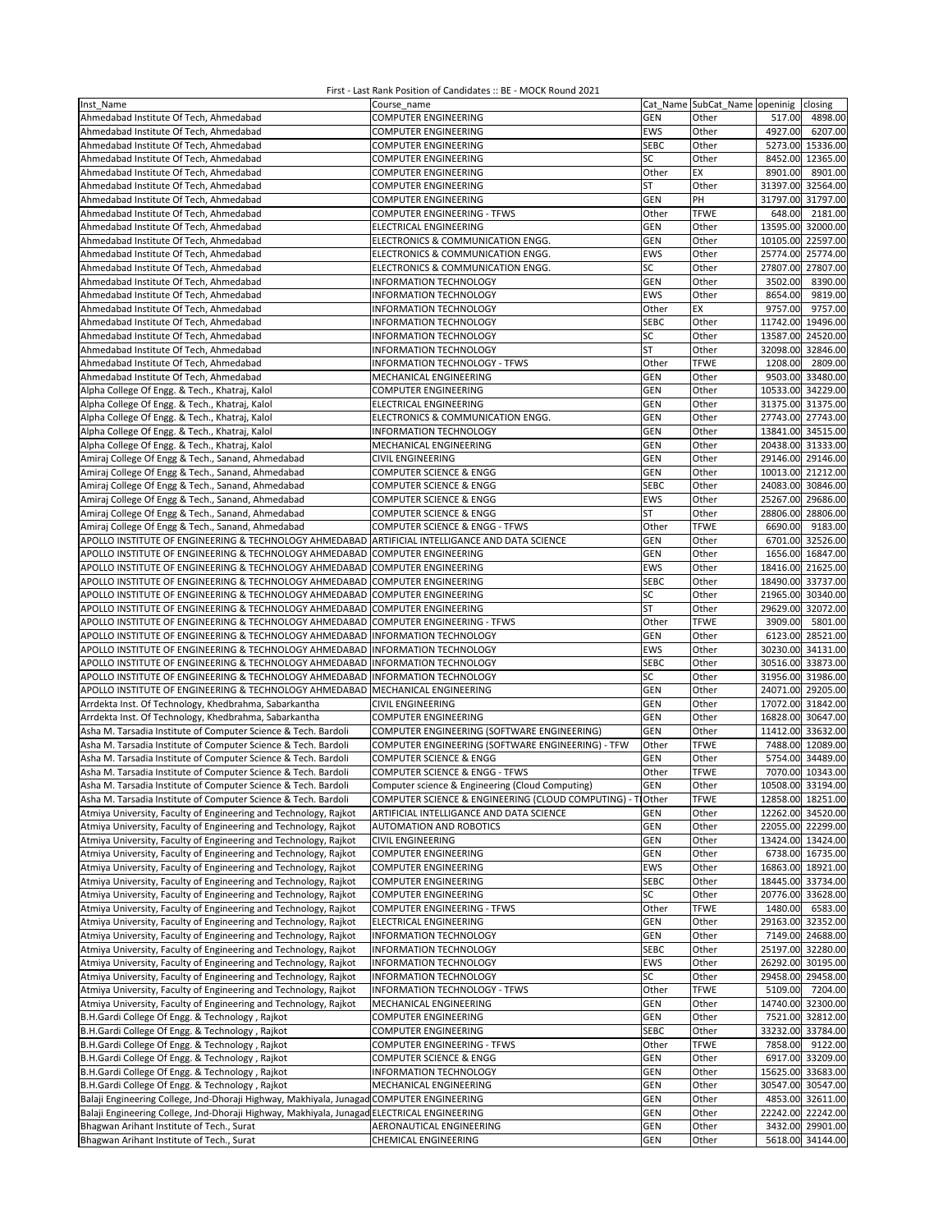First - Last Rank Position of Candidates :: BE - MOCK Round 2021

| Inst_Name | Course_name | Cat_Name | SubCat_Name | openinig | closing |
|---|---|---|---|---|---|
| Ahmedabad Institute Of Tech, Ahmedabad | COMPUTER ENGINEERING | GEN | Other | 517.00 | 4898.00 |
| Ahmedabad Institute Of Tech, Ahmedabad | COMPUTER ENGINEERING | EWS | Other | 4927.00 | 6207.00 |
| Ahmedabad Institute Of Tech, Ahmedabad | COMPUTER ENGINEERING | SEBC | Other | 5273.00 | 15336.00 |
| Ahmedabad Institute Of Tech, Ahmedabad | COMPUTER ENGINEERING | SC | Other | 8452.00 | 12365.00 |
| Ahmedabad Institute Of Tech, Ahmedabad | COMPUTER ENGINEERING | Other | EX | 8901.00 | 8901.00 |
| Ahmedabad Institute Of Tech, Ahmedabad | COMPUTER ENGINEERING | ST | Other | 31397.00 | 32564.00 |
| Ahmedabad Institute Of Tech, Ahmedabad | COMPUTER ENGINEERING | GEN | PH | 31797.00 | 31797.00 |
| Ahmedabad Institute Of Tech, Ahmedabad | COMPUTER ENGINEERING - TFWS | Other | TFWE | 648.00 | 2181.00 |
| Ahmedabad Institute Of Tech, Ahmedabad | ELECTRICAL ENGINEERING | GEN | Other | 13595.00 | 32000.00 |
| Ahmedabad Institute Of Tech, Ahmedabad | ELECTRONICS & COMMUNICATION ENGG. | GEN | Other | 10105.00 | 22597.00 |
| Ahmedabad Institute Of Tech, Ahmedabad | ELECTRONICS & COMMUNICATION ENGG. | EWS | Other | 25774.00 | 25774.00 |
| Ahmedabad Institute Of Tech, Ahmedabad | ELECTRONICS & COMMUNICATION ENGG. | SC | Other | 27807.00 | 27807.00 |
| Ahmedabad Institute Of Tech, Ahmedabad | INFORMATION TECHNOLOGY | GEN | Other | 3502.00 | 8390.00 |
| Ahmedabad Institute Of Tech, Ahmedabad | INFORMATION TECHNOLOGY | EWS | Other | 8654.00 | 9819.00 |
| Ahmedabad Institute Of Tech, Ahmedabad | INFORMATION TECHNOLOGY | Other | EX | 9757.00 | 9757.00 |
| Ahmedabad Institute Of Tech, Ahmedabad | INFORMATION TECHNOLOGY | SEBC | Other | 11742.00 | 19496.00 |
| Ahmedabad Institute Of Tech, Ahmedabad | INFORMATION TECHNOLOGY | SC | Other | 13587.00 | 24520.00 |
| Ahmedabad Institute Of Tech, Ahmedabad | INFORMATION TECHNOLOGY | ST | Other | 32098.00 | 32846.00 |
| Ahmedabad Institute Of Tech, Ahmedabad | INFORMATION TECHNOLOGY - TFWS | Other | TFWE | 1208.00 | 2809.00 |
| Ahmedabad Institute Of Tech, Ahmedabad | MECHANICAL ENGINEERING | GEN | Other | 9503.00 | 33480.00 |
| Alpha College Of Engg. & Tech., Khatraj, Kalol | COMPUTER ENGINEERING | GEN | Other | 10533.00 | 34229.00 |
| Alpha College Of Engg. & Tech., Khatraj, Kalol | ELECTRICAL ENGINEERING | GEN | Other | 31375.00 | 31375.00 |
| Alpha College Of Engg. & Tech., Khatraj, Kalol | ELECTRONICS & COMMUNICATION ENGG. | GEN | Other | 27743.00 | 27743.00 |
| Alpha College Of Engg. & Tech., Khatraj, Kalol | INFORMATION TECHNOLOGY | GEN | Other | 13841.00 | 34515.00 |
| Alpha College Of Engg. & Tech., Khatraj, Kalol | MECHANICAL ENGINEERING | GEN | Other | 20438.00 | 31333.00 |
| Amiraj College Of Engg & Tech., Sanand, Ahmedabad | CIVIL ENGINEERING | GEN | Other | 29146.00 | 29146.00 |
| Amiraj College Of Engg & Tech., Sanand, Ahmedabad | COMPUTER SCIENCE & ENGG | GEN | Other | 10013.00 | 21212.00 |
| Amiraj College Of Engg & Tech., Sanand, Ahmedabad | COMPUTER SCIENCE & ENGG | SEBC | Other | 24083.00 | 30846.00 |
| Amiraj College Of Engg & Tech., Sanand, Ahmedabad | COMPUTER SCIENCE & ENGG | EWS | Other | 25267.00 | 29686.00 |
| Amiraj College Of Engg & Tech., Sanand, Ahmedabad | COMPUTER SCIENCE & ENGG | ST | Other | 28806.00 | 28806.00 |
| Amiraj College Of Engg & Tech., Sanand, Ahmedabad | COMPUTER SCIENCE & ENGG - TFWS | Other | TFWE | 6690.00 | 9183.00 |
| APOLLO INSTITUTE OF ENGINEERING & TECHNOLOGY AHMEDABAD | ARTIFICIAL INTELLIGANCE AND DATA SCIENCE | GEN | Other | 6701.00 | 32526.00 |
| APOLLO INSTITUTE OF ENGINEERING & TECHNOLOGY AHMEDABAD | COMPUTER ENGINEERING | GEN | Other | 1656.00 | 16847.00 |
| APOLLO INSTITUTE OF ENGINEERING & TECHNOLOGY AHMEDABAD | COMPUTER ENGINEERING | EWS | Other | 18416.00 | 21625.00 |
| APOLLO INSTITUTE OF ENGINEERING & TECHNOLOGY AHMEDABAD | COMPUTER ENGINEERING | SEBC | Other | 18490.00 | 33737.00 |
| APOLLO INSTITUTE OF ENGINEERING & TECHNOLOGY AHMEDABAD | COMPUTER ENGINEERING | SC | Other | 21965.00 | 30340.00 |
| APOLLO INSTITUTE OF ENGINEERING & TECHNOLOGY AHMEDABAD | COMPUTER ENGINEERING | ST | Other | 29629.00 | 32072.00 |
| APOLLO INSTITUTE OF ENGINEERING & TECHNOLOGY AHMEDABAD | COMPUTER ENGINEERING - TFWS | Other | TFWE | 3909.00 | 5801.00 |
| APOLLO INSTITUTE OF ENGINEERING & TECHNOLOGY AHMEDABAD | INFORMATION TECHNOLOGY | GEN | Other | 6123.00 | 28521.00 |
| APOLLO INSTITUTE OF ENGINEERING & TECHNOLOGY AHMEDABAD | INFORMATION TECHNOLOGY | EWS | Other | 30230.00 | 34131.00 |
| APOLLO INSTITUTE OF ENGINEERING & TECHNOLOGY AHMEDABAD | INFORMATION TECHNOLOGY | SEBC | Other | 30516.00 | 33873.00 |
| APOLLO INSTITUTE OF ENGINEERING & TECHNOLOGY AHMEDABAD | INFORMATION TECHNOLOGY | SC | Other | 31956.00 | 31986.00 |
| APOLLO INSTITUTE OF ENGINEERING & TECHNOLOGY AHMEDABAD | MECHANICAL ENGINEERING | GEN | Other | 24071.00 | 29205.00 |
| Arrdekta Inst. Of Technology, Khedbrahma, Sabarkantha | CIVIL ENGINEERING | GEN | Other | 17072.00 | 31842.00 |
| Arrdekta Inst. Of Technology, Khedbrahma, Sabarkantha | COMPUTER ENGINEERING | GEN | Other | 16828.00 | 30647.00 |
| Asha M. Tarsadia Institute of Computer Science & Tech. Bardoli | COMPUTER ENGINEERING (SOFTWARE ENGINEERING) | GEN | Other | 11412.00 | 33632.00 |
| Asha M. Tarsadia Institute of Computer Science & Tech. Bardoli | COMPUTER ENGINEERING (SOFTWARE ENGINEERING) - TFW | Other | TFWE | 7488.00 | 12089.00 |
| Asha M. Tarsadia Institute of Computer Science & Tech. Bardoli | COMPUTER SCIENCE & ENGG | GEN | Other | 5754.00 | 34489.00 |
| Asha M. Tarsadia Institute of Computer Science & Tech. Bardoli | COMPUTER SCIENCE & ENGG - TFWS | Other | TFWE | 7070.00 | 10343.00 |
| Asha M. Tarsadia Institute of Computer Science & Tech. Bardoli | Computer science & Engineering (Cloud Computing) | GEN | Other | 10508.00 | 33194.00 |
| Asha M. Tarsadia Institute of Computer Science & Tech. Bardoli | COMPUTER SCIENCE & ENGINEERING (CLOUD COMPUTING) - T | Other | TFWE | 12858.00 | 18251.00 |
| Atmiya University, Faculty of Engineering and Technology, Rajkot | ARTIFICIAL INTELLIGANCE AND DATA SCIENCE | GEN | Other | 12262.00 | 34520.00 |
| Atmiya University, Faculty of Engineering and Technology, Rajkot | AUTOMATION AND ROBOTICS | GEN | Other | 22055.00 | 22299.00 |
| Atmiya University, Faculty of Engineering and Technology, Rajkot | CIVIL ENGINEERING | GEN | Other | 13424.00 | 13424.00 |
| Atmiya University, Faculty of Engineering and Technology, Rajkot | COMPUTER ENGINEERING | GEN | Other | 6738.00 | 16735.00 |
| Atmiya University, Faculty of Engineering and Technology, Rajkot | COMPUTER ENGINEERING | EWS | Other | 16863.00 | 18921.00 |
| Atmiya University, Faculty of Engineering and Technology, Rajkot | COMPUTER ENGINEERING | SEBC | Other | 18445.00 | 33734.00 |
| Atmiya University, Faculty of Engineering and Technology, Rajkot | COMPUTER ENGINEERING | SC | Other | 20776.00 | 33628.00 |
| Atmiya University, Faculty of Engineering and Technology, Rajkot | COMPUTER ENGINEERING - TFWS | Other | TFWE | 1480.00 | 6583.00 |
| Atmiya University, Faculty of Engineering and Technology, Rajkot | ELECTRICAL ENGINEERING | GEN | Other | 29163.00 | 32352.00 |
| Atmiya University, Faculty of Engineering and Technology, Rajkot | INFORMATION TECHNOLOGY | GEN | Other | 7149.00 | 24688.00 |
| Atmiya University, Faculty of Engineering and Technology, Rajkot | INFORMATION TECHNOLOGY | SEBC | Other | 25197.00 | 32280.00 |
| Atmiya University, Faculty of Engineering and Technology, Rajkot | INFORMATION TECHNOLOGY | EWS | Other | 26292.00 | 30195.00 |
| Atmiya University, Faculty of Engineering and Technology, Rajkot | INFORMATION TECHNOLOGY | SC | Other | 29458.00 | 29458.00 |
| Atmiya University, Faculty of Engineering and Technology, Rajkot | INFORMATION TECHNOLOGY - TFWS | Other | TFWE | 5109.00 | 7204.00 |
| Atmiya University, Faculty of Engineering and Technology, Rajkot | MECHANICAL ENGINEERING | GEN | Other | 14740.00 | 32300.00 |
| B.H.Gardi College Of Engg. & Technology , Rajkot | COMPUTER ENGINEERING | GEN | Other | 7521.00 | 32812.00 |
| B.H.Gardi College Of Engg. & Technology , Rajkot | COMPUTER ENGINEERING | SEBC | Other | 33232.00 | 33784.00 |
| B.H.Gardi College Of Engg. & Technology , Rajkot | COMPUTER ENGINEERING - TFWS | Other | TFWE | 7858.00 | 9122.00 |
| B.H.Gardi College Of Engg. & Technology , Rajkot | COMPUTER SCIENCE & ENGG | GEN | Other | 6917.00 | 33209.00 |
| B.H.Gardi College Of Engg. & Technology , Rajkot | INFORMATION TECHNOLOGY | GEN | Other | 15625.00 | 33683.00 |
| B.H.Gardi College Of Engg. & Technology , Rajkot | MECHANICAL ENGINEERING | GEN | Other | 30547.00 | 30547.00 |
| Balaji Engineering College, Jnd-Dhoraji Highway, Makhiyala, Junagad | COMPUTER ENGINEERING | GEN | Other | 4853.00 | 32611.00 |
| Balaji Engineering College, Jnd-Dhoraji Highway, Makhiyala, Junagad | ELECTRICAL ENGINEERING | GEN | Other | 22242.00 | 22242.00 |
| Bhagwan Arihant Institute of Tech., Surat | AERONAUTICAL ENGINEERING | GEN | Other | 3432.00 | 29901.00 |
| Bhagwan Arihant Institute of Tech., Surat | CHEMICAL ENGINEERING | GEN | Other | 5618.00 | 34144.00 |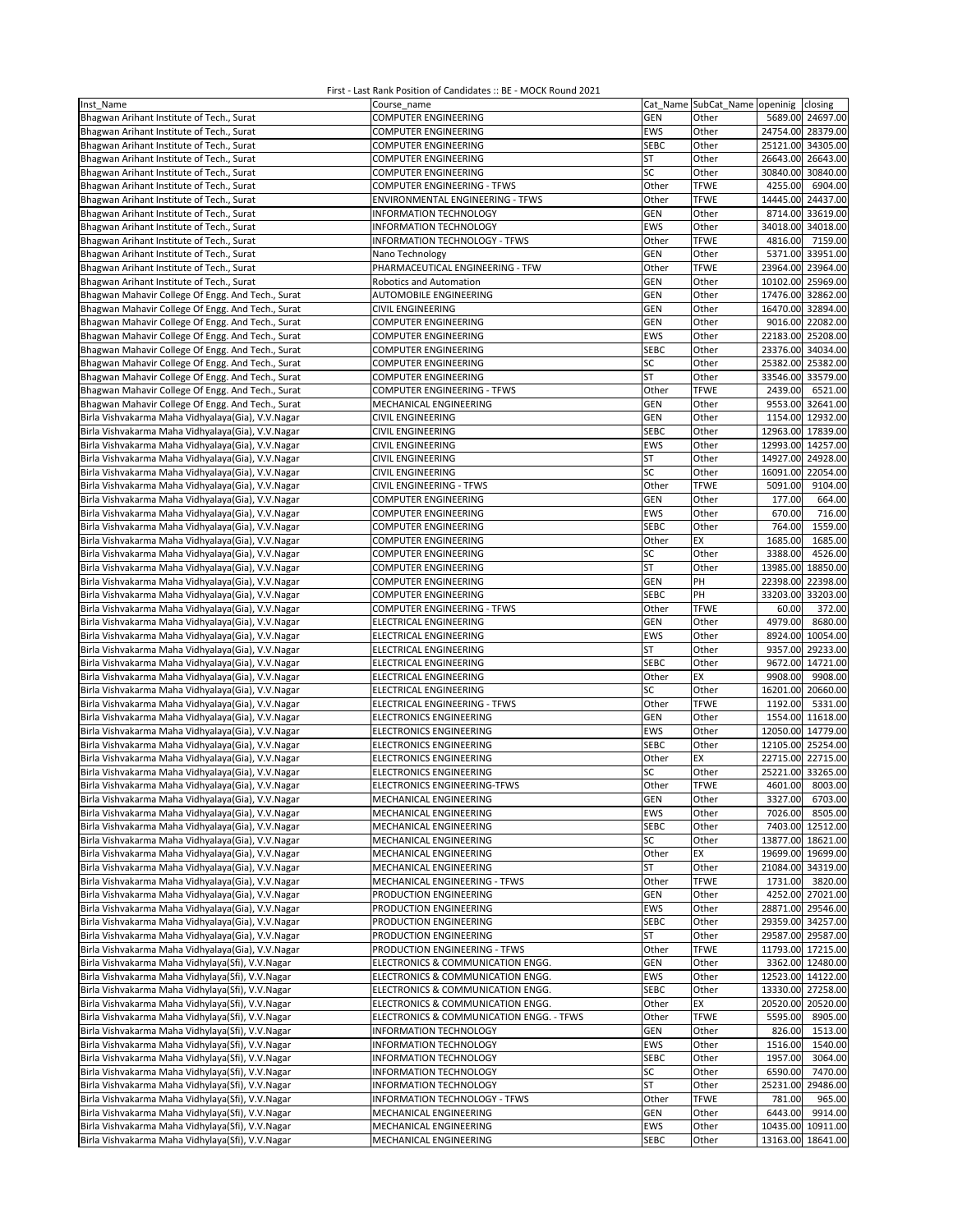First - Last Rank Position of Candidates :: BE - MOCK Round 2021

| Inst_Name | Course_name | Cat_Name | SubCat_Name | openinig | closing |
|---|---|---|---|---|---|
| Bhagwan Arihant Institute of Tech., Surat | COMPUTER ENGINEERING | GEN | Other | 5689.00 | 24697.00 |
| Bhagwan Arihant Institute of Tech., Surat | COMPUTER ENGINEERING | EWS | Other | 24754.00 | 28379.00 |
| Bhagwan Arihant Institute of Tech., Surat | COMPUTER ENGINEERING | SEBC | Other | 25121.00 | 34305.00 |
| Bhagwan Arihant Institute of Tech., Surat | COMPUTER ENGINEERING | ST | Other | 26643.00 | 26643.00 |
| Bhagwan Arihant Institute of Tech., Surat | COMPUTER ENGINEERING | SC | Other | 30840.00 | 30840.00 |
| Bhagwan Arihant Institute of Tech., Surat | COMPUTER ENGINEERING - TFWS | Other | TFWE | 4255.00 | 6904.00 |
| Bhagwan Arihant Institute of Tech., Surat | ENVIRONMENTAL ENGINEERING - TFWS | Other | TFWE | 14445.00 | 24437.00 |
| Bhagwan Arihant Institute of Tech., Surat | INFORMATION TECHNOLOGY | GEN | Other | 8714.00 | 33619.00 |
| Bhagwan Arihant Institute of Tech., Surat | INFORMATION TECHNOLOGY | EWS | Other | 34018.00 | 34018.00 |
| Bhagwan Arihant Institute of Tech., Surat | INFORMATION TECHNOLOGY - TFWS | Other | TFWE | 4816.00 | 7159.00 |
| Bhagwan Arihant Institute of Tech., Surat | Nano Technology | GEN | Other | 5371.00 | 33951.00 |
| Bhagwan Arihant Institute of Tech., Surat | PHARMACEUTICAL ENGINEERING - TFW | Other | TFWE | 23964.00 | 23964.00 |
| Bhagwan Arihant Institute of Tech., Surat | Robotics and Automation | GEN | Other | 10102.00 | 25969.00 |
| Bhagwan Mahavir College Of Engg. And Tech., Surat | AUTOMOBILE ENGINEERING | GEN | Other | 17476.00 | 32862.00 |
| Bhagwan Mahavir College Of Engg. And Tech., Surat | CIVIL ENGINEERING | GEN | Other | 16470.00 | 32894.00 |
| Bhagwan Mahavir College Of Engg. And Tech., Surat | COMPUTER ENGINEERING | GEN | Other | 9016.00 | 22082.00 |
| Bhagwan Mahavir College Of Engg. And Tech., Surat | COMPUTER ENGINEERING | EWS | Other | 22183.00 | 25208.00 |
| Bhagwan Mahavir College Of Engg. And Tech., Surat | COMPUTER ENGINEERING | SEBC | Other | 23376.00 | 34034.00 |
| Bhagwan Mahavir College Of Engg. And Tech., Surat | COMPUTER ENGINEERING | SC | Other | 25382.00 | 25382.00 |
| Bhagwan Mahavir College Of Engg. And Tech., Surat | COMPUTER ENGINEERING | ST | Other | 33546.00 | 33579.00 |
| Bhagwan Mahavir College Of Engg. And Tech., Surat | COMPUTER ENGINEERING - TFWS | Other | TFWE | 2439.00 | 6521.00 |
| Bhagwan Mahavir College Of Engg. And Tech., Surat | MECHANICAL ENGINEERING | GEN | Other | 9553.00 | 32641.00 |
| Birla Vishvakarma Maha Vidhyalaya(Gia), V.V.Nagar | CIVIL ENGINEERING | GEN | Other | 1154.00 | 12932.00 |
| Birla Vishvakarma Maha Vidhyalaya(Gia), V.V.Nagar | CIVIL ENGINEERING | SEBC | Other | 12963.00 | 17839.00 |
| Birla Vishvakarma Maha Vidhyalaya(Gia), V.V.Nagar | CIVIL ENGINEERING | EWS | Other | 12993.00 | 14257.00 |
| Birla Vishvakarma Maha Vidhyalaya(Gia), V.V.Nagar | CIVIL ENGINEERING | ST | Other | 14927.00 | 24928.00 |
| Birla Vishvakarma Maha Vidhyalaya(Gia), V.V.Nagar | CIVIL ENGINEERING | SC | Other | 16091.00 | 22054.00 |
| Birla Vishvakarma Maha Vidhyalaya(Gia), V.V.Nagar | CIVIL ENGINEERING - TFWS | Other | TFWE | 5091.00 | 9104.00 |
| Birla Vishvakarma Maha Vidhyalaya(Gia), V.V.Nagar | COMPUTER ENGINEERING | GEN | Other | 177.00 | 664.00 |
| Birla Vishvakarma Maha Vidhyalaya(Gia), V.V.Nagar | COMPUTER ENGINEERING | EWS | Other | 670.00 | 716.00 |
| Birla Vishvakarma Maha Vidhyalaya(Gia), V.V.Nagar | COMPUTER ENGINEERING | SEBC | Other | 764.00 | 1559.00 |
| Birla Vishvakarma Maha Vidhyalaya(Gia), V.V.Nagar | COMPUTER ENGINEERING | Other | EX | 1685.00 | 1685.00 |
| Birla Vishvakarma Maha Vidhyalaya(Gia), V.V.Nagar | COMPUTER ENGINEERING | SC | Other | 3388.00 | 4526.00 |
| Birla Vishvakarma Maha Vidhyalaya(Gia), V.V.Nagar | COMPUTER ENGINEERING | ST | Other | 13985.00 | 18850.00 |
| Birla Vishvakarma Maha Vidhyalaya(Gia), V.V.Nagar | COMPUTER ENGINEERING | GEN | PH | 22398.00 | 22398.00 |
| Birla Vishvakarma Maha Vidhyalaya(Gia), V.V.Nagar | COMPUTER ENGINEERING | SEBC | PH | 33203.00 | 33203.00 |
| Birla Vishvakarma Maha Vidhyalaya(Gia), V.V.Nagar | COMPUTER ENGINEERING - TFWS | Other | TFWE | 60.00 | 372.00 |
| Birla Vishvakarma Maha Vidhyalaya(Gia), V.V.Nagar | ELECTRICAL ENGINEERING | GEN | Other | 4979.00 | 8680.00 |
| Birla Vishvakarma Maha Vidhyalaya(Gia), V.V.Nagar | ELECTRICAL ENGINEERING | EWS | Other | 8924.00 | 10054.00 |
| Birla Vishvakarma Maha Vidhyalaya(Gia), V.V.Nagar | ELECTRICAL ENGINEERING | ST | Other | 9357.00 | 29233.00 |
| Birla Vishvakarma Maha Vidhyalaya(Gia), V.V.Nagar | ELECTRICAL ENGINEERING | SEBC | Other | 9672.00 | 14721.00 |
| Birla Vishvakarma Maha Vidhyalaya(Gia), V.V.Nagar | ELECTRICAL ENGINEERING | Other | EX | 9908.00 | 9908.00 |
| Birla Vishvakarma Maha Vidhyalaya(Gia), V.V.Nagar | ELECTRICAL ENGINEERING | SC | Other | 16201.00 | 20660.00 |
| Birla Vishvakarma Maha Vidhyalaya(Gia), V.V.Nagar | ELECTRICAL ENGINEERING - TFWS | Other | TFWE | 1192.00 | 5331.00 |
| Birla Vishvakarma Maha Vidhyalaya(Gia), V.V.Nagar | ELECTRONICS ENGINEERING | GEN | Other | 1554.00 | 11618.00 |
| Birla Vishvakarma Maha Vidhyalaya(Gia), V.V.Nagar | ELECTRONICS ENGINEERING | EWS | Other | 12050.00 | 14779.00 |
| Birla Vishvakarma Maha Vidhyalaya(Gia), V.V.Nagar | ELECTRONICS ENGINEERING | SEBC | Other | 12105.00 | 25254.00 |
| Birla Vishvakarma Maha Vidhyalaya(Gia), V.V.Nagar | ELECTRONICS ENGINEERING | Other | EX | 22715.00 | 22715.00 |
| Birla Vishvakarma Maha Vidhyalaya(Gia), V.V.Nagar | ELECTRONICS ENGINEERING | SC | Other | 25221.00 | 33265.00 |
| Birla Vishvakarma Maha Vidhyalaya(Gia), V.V.Nagar | ELECTRONICS ENGINEERING-TFWS | Other | TFWE | 4601.00 | 8003.00 |
| Birla Vishvakarma Maha Vidhyalaya(Gia), V.V.Nagar | MECHANICAL ENGINEERING | GEN | Other | 3327.00 | 6703.00 |
| Birla Vishvakarma Maha Vidhyalaya(Gia), V.V.Nagar | MECHANICAL ENGINEERING | EWS | Other | 7026.00 | 8505.00 |
| Birla Vishvakarma Maha Vidhyalaya(Gia), V.V.Nagar | MECHANICAL ENGINEERING | SEBC | Other | 7403.00 | 12512.00 |
| Birla Vishvakarma Maha Vidhyalaya(Gia), V.V.Nagar | MECHANICAL ENGINEERING | SC | Other | 13877.00 | 18621.00 |
| Birla Vishvakarma Maha Vidhyalaya(Gia), V.V.Nagar | MECHANICAL ENGINEERING | Other | EX | 19699.00 | 19699.00 |
| Birla Vishvakarma Maha Vidhyalaya(Gia), V.V.Nagar | MECHANICAL ENGINEERING | ST | Other | 21084.00 | 34319.00 |
| Birla Vishvakarma Maha Vidhyalaya(Gia), V.V.Nagar | MECHANICAL ENGINEERING - TFWS | Other | TFWE | 1731.00 | 3820.00 |
| Birla Vishvakarma Maha Vidhyalaya(Gia), V.V.Nagar | PRODUCTION ENGINEERING | GEN | Other | 4252.00 | 27021.00 |
| Birla Vishvakarma Maha Vidhyalaya(Gia), V.V.Nagar | PRODUCTION ENGINEERING | EWS | Other | 28871.00 | 29546.00 |
| Birla Vishvakarma Maha Vidhyalaya(Gia), V.V.Nagar | PRODUCTION ENGINEERING | SEBC | Other | 29359.00 | 34257.00 |
| Birla Vishvakarma Maha Vidhyalaya(Gia), V.V.Nagar | PRODUCTION ENGINEERING | ST | Other | 29587.00 | 29587.00 |
| Birla Vishvakarma Maha Vidhyalaya(Gia), V.V.Nagar | PRODUCTION ENGINEERING - TFWS | Other | TFWE | 11793.00 | 17215.00 |
| Birla Vishvakarma Maha Vidhyalaya(Sfi), V.V.Nagar | ELECTRONICS & COMMUNICATION ENGG. | GEN | Other | 3362.00 | 12480.00 |
| Birla Vishvakarma Maha Vidhyalaya(Sfi), V.V.Nagar | ELECTRONICS & COMMUNICATION ENGG. | EWS | Other | 12523.00 | 14122.00 |
| Birla Vishvakarma Maha Vidhyalaya(Sfi), V.V.Nagar | ELECTRONICS & COMMUNICATION ENGG. | SEBC | Other | 13330.00 | 27258.00 |
| Birla Vishvakarma Maha Vidhyalaya(Sfi), V.V.Nagar | ELECTRONICS & COMMUNICATION ENGG. | Other | EX | 20520.00 | 20520.00 |
| Birla Vishvakarma Maha Vidhyalaya(Sfi), V.V.Nagar | ELECTRONICS & COMMUNICATION ENGG. - TFWS | Other | TFWE | 5595.00 | 8905.00 |
| Birla Vishvakarma Maha Vidhyalaya(Sfi), V.V.Nagar | INFORMATION TECHNOLOGY | GEN | Other | 826.00 | 1513.00 |
| Birla Vishvakarma Maha Vidhyalaya(Sfi), V.V.Nagar | INFORMATION TECHNOLOGY | EWS | Other | 1516.00 | 1540.00 |
| Birla Vishvakarma Maha Vidhyalaya(Sfi), V.V.Nagar | INFORMATION TECHNOLOGY | SEBC | Other | 1957.00 | 3064.00 |
| Birla Vishvakarma Maha Vidhyalaya(Sfi), V.V.Nagar | INFORMATION TECHNOLOGY | SC | Other | 6590.00 | 7470.00 |
| Birla Vishvakarma Maha Vidhyalaya(Sfi), V.V.Nagar | INFORMATION TECHNOLOGY | ST | Other | 25231.00 | 29486.00 |
| Birla Vishvakarma Maha Vidhyalaya(Sfi), V.V.Nagar | INFORMATION TECHNOLOGY - TFWS | Other | TFWE | 781.00 | 965.00 |
| Birla Vishvakarma Maha Vidhyalaya(Sfi), V.V.Nagar | MECHANICAL ENGINEERING | GEN | Other | 6443.00 | 9914.00 |
| Birla Vishvakarma Maha Vidhyalaya(Sfi), V.V.Nagar | MECHANICAL ENGINEERING | EWS | Other | 10435.00 | 10911.00 |
| Birla Vishvakarma Maha Vidhyalaya(Sfi), V.V.Nagar | MECHANICAL ENGINEERING | SEBC | Other | 13163.00 | 18641.00 |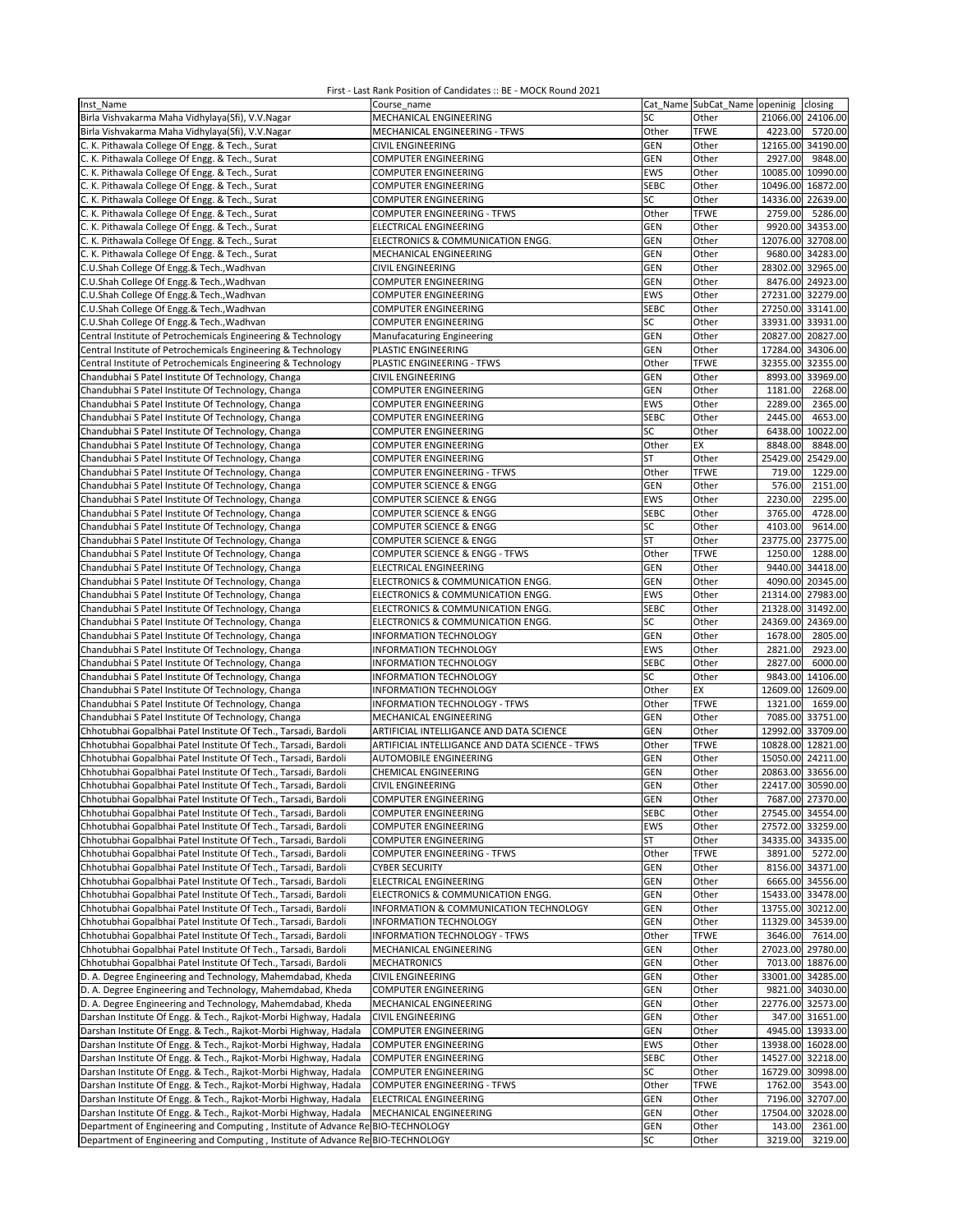First - Last Rank Position of Candidates :: BE - MOCK Round 2021

| Inst_Name | Course_name | Cat_Name | SubCat_Name | openinig | closing |
|---|---|---|---|---|---|
| Birla Vishvakarma Maha Vidhylaya(Sfi), V.V.Nagar | MECHANICAL ENGINEERING | SC | Other | 21066.00 | 24106.00 |
| Birla Vishvakarma Maha Vidhylaya(Sfi), V.V.Nagar | MECHANICAL ENGINEERING - TFWS | Other | TFWE | 4223.00 | 5720.00 |
| C. K. Pithawala College Of Engg. & Tech., Surat | CIVIL ENGINEERING | GEN | Other | 12165.00 | 34190.00 |
| C. K. Pithawala College Of Engg. & Tech., Surat | COMPUTER ENGINEERING | GEN | Other | 2927.00 | 9848.00 |
| C. K. Pithawala College Of Engg. & Tech., Surat | COMPUTER ENGINEERING | EWS | Other | 10085.00 | 10990.00 |
| C. K. Pithawala College Of Engg. & Tech., Surat | COMPUTER ENGINEERING | SEBC | Other | 10496.00 | 16872.00 |
| C. K. Pithawala College Of Engg. & Tech., Surat | COMPUTER ENGINEERING | SC | Other | 14336.00 | 22639.00 |
| C. K. Pithawala College Of Engg. & Tech., Surat | COMPUTER ENGINEERING - TFWS | Other | TFWE | 2759.00 | 5286.00 |
| C. K. Pithawala College Of Engg. & Tech., Surat | ELECTRICAL ENGINEERING | GEN | Other | 9920.00 | 34353.00 |
| C. K. Pithawala College Of Engg. & Tech., Surat | ELECTRONICS & COMMUNICATION ENGG. | GEN | Other | 12076.00 | 32708.00 |
| C. K. Pithawala College Of Engg. & Tech., Surat | MECHANICAL ENGINEERING | GEN | Other | 9680.00 | 34283.00 |
| C.U.Shah College Of Engg.& Tech.,Wadhvan | CIVIL ENGINEERING | GEN | Other | 28302.00 | 32965.00 |
| C.U.Shah College Of Engg.& Tech.,Wadhvan | COMPUTER ENGINEERING | GEN | Other | 8476.00 | 24923.00 |
| C.U.Shah College Of Engg.& Tech.,Wadhvan | COMPUTER ENGINEERING | EWS | Other | 27231.00 | 32279.00 |
| C.U.Shah College Of Engg.& Tech.,Wadhvan | COMPUTER ENGINEERING | SEBC | Other | 27250.00 | 33141.00 |
| C.U.Shah College Of Engg.& Tech.,Wadhvan | COMPUTER ENGINEERING | SC | Other | 33931.00 | 33931.00 |
| Central Institute of Petrochemicals Engineering & Technology | Manufacaturing Engineering | GEN | Other | 20827.00 | 20827.00 |
| Central Institute of Petrochemicals Engineering & Technology | PLASTIC ENGINEERING | GEN | Other | 17284.00 | 34306.00 |
| Central Institute of Petrochemicals Engineering & Technology | PLASTIC ENGINEERING - TFWS | Other | TFWE | 32355.00 | 32355.00 |
| Chandubhai S Patel Institute Of Technology, Changa | CIVIL ENGINEERING | GEN | Other | 8993.00 | 33969.00 |
| Chandubhai S Patel Institute Of Technology, Changa | COMPUTER ENGINEERING | GEN | Other | 1181.00 | 2268.00 |
| Chandubhai S Patel Institute Of Technology, Changa | COMPUTER ENGINEERING | EWS | Other | 2289.00 | 2365.00 |
| Chandubhai S Patel Institute Of Technology, Changa | COMPUTER ENGINEERING | SEBC | Other | 2445.00 | 4653.00 |
| Chandubhai S Patel Institute Of Technology, Changa | COMPUTER ENGINEERING | SC | Other | 6438.00 | 10022.00 |
| Chandubhai S Patel Institute Of Technology, Changa | COMPUTER ENGINEERING | Other | EX | 8848.00 | 8848.00 |
| Chandubhai S Patel Institute Of Technology, Changa | COMPUTER ENGINEERING | ST | Other | 25429.00 | 25429.00 |
| Chandubhai S Patel Institute Of Technology, Changa | COMPUTER ENGINEERING - TFWS | Other | TFWE | 719.00 | 1229.00 |
| Chandubhai S Patel Institute Of Technology, Changa | COMPUTER SCIENCE & ENGG | GEN | Other | 576.00 | 2151.00 |
| Chandubhai S Patel Institute Of Technology, Changa | COMPUTER SCIENCE & ENGG | EWS | Other | 2230.00 | 2295.00 |
| Chandubhai S Patel Institute Of Technology, Changa | COMPUTER SCIENCE & ENGG | SEBC | Other | 3765.00 | 4728.00 |
| Chandubhai S Patel Institute Of Technology, Changa | COMPUTER SCIENCE & ENGG | SC | Other | 4103.00 | 9614.00 |
| Chandubhai S Patel Institute Of Technology, Changa | COMPUTER SCIENCE & ENGG | ST | Other | 23775.00 | 23775.00 |
| Chandubhai S Patel Institute Of Technology, Changa | COMPUTER SCIENCE & ENGG - TFWS | Other | TFWE | 1250.00 | 1288.00 |
| Chandubhai S Patel Institute Of Technology, Changa | ELECTRICAL ENGINEERING | GEN | Other | 9440.00 | 34418.00 |
| Chandubhai S Patel Institute Of Technology, Changa | ELECTRONICS & COMMUNICATION ENGG. | GEN | Other | 4090.00 | 20345.00 |
| Chandubhai S Patel Institute Of Technology, Changa | ELECTRONICS & COMMUNICATION ENGG. | EWS | Other | 21314.00 | 27983.00 |
| Chandubhai S Patel Institute Of Technology, Changa | ELECTRONICS & COMMUNICATION ENGG. | SEBC | Other | 21328.00 | 31492.00 |
| Chandubhai S Patel Institute Of Technology, Changa | ELECTRONICS & COMMUNICATION ENGG. | SC | Other | 24369.00 | 24369.00 |
| Chandubhai S Patel Institute Of Technology, Changa | INFORMATION TECHNOLOGY | GEN | Other | 1678.00 | 2805.00 |
| Chandubhai S Patel Institute Of Technology, Changa | INFORMATION TECHNOLOGY | EWS | Other | 2821.00 | 2923.00 |
| Chandubhai S Patel Institute Of Technology, Changa | INFORMATION TECHNOLOGY | SEBC | Other | 2827.00 | 6000.00 |
| Chandubhai S Patel Institute Of Technology, Changa | INFORMATION TECHNOLOGY | SC | Other | 9843.00 | 14106.00 |
| Chandubhai S Patel Institute Of Technology, Changa | INFORMATION TECHNOLOGY | Other | EX | 12609.00 | 12609.00 |
| Chandubhai S Patel Institute Of Technology, Changa | INFORMATION TECHNOLOGY - TFWS | Other | TFWE | 1321.00 | 1659.00 |
| Chandubhai S Patel Institute Of Technology, Changa | MECHANICAL ENGINEERING | GEN | Other | 7085.00 | 33751.00 |
| Chhotubhai Gopalbhai Patel Institute Of Tech., Tarsadi, Bardoli | ARTIFICIAL INTELLIGANCE AND DATA SCIENCE | GEN | Other | 12992.00 | 33709.00 |
| Chhotubhai Gopalbhai Patel Institute Of Tech., Tarsadi, Bardoli | ARTIFICIAL INTELLIGANCE AND DATA SCIENCE - TFWS | Other | TFWE | 10828.00 | 12821.00 |
| Chhotubhai Gopalbhai Patel Institute Of Tech., Tarsadi, Bardoli | AUTOMOBILE ENGINEERING | GEN | Other | 15050.00 | 24211.00 |
| Chhotubhai Gopalbhai Patel Institute Of Tech., Tarsadi, Bardoli | CHEMICAL ENGINEERING | GEN | Other | 20863.00 | 33656.00 |
| Chhotubhai Gopalbhai Patel Institute Of Tech., Tarsadi, Bardoli | CIVIL ENGINEERING | GEN | Other | 22417.00 | 30590.00 |
| Chhotubhai Gopalbhai Patel Institute Of Tech., Tarsadi, Bardoli | COMPUTER ENGINEERING | GEN | Other | 7687.00 | 27370.00 |
| Chhotubhai Gopalbhai Patel Institute Of Tech., Tarsadi, Bardoli | COMPUTER ENGINEERING | SEBC | Other | 27545.00 | 34554.00 |
| Chhotubhai Gopalbhai Patel Institute Of Tech., Tarsadi, Bardoli | COMPUTER ENGINEERING | EWS | Other | 27572.00 | 33259.00 |
| Chhotubhai Gopalbhai Patel Institute Of Tech., Tarsadi, Bardoli | COMPUTER ENGINEERING | ST | Other | 34335.00 | 34335.00 |
| Chhotubhai Gopalbhai Patel Institute Of Tech., Tarsadi, Bardoli | COMPUTER ENGINEERING - TFWS | Other | TFWE | 3891.00 | 5272.00 |
| Chhotubhai Gopalbhai Patel Institute Of Tech., Tarsadi, Bardoli | CYBER SECURITY | GEN | Other | 8156.00 | 34371.00 |
| Chhotubhai Gopalbhai Patel Institute Of Tech., Tarsadi, Bardoli | ELECTRICAL ENGINEERING | GEN | Other | 6665.00 | 34556.00 |
| Chhotubhai Gopalbhai Patel Institute Of Tech., Tarsadi, Bardoli | ELECTRONICS & COMMUNICATION ENGG. | GEN | Other | 15433.00 | 33478.00 |
| Chhotubhai Gopalbhai Patel Institute Of Tech., Tarsadi, Bardoli | INFORMATION & COMMUNICATION TECHNOLOGY | GEN | Other | 13755.00 | 30212.00 |
| Chhotubhai Gopalbhai Patel Institute Of Tech., Tarsadi, Bardoli | INFORMATION TECHNOLOGY | GEN | Other | 11329.00 | 34539.00 |
| Chhotubhai Gopalbhai Patel Institute Of Tech., Tarsadi, Bardoli | INFORMATION TECHNOLOGY - TFWS | Other | TFWE | 3646.00 | 7614.00 |
| Chhotubhai Gopalbhai Patel Institute Of Tech., Tarsadi, Bardoli | MECHANICAL ENGINEERING | GEN | Other | 27023.00 | 29780.00 |
| Chhotubhai Gopalbhai Patel Institute Of Tech., Tarsadi, Bardoli | MECHATRONICS | GEN | Other | 7013.00 | 18876.00 |
| D. A. Degree Engineering and Technology, Mahemdabad, Kheda | CIVIL ENGINEERING | GEN | Other | 33001.00 | 34285.00 |
| D. A. Degree Engineering and Technology, Mahemdabad, Kheda | COMPUTER ENGINEERING | GEN | Other | 9821.00 | 34030.00 |
| D. A. Degree Engineering and Technology, Mahemdabad, Kheda | MECHANICAL ENGINEERING | GEN | Other | 22776.00 | 32573.00 |
| Darshan Institute Of Engg. & Tech., Rajkot-Morbi Highway, Hadala | CIVIL ENGINEERING | GEN | Other | 347.00 | 31651.00 |
| Darshan Institute Of Engg. & Tech., Rajkot-Morbi Highway, Hadala | COMPUTER ENGINEERING | GEN | Other | 4945.00 | 13933.00 |
| Darshan Institute Of Engg. & Tech., Rajkot-Morbi Highway, Hadala | COMPUTER ENGINEERING | EWS | Other | 13938.00 | 16028.00 |
| Darshan Institute Of Engg. & Tech., Rajkot-Morbi Highway, Hadala | COMPUTER ENGINEERING | SEBC | Other | 14527.00 | 32218.00 |
| Darshan Institute Of Engg. & Tech., Rajkot-Morbi Highway, Hadala | COMPUTER ENGINEERING | SC | Other | 16729.00 | 30998.00 |
| Darshan Institute Of Engg. & Tech., Rajkot-Morbi Highway, Hadala | COMPUTER ENGINEERING - TFWS | Other | TFWE | 1762.00 | 3543.00 |
| Darshan Institute Of Engg. & Tech., Rajkot-Morbi Highway, Hadala | ELECTRICAL ENGINEERING | GEN | Other | 7196.00 | 32707.00 |
| Darshan Institute Of Engg. & Tech., Rajkot-Morbi Highway, Hadala | MECHANICAL ENGINEERING | GEN | Other | 17504.00 | 32028.00 |
| Department of Engineering and Computing , Institute of Advance Re | BIO-TECHNOLOGY | GEN | Other | 143.00 | 2361.00 |
| Department of Engineering and Computing , Institute of Advance Re | BIO-TECHNOLOGY | SC | Other | 3219.00 | 3219.00 |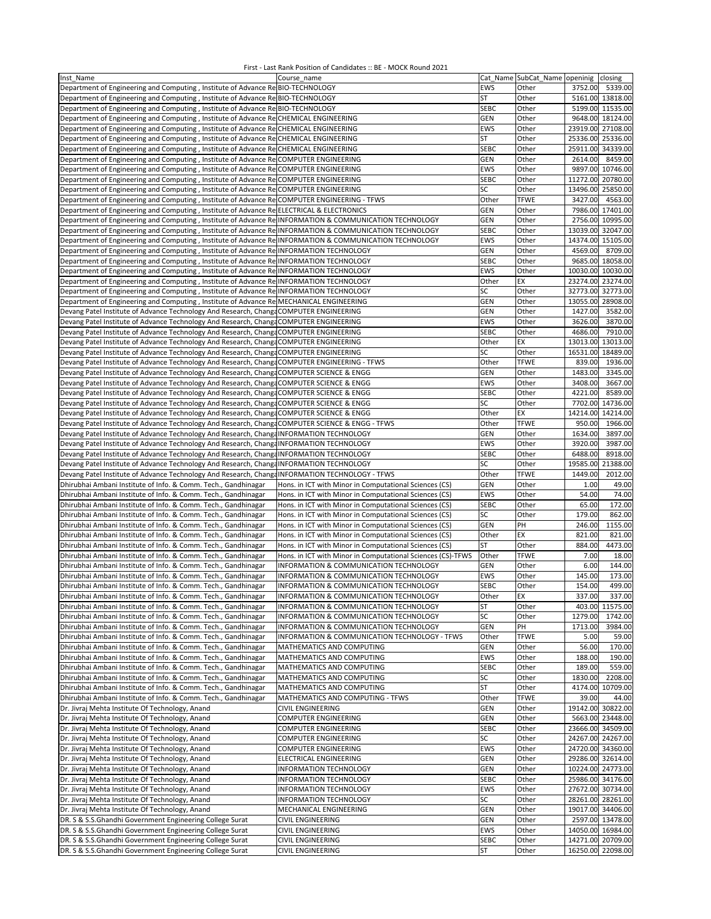First - Last Rank Position of Candidates :: BE - MOCK Round 2021

| Inst_Name | Course_name | Cat_Name | SubCat_Name | openinig | closing |
|---|---|---|---|---|---|
| Department of Engineering and Computing , Institute of Advance Re | BIO-TECHNOLOGY | EWS | Other | 3752.00 | 5339.00 |
| Department of Engineering and Computing , Institute of Advance Re | BIO-TECHNOLOGY | ST | Other | 5161.00 | 13818.00 |
| Department of Engineering and Computing , Institute of Advance Re | BIO-TECHNOLOGY | SEBC | Other | 5199.00 | 11535.00 |
| Department of Engineering and Computing , Institute of Advance Re | CHEMICAL ENGINEERING | GEN | Other | 9648.00 | 18124.00 |
| Department of Engineering and Computing , Institute of Advance Re | CHEMICAL ENGINEERING | EWS | Other | 23919.00 | 27108.00 |
| Department of Engineering and Computing , Institute of Advance Re | CHEMICAL ENGINEERING | ST | Other | 25336.00 | 25336.00 |
| Department of Engineering and Computing , Institute of Advance Re | CHEMICAL ENGINEERING | SEBC | Other | 25911.00 | 34339.00 |
| Department of Engineering and Computing , Institute of Advance Re | COMPUTER ENGINEERING | GEN | Other | 2614.00 | 8459.00 |
| Department of Engineering and Computing , Institute of Advance Re | COMPUTER ENGINEERING | EWS | Other | 9897.00 | 10746.00 |
| Department of Engineering and Computing , Institute of Advance Re | COMPUTER ENGINEERING | SEBC | Other | 11272.00 | 20780.00 |
| Department of Engineering and Computing , Institute of Advance Re | COMPUTER ENGINEERING | SC | Other | 13496.00 | 25850.00 |
| Department of Engineering and Computing , Institute of Advance Re | COMPUTER ENGINEERING - TFWS | Other | TFWE | 3427.00 | 4563.00 |
| Department of Engineering and Computing , Institute of Advance Re | ELECTRICAL & ELECTRONICS | GEN | Other | 7986.00 | 17401.00 |
| Department of Engineering and Computing , Institute of Advance Re | INFORMATION & COMMUNICATION TECHNOLOGY | GEN | Other | 2756.00 | 10995.00 |
| Department of Engineering and Computing , Institute of Advance Re | INFORMATION & COMMUNICATION TECHNOLOGY | SEBC | Other | 13039.00 | 32047.00 |
| Department of Engineering and Computing , Institute of Advance Re | INFORMATION & COMMUNICATION TECHNOLOGY | EWS | Other | 14374.00 | 15105.00 |
| Department of Engineering and Computing , Institute of Advance Re | INFORMATION TECHNOLOGY | GEN | Other | 4569.00 | 8709.00 |
| Department of Engineering and Computing , Institute of Advance Re | INFORMATION TECHNOLOGY | SEBC | Other | 9685.00 | 18058.00 |
| Department of Engineering and Computing , Institute of Advance Re | INFORMATION TECHNOLOGY | EWS | Other | 10030.00 | 10030.00 |
| Department of Engineering and Computing , Institute of Advance Re | INFORMATION TECHNOLOGY | Other | EX | 23274.00 | 23274.00 |
| Department of Engineering and Computing , Institute of Advance Re | INFORMATION TECHNOLOGY | SC | Other | 32773.00 | 32773.00 |
| Department of Engineering and Computing , Institute of Advance Re | MECHANICAL ENGINEERING | GEN | Other | 13055.00 | 28908.00 |
| Devang Patel Institute of Advance Technology And Research, Changa | COMPUTER ENGINEERING | GEN | Other | 1427.00 | 3582.00 |
| Devang Patel Institute of Advance Technology And Research, Changa | COMPUTER ENGINEERING | EWS | Other | 3626.00 | 3870.00 |
| Devang Patel Institute of Advance Technology And Research, Changa | COMPUTER ENGINEERING | SEBC | Other | 4686.00 | 7910.00 |
| Devang Patel Institute of Advance Technology And Research, Changa | COMPUTER ENGINEERING | Other | EX | 13013.00 | 13013.00 |
| Devang Patel Institute of Advance Technology And Research, Changa | COMPUTER ENGINEERING | SC | Other | 16531.00 | 18489.00 |
| Devang Patel Institute of Advance Technology And Research, Changa | COMPUTER ENGINEERING - TFWS | Other | TFWE | 839.00 | 1936.00 |
| Devang Patel Institute of Advance Technology And Research, Changa | COMPUTER SCIENCE & ENGG | GEN | Other | 1483.00 | 3345.00 |
| Devang Patel Institute of Advance Technology And Research, Changa | COMPUTER SCIENCE & ENGG | EWS | Other | 3408.00 | 3667.00 |
| Devang Patel Institute of Advance Technology And Research, Changa | COMPUTER SCIENCE & ENGG | SEBC | Other | 4221.00 | 8589.00 |
| Devang Patel Institute of Advance Technology And Research, Changa | COMPUTER SCIENCE & ENGG | SC | Other | 7702.00 | 14736.00 |
| Devang Patel Institute of Advance Technology And Research, Changa | COMPUTER SCIENCE & ENGG | Other | EX | 14214.00 | 14214.00 |
| Devang Patel Institute of Advance Technology And Research, Changa | COMPUTER SCIENCE & ENGG - TFWS | Other | TFWE | 950.00 | 1966.00 |
| Devang Patel Institute of Advance Technology And Research, Changa | INFORMATION TECHNOLOGY | GEN | Other | 1634.00 | 3897.00 |
| Devang Patel Institute of Advance Technology And Research, Changa | INFORMATION TECHNOLOGY | EWS | Other | 3920.00 | 3987.00 |
| Devang Patel Institute of Advance Technology And Research, Changa | INFORMATION TECHNOLOGY | SEBC | Other | 6488.00 | 8918.00 |
| Devang Patel Institute of Advance Technology And Research, Changa | INFORMATION TECHNOLOGY | SC | Other | 19585.00 | 21388.00 |
| Devang Patel Institute of Advance Technology And Research, Changa | INFORMATION TECHNOLOGY - TFWS | Other | TFWE | 1449.00 | 2012.00 |
| Dhirubhai Ambani Institute of Info. & Comm. Tech., Gandhinagar | Hons. in ICT with Minor in Computational Sciences (CS) | GEN | Other | 1.00 | 49.00 |
| Dhirubhai Ambani Institute of Info. & Comm. Tech., Gandhinagar | Hons. in ICT with Minor in Computational Sciences (CS) | EWS | Other | 54.00 | 74.00 |
| Dhirubhai Ambani Institute of Info. & Comm. Tech., Gandhinagar | Hons. in ICT with Minor in Computational Sciences (CS) | SEBC | Other | 65.00 | 172.00 |
| Dhirubhai Ambani Institute of Info. & Comm. Tech., Gandhinagar | Hons. in ICT with Minor in Computational Sciences (CS) | SC | Other | 179.00 | 862.00 |
| Dhirubhai Ambani Institute of Info. & Comm. Tech., Gandhinagar | Hons. in ICT with Minor in Computational Sciences (CS) | GEN | PH | 246.00 | 1155.00 |
| Dhirubhai Ambani Institute of Info. & Comm. Tech., Gandhinagar | Hons. in ICT with Minor in Computational Sciences (CS) | Other | EX | 821.00 | 821.00 |
| Dhirubhai Ambani Institute of Info. & Comm. Tech., Gandhinagar | Hons. in ICT with Minor in Computational Sciences (CS) | ST | Other | 884.00 | 4473.00 |
| Dhirubhai Ambani Institute of Info. & Comm. Tech., Gandhinagar | Hons. in ICT with Minor in Computational Sciences (CS)-TFWS | Other | TFWE | 7.00 | 18.00 |
| Dhirubhai Ambani Institute of Info. & Comm. Tech., Gandhinagar | INFORMATION & COMMUNICATION TECHNOLOGY | GEN | Other | 6.00 | 144.00 |
| Dhirubhai Ambani Institute of Info. & Comm. Tech., Gandhinagar | INFORMATION & COMMUNICATION TECHNOLOGY | EWS | Other | 145.00 | 173.00 |
| Dhirubhai Ambani Institute of Info. & Comm. Tech., Gandhinagar | INFORMATION & COMMUNICATION TECHNOLOGY | SEBC | Other | 154.00 | 499.00 |
| Dhirubhai Ambani Institute of Info. & Comm. Tech., Gandhinagar | INFORMATION & COMMUNICATION TECHNOLOGY | Other | EX | 337.00 | 337.00 |
| Dhirubhai Ambani Institute of Info. & Comm. Tech., Gandhinagar | INFORMATION & COMMUNICATION TECHNOLOGY | ST | Other | 403.00 | 11575.00 |
| Dhirubhai Ambani Institute of Info. & Comm. Tech., Gandhinagar | INFORMATION & COMMUNICATION TECHNOLOGY | SC | Other | 1279.00 | 1742.00 |
| Dhirubhai Ambani Institute of Info. & Comm. Tech., Gandhinagar | INFORMATION & COMMUNICATION TECHNOLOGY | GEN | PH | 1713.00 | 3984.00 |
| Dhirubhai Ambani Institute of Info. & Comm. Tech., Gandhinagar | INFORMATION & COMMUNICATION TECHNOLOGY - TFWS | Other | TFWE | 5.00 | 59.00 |
| Dhirubhai Ambani Institute of Info. & Comm. Tech., Gandhinagar | MATHEMATICS AND COMPUTING | GEN | Other | 56.00 | 170.00 |
| Dhirubhai Ambani Institute of Info. & Comm. Tech., Gandhinagar | MATHEMATICS AND COMPUTING | EWS | Other | 188.00 | 190.00 |
| Dhirubhai Ambani Institute of Info. & Comm. Tech., Gandhinagar | MATHEMATICS AND COMPUTING | SEBC | Other | 189.00 | 559.00 |
| Dhirubhai Ambani Institute of Info. & Comm. Tech., Gandhinagar | MATHEMATICS AND COMPUTING | SC | Other | 1830.00 | 2208.00 |
| Dhirubhai Ambani Institute of Info. & Comm. Tech., Gandhinagar | MATHEMATICS AND COMPUTING | ST | Other | 4174.00 | 10709.00 |
| Dhirubhai Ambani Institute of Info. & Comm. Tech., Gandhinagar | MATHEMATICS AND COMPUTING - TFWS | Other | TFWE | 39.00 | 44.00 |
| Dr. Jivraj Mehta Institute Of Technology, Anand | CIVIL ENGINEERING | GEN | Other | 19142.00 | 30822.00 |
| Dr. Jivraj Mehta Institute Of Technology, Anand | COMPUTER ENGINEERING | GEN | Other | 5663.00 | 23448.00 |
| Dr. Jivraj Mehta Institute Of Technology, Anand | COMPUTER ENGINEERING | SEBC | Other | 23666.00 | 34509.00 |
| Dr. Jivraj Mehta Institute Of Technology, Anand | COMPUTER ENGINEERING | SC | Other | 24267.00 | 24267.00 |
| Dr. Jivraj Mehta Institute Of Technology, Anand | COMPUTER ENGINEERING | EWS | Other | 24720.00 | 34360.00 |
| Dr. Jivraj Mehta Institute Of Technology, Anand | ELECTRICAL ENGINEERING | GEN | Other | 29286.00 | 32614.00 |
| Dr. Jivraj Mehta Institute Of Technology, Anand | INFORMATION TECHNOLOGY | GEN | Other | 10224.00 | 24773.00 |
| Dr. Jivraj Mehta Institute Of Technology, Anand | INFORMATION TECHNOLOGY | SEBC | Other | 25986.00 | 34176.00 |
| Dr. Jivraj Mehta Institute Of Technology, Anand | INFORMATION TECHNOLOGY | EWS | Other | 27672.00 | 30734.00 |
| Dr. Jivraj Mehta Institute Of Technology, Anand | INFORMATION TECHNOLOGY | SC | Other | 28261.00 | 28261.00 |
| Dr. Jivraj Mehta Institute Of Technology, Anand | MECHANICAL ENGINEERING | GEN | Other | 19017.00 | 34406.00 |
| DR. S & S.S.Ghandhi Government Engineering College Surat | CIVIL ENGINEERING | GEN | Other | 2597.00 | 13478.00 |
| DR. S & S.S.Ghandhi Government Engineering College Surat | CIVIL ENGINEERING | EWS | Other | 14050.00 | 16984.00 |
| DR. S & S.S.Ghandhi Government Engineering College Surat | CIVIL ENGINEERING | SEBC | Other | 14271.00 | 20709.00 |
| DR. S & S.S.Ghandhi Government Engineering College Surat | CIVIL ENGINEERING | ST | Other | 16250.00 | 22098.00 |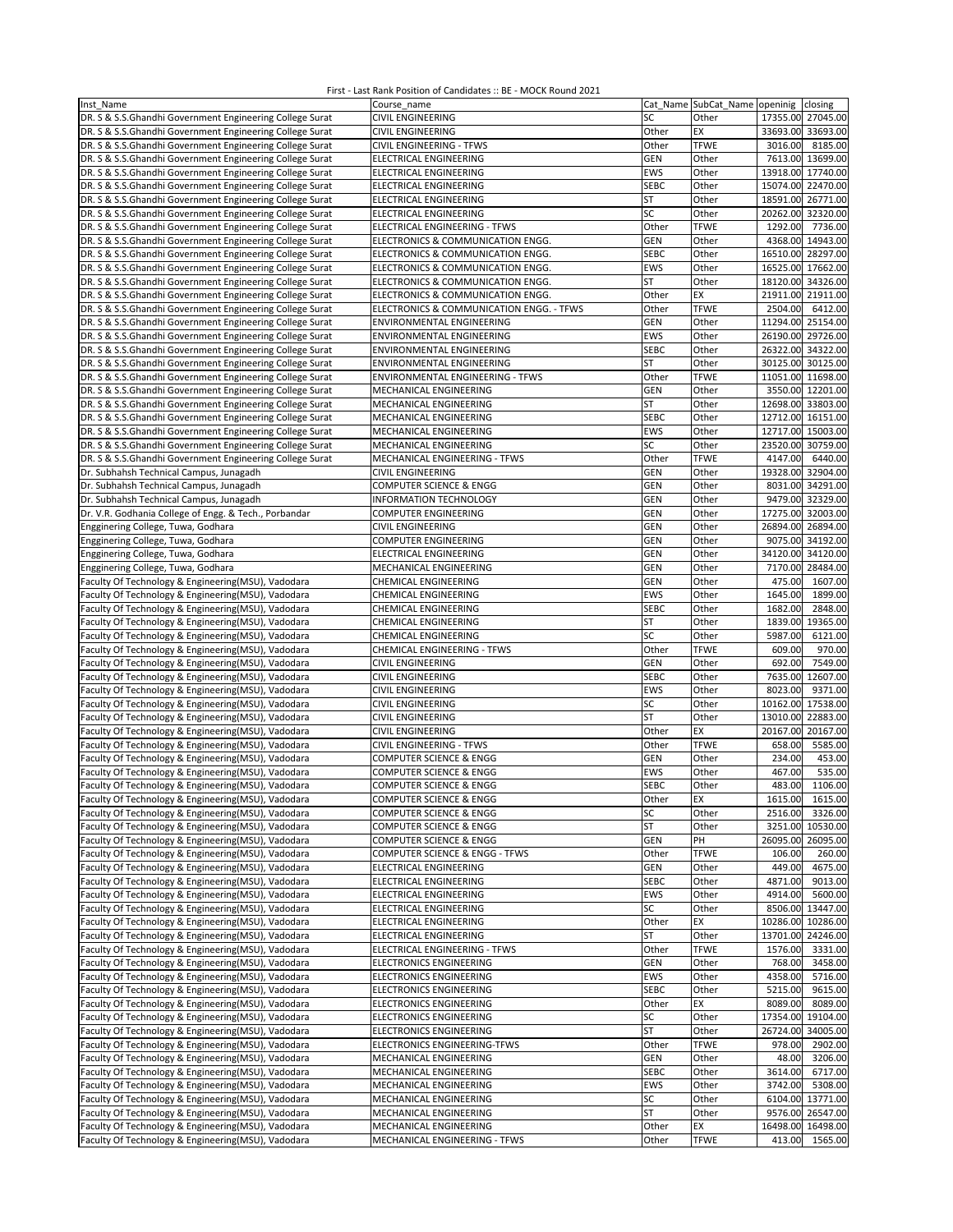First - Last Rank Position of Candidates :: BE - MOCK Round 2021

| Inst_Name | Course_name | Cat_Name | SubCat_Name | openinig | closing |
|---|---|---|---|---|---|
| DR. S & S.S.Ghandhi Government Engineering College Surat | CIVIL ENGINEERING | SC | Other | 17355.00 | 27045.00 |
| DR. S & S.S.Ghandhi Government Engineering College Surat | CIVIL ENGINEERING | Other | EX | 33693.00 | 33693.00 |
| DR. S & S.S.Ghandhi Government Engineering College Surat | CIVIL ENGINEERING - TFWS | Other | TFWE | 3016.00 | 8185.00 |
| DR. S & S.S.Ghandhi Government Engineering College Surat | ELECTRICAL ENGINEERING | GEN | Other | 7613.00 | 13699.00 |
| DR. S & S.S.Ghandhi Government Engineering College Surat | ELECTRICAL ENGINEERING | EWS | Other | 13918.00 | 17740.00 |
| DR. S & S.S.Ghandhi Government Engineering College Surat | ELECTRICAL ENGINEERING | SEBC | Other | 15074.00 | 22470.00 |
| DR. S & S.S.Ghandhi Government Engineering College Surat | ELECTRICAL ENGINEERING | ST | Other | 18591.00 | 26771.00 |
| DR. S & S.S.Ghandhi Government Engineering College Surat | ELECTRICAL ENGINEERING | SC | Other | 20262.00 | 32320.00 |
| DR. S & S.S.Ghandhi Government Engineering College Surat | ELECTRICAL ENGINEERING - TFWS | Other | TFWE | 1292.00 | 7736.00 |
| DR. S & S.S.Ghandhi Government Engineering College Surat | ELECTRONICS & COMMUNICATION ENGG. | GEN | Other | 4368.00 | 14943.00 |
| DR. S & S.S.Ghandhi Government Engineering College Surat | ELECTRONICS & COMMUNICATION ENGG. | SEBC | Other | 16510.00 | 28297.00 |
| DR. S & S.S.Ghandhi Government Engineering College Surat | ELECTRONICS & COMMUNICATION ENGG. | EWS | Other | 16525.00 | 17662.00 |
| DR. S & S.S.Ghandhi Government Engineering College Surat | ELECTRONICS & COMMUNICATION ENGG. | ST | Other | 18120.00 | 34326.00 |
| DR. S & S.S.Ghandhi Government Engineering College Surat | ELECTRONICS & COMMUNICATION ENGG. | Other | EX | 21911.00 | 21911.00 |
| DR. S & S.S.Ghandhi Government Engineering College Surat | ELECTRONICS & COMMUNICATION ENGG. - TFWS | Other | TFWE | 2504.00 | 6412.00 |
| DR. S & S.S.Ghandhi Government Engineering College Surat | ENVIRONMENTAL ENGINEERING | GEN | Other | 11294.00 | 25154.00 |
| DR. S & S.S.Ghandhi Government Engineering College Surat | ENVIRONMENTAL ENGINEERING | EWS | Other | 26190.00 | 29726.00 |
| DR. S & S.S.Ghandhi Government Engineering College Surat | ENVIRONMENTAL ENGINEERING | SEBC | Other | 26322.00 | 34322.00 |
| DR. S & S.S.Ghandhi Government Engineering College Surat | ENVIRONMENTAL ENGINEERING | ST | Other | 30125.00 | 30125.00 |
| DR. S & S.S.Ghandhi Government Engineering College Surat | ENVIRONMENTAL ENGINEERING - TFWS | Other | TFWE | 11051.00 | 11698.00 |
| DR. S & S.S.Ghandhi Government Engineering College Surat | MECHANICAL ENGINEERING | GEN | Other | 3550.00 | 12201.00 |
| DR. S & S.S.Ghandhi Government Engineering College Surat | MECHANICAL ENGINEERING | ST | Other | 12698.00 | 33803.00 |
| DR. S & S.S.Ghandhi Government Engineering College Surat | MECHANICAL ENGINEERING | SEBC | Other | 12712.00 | 16151.00 |
| DR. S & S.S.Ghandhi Government Engineering College Surat | MECHANICAL ENGINEERING | EWS | Other | 12717.00 | 15003.00 |
| DR. S & S.S.Ghandhi Government Engineering College Surat | MECHANICAL ENGINEERING | SC | Other | 23520.00 | 30759.00 |
| DR. S & S.S.Ghandhi Government Engineering College Surat | MECHANICAL ENGINEERING - TFWS | Other | TFWE | 4147.00 | 6440.00 |
| Dr. Subhahsh Technical Campus, Junagadh | CIVIL ENGINEERING | GEN | Other | 19328.00 | 32904.00 |
| Dr. Subhahsh Technical Campus, Junagadh | COMPUTER SCIENCE & ENGG | GEN | Other | 8031.00 | 34291.00 |
| Dr. Subhahsh Technical Campus, Junagadh | INFORMATION TECHNOLOGY | GEN | Other | 9479.00 | 32329.00 |
| Dr. V.R. Godhania College of Engg. & Tech., Porbandar | COMPUTER ENGINEERING | GEN | Other | 17275.00 | 32003.00 |
| Engginering College, Tuwa, Godhara | CIVIL ENGINEERING | GEN | Other | 26894.00 | 26894.00 |
| Engginering College, Tuwa, Godhara | COMPUTER ENGINEERING | GEN | Other | 9075.00 | 34192.00 |
| Engginering College, Tuwa, Godhara | ELECTRICAL ENGINEERING | GEN | Other | 34120.00 | 34120.00 |
| Engginering College, Tuwa, Godhara | MECHANICAL ENGINEERING | GEN | Other | 7170.00 | 28484.00 |
| Faculty Of Technology & Engineering(MSU), Vadodara | CHEMICAL ENGINEERING | GEN | Other | 475.00 | 1607.00 |
| Faculty Of Technology & Engineering(MSU), Vadodara | CHEMICAL ENGINEERING | EWS | Other | 1645.00 | 1899.00 |
| Faculty Of Technology & Engineering(MSU), Vadodara | CHEMICAL ENGINEERING | SEBC | Other | 1682.00 | 2848.00 |
| Faculty Of Technology & Engineering(MSU), Vadodara | CHEMICAL ENGINEERING | ST | Other | 1839.00 | 19365.00 |
| Faculty Of Technology & Engineering(MSU), Vadodara | CHEMICAL ENGINEERING | SC | Other | 5987.00 | 6121.00 |
| Faculty Of Technology & Engineering(MSU), Vadodara | CHEMICAL ENGINEERING - TFWS | Other | TFWE | 609.00 | 970.00 |
| Faculty Of Technology & Engineering(MSU), Vadodara | CIVIL ENGINEERING | GEN | Other | 692.00 | 7549.00 |
| Faculty Of Technology & Engineering(MSU), Vadodara | CIVIL ENGINEERING | SEBC | Other | 7635.00 | 12607.00 |
| Faculty Of Technology & Engineering(MSU), Vadodara | CIVIL ENGINEERING | EWS | Other | 8023.00 | 9371.00 |
| Faculty Of Technology & Engineering(MSU), Vadodara | CIVIL ENGINEERING | SC | Other | 10162.00 | 17538.00 |
| Faculty Of Technology & Engineering(MSU), Vadodara | CIVIL ENGINEERING | ST | Other | 13010.00 | 22883.00 |
| Faculty Of Technology & Engineering(MSU), Vadodara | CIVIL ENGINEERING | Other | EX | 20167.00 | 20167.00 |
| Faculty Of Technology & Engineering(MSU), Vadodara | CIVIL ENGINEERING - TFWS | Other | TFWE | 658.00 | 5585.00 |
| Faculty Of Technology & Engineering(MSU), Vadodara | COMPUTER SCIENCE & ENGG | GEN | Other | 234.00 | 453.00 |
| Faculty Of Technology & Engineering(MSU), Vadodara | COMPUTER SCIENCE & ENGG | EWS | Other | 467.00 | 535.00 |
| Faculty Of Technology & Engineering(MSU), Vadodara | COMPUTER SCIENCE & ENGG | SEBC | Other | 483.00 | 1106.00 |
| Faculty Of Technology & Engineering(MSU), Vadodara | COMPUTER SCIENCE & ENGG | Other | EX | 1615.00 | 1615.00 |
| Faculty Of Technology & Engineering(MSU), Vadodara | COMPUTER SCIENCE & ENGG | SC | Other | 2516.00 | 3326.00 |
| Faculty Of Technology & Engineering(MSU), Vadodara | COMPUTER SCIENCE & ENGG | ST | Other | 3251.00 | 10530.00 |
| Faculty Of Technology & Engineering(MSU), Vadodara | COMPUTER SCIENCE & ENGG | GEN | PH | 26095.00 | 26095.00 |
| Faculty Of Technology & Engineering(MSU), Vadodara | COMPUTER SCIENCE & ENGG - TFWS | Other | TFWE | 106.00 | 260.00 |
| Faculty Of Technology & Engineering(MSU), Vadodara | ELECTRICAL ENGINEERING | GEN | Other | 449.00 | 4675.00 |
| Faculty Of Technology & Engineering(MSU), Vadodara | ELECTRICAL ENGINEERING | SEBC | Other | 4871.00 | 9013.00 |
| Faculty Of Technology & Engineering(MSU), Vadodara | ELECTRICAL ENGINEERING | EWS | Other | 4914.00 | 5600.00 |
| Faculty Of Technology & Engineering(MSU), Vadodara | ELECTRICAL ENGINEERING | SC | Other | 8506.00 | 13447.00 |
| Faculty Of Technology & Engineering(MSU), Vadodara | ELECTRICAL ENGINEERING | Other | EX | 10286.00 | 10286.00 |
| Faculty Of Technology & Engineering(MSU), Vadodara | ELECTRICAL ENGINEERING | ST | Other | 13701.00 | 24246.00 |
| Faculty Of Technology & Engineering(MSU), Vadodara | ELECTRICAL ENGINEERING - TFWS | Other | TFWE | 1576.00 | 3331.00 |
| Faculty Of Technology & Engineering(MSU), Vadodara | ELECTRONICS ENGINEERING | GEN | Other | 768.00 | 3458.00 |
| Faculty Of Technology & Engineering(MSU), Vadodara | ELECTRONICS ENGINEERING | EWS | Other | 4358.00 | 5716.00 |
| Faculty Of Technology & Engineering(MSU), Vadodara | ELECTRONICS ENGINEERING | SEBC | Other | 5215.00 | 9615.00 |
| Faculty Of Technology & Engineering(MSU), Vadodara | ELECTRONICS ENGINEERING | Other | EX | 8089.00 | 8089.00 |
| Faculty Of Technology & Engineering(MSU), Vadodara | ELECTRONICS ENGINEERING | SC | Other | 17354.00 | 19104.00 |
| Faculty Of Technology & Engineering(MSU), Vadodara | ELECTRONICS ENGINEERING | ST | Other | 26724.00 | 34005.00 |
| Faculty Of Technology & Engineering(MSU), Vadodara | ELECTRONICS ENGINEERING-TFWS | Other | TFWE | 978.00 | 2902.00 |
| Faculty Of Technology & Engineering(MSU), Vadodara | MECHANICAL ENGINEERING | GEN | Other | 48.00 | 3206.00 |
| Faculty Of Technology & Engineering(MSU), Vadodara | MECHANICAL ENGINEERING | SEBC | Other | 3614.00 | 6717.00 |
| Faculty Of Technology & Engineering(MSU), Vadodara | MECHANICAL ENGINEERING | EWS | Other | 3742.00 | 5308.00 |
| Faculty Of Technology & Engineering(MSU), Vadodara | MECHANICAL ENGINEERING | SC | Other | 6104.00 | 13771.00 |
| Faculty Of Technology & Engineering(MSU), Vadodara | MECHANICAL ENGINEERING | ST | Other | 9576.00 | 26547.00 |
| Faculty Of Technology & Engineering(MSU), Vadodara | MECHANICAL ENGINEERING | Other | EX | 16498.00 | 16498.00 |
| Faculty Of Technology & Engineering(MSU), Vadodara | MECHANICAL ENGINEERING - TFWS | Other | TFWE | 413.00 | 1565.00 |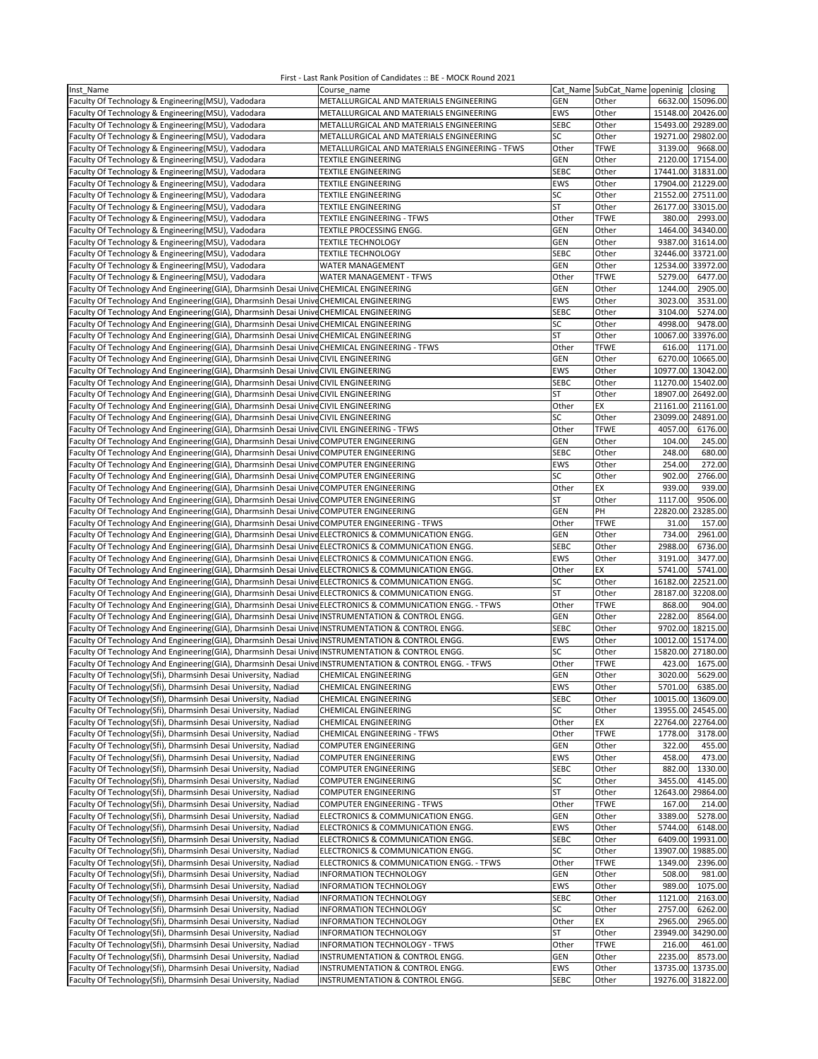First - Last Rank Position of Candidates :: BE - MOCK Round 2021

| Inst_Name | Course_name | Cat_Name | SubCat_Name | openinig | closing |
|---|---|---|---|---|---|
| Faculty Of Technology & Engineering(MSU), Vadodara | METALLURGICAL AND MATERIALS ENGINEERING | GEN | Other | 6632.00 | 15096.00 |
| Faculty Of Technology & Engineering(MSU), Vadodara | METALLURGICAL AND MATERIALS ENGINEERING | EWS | Other | 15148.00 | 20426.00 |
| Faculty Of Technology & Engineering(MSU), Vadodara | METALLURGICAL AND MATERIALS ENGINEERING | SEBC | Other | 15493.00 | 29289.00 |
| Faculty Of Technology & Engineering(MSU), Vadodara | METALLURGICAL AND MATERIALS ENGINEERING | SC | Other | 19271.00 | 29802.00 |
| Faculty Of Technology & Engineering(MSU), Vadodara | METALLURGICAL AND MATERIALS ENGINEERING - TFWS | Other | TFWE | 3139.00 | 9668.00 |
| Faculty Of Technology & Engineering(MSU), Vadodara | TEXTILE ENGINEERING | GEN | Other | 2120.00 | 17154.00 |
| Faculty Of Technology & Engineering(MSU), Vadodara | TEXTILE ENGINEERING | SEBC | Other | 17441.00 | 31831.00 |
| Faculty Of Technology & Engineering(MSU), Vadodara | TEXTILE ENGINEERING | EWS | Other | 17904.00 | 21229.00 |
| Faculty Of Technology & Engineering(MSU), Vadodara | TEXTILE ENGINEERING | SC | Other | 21552.00 | 27511.00 |
| Faculty Of Technology & Engineering(MSU), Vadodara | TEXTILE ENGINEERING | ST | Other | 26177.00 | 33015.00 |
| Faculty Of Technology & Engineering(MSU), Vadodara | TEXTILE ENGINEERING - TFWS | Other | TFWE | 380.00 | 2993.00 |
| Faculty Of Technology & Engineering(MSU), Vadodara | TEXTILE PROCESSING ENGG. | GEN | Other | 1464.00 | 34340.00 |
| Faculty Of Technology & Engineering(MSU), Vadodara | TEXTILE TECHNOLOGY | GEN | Other | 9387.00 | 31614.00 |
| Faculty Of Technology & Engineering(MSU), Vadodara | TEXTILE TECHNOLOGY | SEBC | Other | 32446.00 | 33721.00 |
| Faculty Of Technology & Engineering(MSU), Vadodara | WATER MANAGEMENT | GEN | Other | 12534.00 | 33972.00 |
| Faculty Of Technology & Engineering(MSU), Vadodara | WATER MANAGEMENT - TFWS | Other | TFWE | 5279.00 | 6477.00 |
| Faculty Of Technology And Engineering(GIA), Dharmsinh Desai Unive | CHEMICAL ENGINEERING | GEN | Other | 1244.00 | 2905.00 |
| Faculty Of Technology And Engineering(GIA), Dharmsinh Desai Unive | CHEMICAL ENGINEERING | EWS | Other | 3023.00 | 3531.00 |
| Faculty Of Technology And Engineering(GIA), Dharmsinh Desai Unive | CHEMICAL ENGINEERING | SEBC | Other | 3104.00 | 5274.00 |
| Faculty Of Technology And Engineering(GIA), Dharmsinh Desai Unive | CHEMICAL ENGINEERING | SC | Other | 4998.00 | 9478.00 |
| Faculty Of Technology And Engineering(GIA), Dharmsinh Desai Unive | CHEMICAL ENGINEERING | ST | Other | 10067.00 | 33976.00 |
| Faculty Of Technology And Engineering(GIA), Dharmsinh Desai Unive | CHEMICAL ENGINEERING - TFWS | Other | TFWE | 616.00 | 1171.00 |
| Faculty Of Technology And Engineering(GIA), Dharmsinh Desai Unive | CIVIL ENGINEERING | GEN | Other | 6270.00 | 10665.00 |
| Faculty Of Technology And Engineering(GIA), Dharmsinh Desai Unive | CIVIL ENGINEERING | EWS | Other | 10977.00 | 13042.00 |
| Faculty Of Technology And Engineering(GIA), Dharmsinh Desai Unive | CIVIL ENGINEERING | SEBC | Other | 11270.00 | 15402.00 |
| Faculty Of Technology And Engineering(GIA), Dharmsinh Desai Unive | CIVIL ENGINEERING | ST | Other | 18907.00 | 26492.00 |
| Faculty Of Technology And Engineering(GIA), Dharmsinh Desai Unive | CIVIL ENGINEERING | Other | EX | 21161.00 | 21161.00 |
| Faculty Of Technology And Engineering(GIA), Dharmsinh Desai Unive | CIVIL ENGINEERING | SC | Other | 23099.00 | 24891.00 |
| Faculty Of Technology And Engineering(GIA), Dharmsinh Desai Unive | CIVIL ENGINEERING - TFWS | Other | TFWE | 4057.00 | 6176.00 |
| Faculty Of Technology And Engineering(GIA), Dharmsinh Desai Unive | COMPUTER ENGINEERING | GEN | Other | 104.00 | 245.00 |
| Faculty Of Technology And Engineering(GIA), Dharmsinh Desai Unive | COMPUTER ENGINEERING | SEBC | Other | 248.00 | 680.00 |
| Faculty Of Technology And Engineering(GIA), Dharmsinh Desai Unive | COMPUTER ENGINEERING | EWS | Other | 254.00 | 272.00 |
| Faculty Of Technology And Engineering(GIA), Dharmsinh Desai Unive | COMPUTER ENGINEERING | SC | Other | 902.00 | 2766.00 |
| Faculty Of Technology And Engineering(GIA), Dharmsinh Desai Unive | COMPUTER ENGINEERING | Other | EX | 939.00 | 939.00 |
| Faculty Of Technology And Engineering(GIA), Dharmsinh Desai Unive | COMPUTER ENGINEERING | ST | Other | 1117.00 | 9506.00 |
| Faculty Of Technology And Engineering(GIA), Dharmsinh Desai Unive | COMPUTER ENGINEERING | GEN | PH | 22820.00 | 23285.00 |
| Faculty Of Technology And Engineering(GIA), Dharmsinh Desai Unive | COMPUTER ENGINEERING - TFWS | Other | TFWE | 31.00 | 157.00 |
| Faculty Of Technology And Engineering(GIA), Dharmsinh Desai Unive | ELECTRONICS & COMMUNICATION ENGG. | GEN | Other | 734.00 | 2961.00 |
| Faculty Of Technology And Engineering(GIA), Dharmsinh Desai Unive | ELECTRONICS & COMMUNICATION ENGG. | SEBC | Other | 2988.00 | 6736.00 |
| Faculty Of Technology And Engineering(GIA), Dharmsinh Desai Unive | ELECTRONICS & COMMUNICATION ENGG. | EWS | Other | 3191.00 | 3477.00 |
| Faculty Of Technology And Engineering(GIA), Dharmsinh Desai Unive | ELECTRONICS & COMMUNICATION ENGG. | Other | EX | 5741.00 | 5741.00 |
| Faculty Of Technology And Engineering(GIA), Dharmsinh Desai Unive | ELECTRONICS & COMMUNICATION ENGG. | SC | Other | 16182.00 | 22521.00 |
| Faculty Of Technology And Engineering(GIA), Dharmsinh Desai Unive | ELECTRONICS & COMMUNICATION ENGG. | ST | Other | 28187.00 | 32208.00 |
| Faculty Of Technology And Engineering(GIA), Dharmsinh Desai Unive | ELECTRONICS & COMMUNICATION ENGG. - TFWS | Other | TFWE | 868.00 | 904.00 |
| Faculty Of Technology And Engineering(GIA), Dharmsinh Desai Unive | INSTRUMENTATION & CONTROL ENGG. | GEN | Other | 2282.00 | 8564.00 |
| Faculty Of Technology And Engineering(GIA), Dharmsinh Desai Unive | INSTRUMENTATION & CONTROL ENGG. | SEBC | Other | 9702.00 | 18215.00 |
| Faculty Of Technology And Engineering(GIA), Dharmsinh Desai Unive | INSTRUMENTATION & CONTROL ENGG. | EWS | Other | 10012.00 | 15174.00 |
| Faculty Of Technology And Engineering(GIA), Dharmsinh Desai Unive | INSTRUMENTATION & CONTROL ENGG. | SC | Other | 15820.00 | 27180.00 |
| Faculty Of Technology And Engineering(GIA), Dharmsinh Desai Unive | INSTRUMENTATION & CONTROL ENGG. - TFWS | Other | TFWE | 423.00 | 1675.00 |
| Faculty Of Technology(Sfi), Dharmsinh Desai University, Nadiad | CHEMICAL ENGINEERING | GEN | Other | 3020.00 | 5629.00 |
| Faculty Of Technology(Sfi), Dharmsinh Desai University, Nadiad | CHEMICAL ENGINEERING | EWS | Other | 5701.00 | 6385.00 |
| Faculty Of Technology(Sfi), Dharmsinh Desai University, Nadiad | CHEMICAL ENGINEERING | SEBC | Other | 10015.00 | 13609.00 |
| Faculty Of Technology(Sfi), Dharmsinh Desai University, Nadiad | CHEMICAL ENGINEERING | SC | Other | 13955.00 | 24545.00 |
| Faculty Of Technology(Sfi), Dharmsinh Desai University, Nadiad | CHEMICAL ENGINEERING | Other | EX | 22764.00 | 22764.00 |
| Faculty Of Technology(Sfi), Dharmsinh Desai University, Nadiad | CHEMICAL ENGINEERING - TFWS | Other | TFWE | 1778.00 | 3178.00 |
| Faculty Of Technology(Sfi), Dharmsinh Desai University, Nadiad | COMPUTER ENGINEERING | GEN | Other | 322.00 | 455.00 |
| Faculty Of Technology(Sfi), Dharmsinh Desai University, Nadiad | COMPUTER ENGINEERING | EWS | Other | 458.00 | 473.00 |
| Faculty Of Technology(Sfi), Dharmsinh Desai University, Nadiad | COMPUTER ENGINEERING | SEBC | Other | 882.00 | 1330.00 |
| Faculty Of Technology(Sfi), Dharmsinh Desai University, Nadiad | COMPUTER ENGINEERING | SC | Other | 3455.00 | 4145.00 |
| Faculty Of Technology(Sfi), Dharmsinh Desai University, Nadiad | COMPUTER ENGINEERING | ST | Other | 12643.00 | 29864.00 |
| Faculty Of Technology(Sfi), Dharmsinh Desai University, Nadiad | COMPUTER ENGINEERING - TFWS | Other | TFWE | 167.00 | 214.00 |
| Faculty Of Technology(Sfi), Dharmsinh Desai University, Nadiad | ELECTRONICS & COMMUNICATION ENGG. | GEN | Other | 3389.00 | 5278.00 |
| Faculty Of Technology(Sfi), Dharmsinh Desai University, Nadiad | ELECTRONICS & COMMUNICATION ENGG. | EWS | Other | 5744.00 | 6148.00 |
| Faculty Of Technology(Sfi), Dharmsinh Desai University, Nadiad | ELECTRONICS & COMMUNICATION ENGG. | SEBC | Other | 6409.00 | 19931.00 |
| Faculty Of Technology(Sfi), Dharmsinh Desai University, Nadiad | ELECTRONICS & COMMUNICATION ENGG. | SC | Other | 13907.00 | 19885.00 |
| Faculty Of Technology(Sfi), Dharmsinh Desai University, Nadiad | ELECTRONICS & COMMUNICATION ENGG. - TFWS | Other | TFWE | 1349.00 | 2396.00 |
| Faculty Of Technology(Sfi), Dharmsinh Desai University, Nadiad | INFORMATION TECHNOLOGY | GEN | Other | 508.00 | 981.00 |
| Faculty Of Technology(Sfi), Dharmsinh Desai University, Nadiad | INFORMATION TECHNOLOGY | EWS | Other | 989.00 | 1075.00 |
| Faculty Of Technology(Sfi), Dharmsinh Desai University, Nadiad | INFORMATION TECHNOLOGY | SEBC | Other | 1121.00 | 2163.00 |
| Faculty Of Technology(Sfi), Dharmsinh Desai University, Nadiad | INFORMATION TECHNOLOGY | SC | Other | 2757.00 | 6262.00 |
| Faculty Of Technology(Sfi), Dharmsinh Desai University, Nadiad | INFORMATION TECHNOLOGY | Other | EX | 2965.00 | 2965.00 |
| Faculty Of Technology(Sfi), Dharmsinh Desai University, Nadiad | INFORMATION TECHNOLOGY | ST | Other | 23949.00 | 34290.00 |
| Faculty Of Technology(Sfi), Dharmsinh Desai University, Nadiad | INFORMATION TECHNOLOGY - TFWS | Other | TFWE | 216.00 | 461.00 |
| Faculty Of Technology(Sfi), Dharmsinh Desai University, Nadiad | INSTRUMENTATION & CONTROL ENGG. | GEN | Other | 2235.00 | 8573.00 |
| Faculty Of Technology(Sfi), Dharmsinh Desai University, Nadiad | INSTRUMENTATION & CONTROL ENGG. | EWS | Other | 13735.00 | 13735.00 |
| Faculty Of Technology(Sfi), Dharmsinh Desai University, Nadiad | INSTRUMENTATION & CONTROL ENGG. | SEBC | Other | 19276.00 | 31822.00 |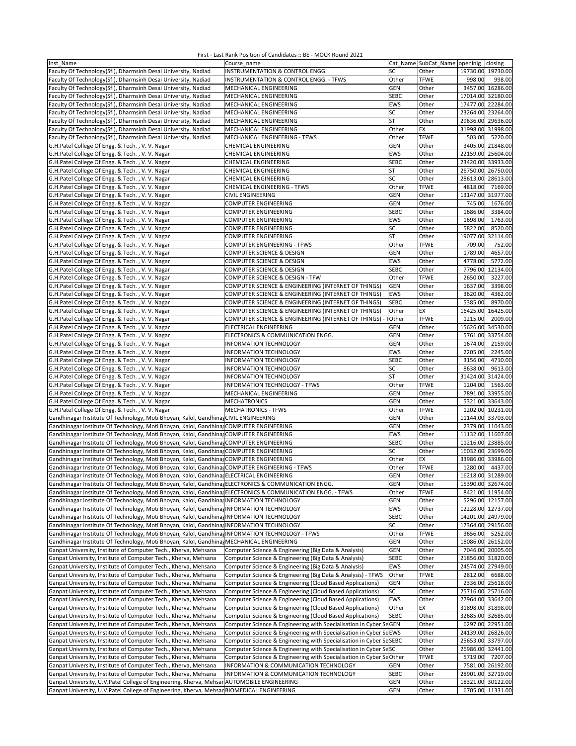First - Last Rank Position of Candidates :: BE - MOCK Round 2021

| Inst_Name | Course_name | Cat_Name | SubCat_Name | openinig | closing |
|---|---|---|---|---|---|
| Faculty Of Technology(Sfi), Dharmsinh Desai University, Nadiad | INSTRUMENTATION & CONTROL ENGG. | SC | Other | 19730.00 | 19730.00 |
| Faculty Of Technology(Sfi), Dharmsinh Desai University, Nadiad | INSTRUMENTATION & CONTROL ENGG. - TFWS | Other | TFWE | 998.00 | 998.00 |
| Faculty Of Technology(Sfi), Dharmsinh Desai University, Nadiad | MECHANICAL ENGINEERING | GEN | Other | 3457.00 | 16286.00 |
| Faculty Of Technology(Sfi), Dharmsinh Desai University, Nadiad | MECHANICAL ENGINEERING | SEBC | Other | 17014.00 | 32180.00 |
| Faculty Of Technology(Sfi), Dharmsinh Desai University, Nadiad | MECHANICAL ENGINEERING | EWS | Other | 17477.00 | 22284.00 |
| Faculty Of Technology(Sfi), Dharmsinh Desai University, Nadiad | MECHANICAL ENGINEERING | SC | Other | 23264.00 | 23264.00 |
| Faculty Of Technology(Sfi), Dharmsinh Desai University, Nadiad | MECHANICAL ENGINEERING | ST | Other | 29636.00 | 29636.00 |
| Faculty Of Technology(Sfi), Dharmsinh Desai University, Nadiad | MECHANICAL ENGINEERING | Other | EX | 31998.00 | 31998.00 |
| Faculty Of Technology(Sfi), Dharmsinh Desai University, Nadiad | MECHANICAL ENGINEERING - TFWS | Other | TFWE | 503.00 | 5220.00 |
| G.H.Patel College Of Engg. & Tech. , V. V. Nagar | CHEMICAL ENGINEERING | GEN | Other | 3405.00 | 21848.00 |
| G.H.Patel College Of Engg. & Tech. , V. V. Nagar | CHEMICAL ENGINEERING | EWS | Other | 22159.00 | 25604.00 |
| G.H.Patel College Of Engg. & Tech. , V. V. Nagar | CHEMICAL ENGINEERING | SEBC | Other | 23420.00 | 33933.00 |
| G.H.Patel College Of Engg. & Tech. , V. V. Nagar | CHEMICAL ENGINEERING | ST | Other | 26750.00 | 26750.00 |
| G.H.Patel College Of Engg. & Tech. , V. V. Nagar | CHEMICAL ENGINEERING | SC | Other | 28613.00 | 28613.00 |
| G.H.Patel College Of Engg. & Tech. , V. V. Nagar | CHEMICAL ENGINEERING - TFWS | Other | TFWE | 4818.00 | 7169.00 |
| G.H.Patel College Of Engg. & Tech. , V. V. Nagar | CIVIL ENGINEERING | GEN | Other | 13147.00 | 31977.00 |
| G.H.Patel College Of Engg. & Tech. , V. V. Nagar | COMPUTER ENGINEERING | GEN | Other | 745.00 | 1676.00 |
| G.H.Patel College Of Engg. & Tech. , V. V. Nagar | COMPUTER ENGINEERING | SEBC | Other | 1686.00 | 3384.00 |
| G.H.Patel College Of Engg. & Tech. , V. V. Nagar | COMPUTER ENGINEERING | EWS | Other | 1698.00 | 1763.00 |
| G.H.Patel College Of Engg. & Tech. , V. V. Nagar | COMPUTER ENGINEERING | SC | Other | 5822.00 | 8520.00 |
| G.H.Patel College Of Engg. & Tech. , V. V. Nagar | COMPUTER ENGINEERING | ST | Other | 19077.00 | 32114.00 |
| G.H.Patel College Of Engg. & Tech. , V. V. Nagar | COMPUTER ENGINEERING - TFWS | Other | TFWE | 709.00 | 752.00 |
| G.H.Patel College Of Engg. & Tech. , V. V. Nagar | COMPUTER SCIENCE & DESIGN | GEN | Other | 1789.00 | 4657.00 |
| G.H.Patel College Of Engg. & Tech. , V. V. Nagar | COMPUTER SCIENCE & DESIGN | EWS | Other | 4778.00 | 5772.00 |
| G.H.Patel College Of Engg. & Tech. , V. V. Nagar | COMPUTER SCIENCE & DESIGN | SEBC | Other | 7796.00 | 12134.00 |
| G.H.Patel College Of Engg. & Tech. , V. V. Nagar | COMPUTER SCIENCE & DESIGN - TFW | Other | TFWE | 2650.00 | 3227.00 |
| G.H.Patel College Of Engg. & Tech. , V. V. Nagar | COMPUTER SCIENCE & ENGINEERING (INTERNET OF THINGS) | GEN | Other | 1637.00 | 3398.00 |
| G.H.Patel College Of Engg. & Tech. , V. V. Nagar | COMPUTER SCIENCE & ENGINEERING (INTERNET OF THINGS) | EWS | Other | 3620.00 | 4362.00 |
| G.H.Patel College Of Engg. & Tech. , V. V. Nagar | COMPUTER SCIENCE & ENGINEERING (INTERNET OF THINGS) | SEBC | Other | 5385.00 | 8970.00 |
| G.H.Patel College Of Engg. & Tech. , V. V. Nagar | COMPUTER SCIENCE & ENGINEERING (INTERNET OF THINGS) | Other | EX | 16425.00 | 16425.00 |
| G.H.Patel College Of Engg. & Tech. , V. V. Nagar | COMPUTER SCIENCE & ENGINEERING (INTERNET OF THINGS) - T | Other | TFWE | 1215.00 | 2009.00 |
| G.H.Patel College Of Engg. & Tech. , V. V. Nagar | ELECTRICAL ENGINEERING | GEN | Other | 15626.00 | 34530.00 |
| G.H.Patel College Of Engg. & Tech. , V. V. Nagar | ELECTRONICS & COMMUNICATION ENGG. | GEN | Other | 5761.00 | 33754.00 |
| G.H.Patel College Of Engg. & Tech. , V. V. Nagar | INFORMATION TECHNOLOGY | GEN | Other | 1674.00 | 2159.00 |
| G.H.Patel College Of Engg. & Tech. , V. V. Nagar | INFORMATION TECHNOLOGY | EWS | Other | 2205.00 | 2245.00 |
| G.H.Patel College Of Engg. & Tech. , V. V. Nagar | INFORMATION TECHNOLOGY | SEBC | Other | 3156.00 | 4710.00 |
| G.H.Patel College Of Engg. & Tech. , V. V. Nagar | INFORMATION TECHNOLOGY | SC | Other | 8638.00 | 9613.00 |
| G.H.Patel College Of Engg. & Tech. , V. V. Nagar | INFORMATION TECHNOLOGY | ST | Other | 31424.00 | 31424.00 |
| G.H.Patel College Of Engg. & Tech. , V. V. Nagar | INFORMATION TECHNOLOGY - TFWS | Other | TFWE | 1204.00 | 1563.00 |
| G.H.Patel College Of Engg. & Tech. , V. V. Nagar | MECHANICAL ENGINEERING | GEN | Other | 7891.00 | 33955.00 |
| G.H.Patel College Of Engg. & Tech. , V. V. Nagar | MECHATRONICS | GEN | Other | 5321.00 | 33643.00 |
| G.H.Patel College Of Engg. & Tech. , V. V. Nagar | MECHATRONICS - TFWS | Other | TFWE | 1202.00 | 10231.00 |
| Gandhinagar Institute Of Technology, Moti Bhoyan, Kalol, Gandhina | CIVIL ENGINEERING | GEN | Other | 11144.00 | 33703.00 |
| Gandhinagar Institute Of Technology, Moti Bhoyan, Kalol, Gandhina | COMPUTER ENGINEERING | GEN | Other | 2379.00 | 11043.00 |
| Gandhinagar Institute Of Technology, Moti Bhoyan, Kalol, Gandhina | COMPUTER ENGINEERING | EWS | Other | 11132.00 | 11607.00 |
| Gandhinagar Institute Of Technology, Moti Bhoyan, Kalol, Gandhina | COMPUTER ENGINEERING | SEBC | Other | 11216.00 | 23885.00 |
| Gandhinagar Institute Of Technology, Moti Bhoyan, Kalol, Gandhina | COMPUTER ENGINEERING | SC | Other | 16032.00 | 23699.00 |
| Gandhinagar Institute Of Technology, Moti Bhoyan, Kalol, Gandhina | COMPUTER ENGINEERING | Other | EX | 33986.00 | 33986.00 |
| Gandhinagar Institute Of Technology, Moti Bhoyan, Kalol, Gandhina | COMPUTER ENGINEERING - TFWS | Other | TFWE | 1280.00 | 4437.00 |
| Gandhinagar Institute Of Technology, Moti Bhoyan, Kalol, Gandhina | ELECTRICAL ENGINEERING | GEN | Other | 16218.00 | 31289.00 |
| Gandhinagar Institute Of Technology, Moti Bhoyan, Kalol, Gandhina | ELECTRONICS & COMMUNICATION ENGG. | GEN | Other | 15390.00 | 32674.00 |
| Gandhinagar Institute Of Technology, Moti Bhoyan, Kalol, Gandhina | ELECTRONICS & COMMUNICATION ENGG. - TFWS | Other | TFWE | 8421.00 | 11954.00 |
| Gandhinagar Institute Of Technology, Moti Bhoyan, Kalol, Gandhina | INFORMATION TECHNOLOGY | GEN | Other | 5296.00 | 12157.00 |
| Gandhinagar Institute Of Technology, Moti Bhoyan, Kalol, Gandhina | INFORMATION TECHNOLOGY | EWS | Other | 12228.00 | 12737.00 |
| Gandhinagar Institute Of Technology, Moti Bhoyan, Kalol, Gandhina | INFORMATION TECHNOLOGY | SEBC | Other | 14201.00 | 24979.00 |
| Gandhinagar Institute Of Technology, Moti Bhoyan, Kalol, Gandhina | INFORMATION TECHNOLOGY | SC | Other | 17364.00 | 29156.00 |
| Gandhinagar Institute Of Technology, Moti Bhoyan, Kalol, Gandhina | INFORMATION TECHNOLOGY - TFWS | Other | TFWE | 3656.00 | 5252.00 |
| Gandhinagar Institute Of Technology, Moti Bhoyan, Kalol, Gandhina | MECHANICAL ENGINEERING | GEN | Other | 18086.00 | 26152.00 |
| Ganpat University, Institute of Computer Tech., Kherva, Mehsana | Computer Science & Engineering (Big Data & Analysis) | GEN | Other | 7046.00 | 20005.00 |
| Ganpat University, Institute of Computer Tech., Kherva, Mehsana | Computer Science & Engineering (Big Data & Analysis) | SEBC | Other | 21856.00 | 31820.00 |
| Ganpat University, Institute of Computer Tech., Kherva, Mehsana | Computer Science & Engineering (Big Data & Analysis) | EWS | Other | 24574.00 | 27949.00 |
| Ganpat University, Institute of Computer Tech., Kherva, Mehsana | Computer Science & Engineering (Big Data & Analysis) - TFWS | Other | TFWE | 2812.00 | 6688.00 |
| Ganpat University, Institute of Computer Tech., Kherva, Mehsana | Computer Science & Engineering (Cloud Based Applications) | GEN | Other | 2336.00 | 25618.00 |
| Ganpat University, Institute of Computer Tech., Kherva, Mehsana | Computer Science & Engineering (Cloud Based Applications) | SC | Other | 25716.00 | 25716.00 |
| Ganpat University, Institute of Computer Tech., Kherva, Mehsana | Computer Science & Engineering (Cloud Based Applications) | EWS | Other | 27964.00 | 33642.00 |
| Ganpat University, Institute of Computer Tech., Kherva, Mehsana | Computer Science & Engineering (Cloud Based Applications) | Other | EX | 31898.00 | 31898.00 |
| Ganpat University, Institute of Computer Tech., Kherva, Mehsana | Computer Science & Engineering (Cloud Based Applications) | SEBC | Other | 32685.00 | 32685.00 |
| Ganpat University, Institute of Computer Tech., Kherva, Mehsana | Computer Science & Engineering with Specialisation in Cyber Se | GEN | Other | 6297.00 | 22951.00 |
| Ganpat University, Institute of Computer Tech., Kherva, Mehsana | Computer Science & Engineering with Specialisation in Cyber Se | EWS | Other | 24139.00 | 26826.00 |
| Ganpat University, Institute of Computer Tech., Kherva, Mehsana | Computer Science & Engineering with Specialisation in Cyber Se | SEBC | Other | 25653.00 | 33797.00 |
| Ganpat University, Institute of Computer Tech., Kherva, Mehsana | Computer Science & Engineering with Specialisation in Cyber Se | SC | Other | 26986.00 | 32441.00 |
| Ganpat University, Institute of Computer Tech., Kherva, Mehsana | Computer Science & Engineering with Specialisation in Cyber Se | Other | TFWE | 5719.00 | 7207.00 |
| Ganpat University, Institute of Computer Tech., Kherva, Mehsana | INFORMATION & COMMUNICATION TECHNOLOGY | GEN | Other | 7581.00 | 26192.00 |
| Ganpat University, Institute of Computer Tech., Kherva, Mehsana | INFORMATION & COMMUNICATION TECHNOLOGY | SEBC | Other | 28901.00 | 32719.00 |
| Ganpat University, U.V.Patel College of Engineering, Kherva, Mehsar | AUTOMOBILE ENGINEERING | GEN | Other | 18321.00 | 30122.00 |
| Ganpat University, U.V.Patel College of Engineering, Kherva, Mehsar | BIOMEDICAL ENGINEERING | GEN | Other | 6705.00 | 11331.00 |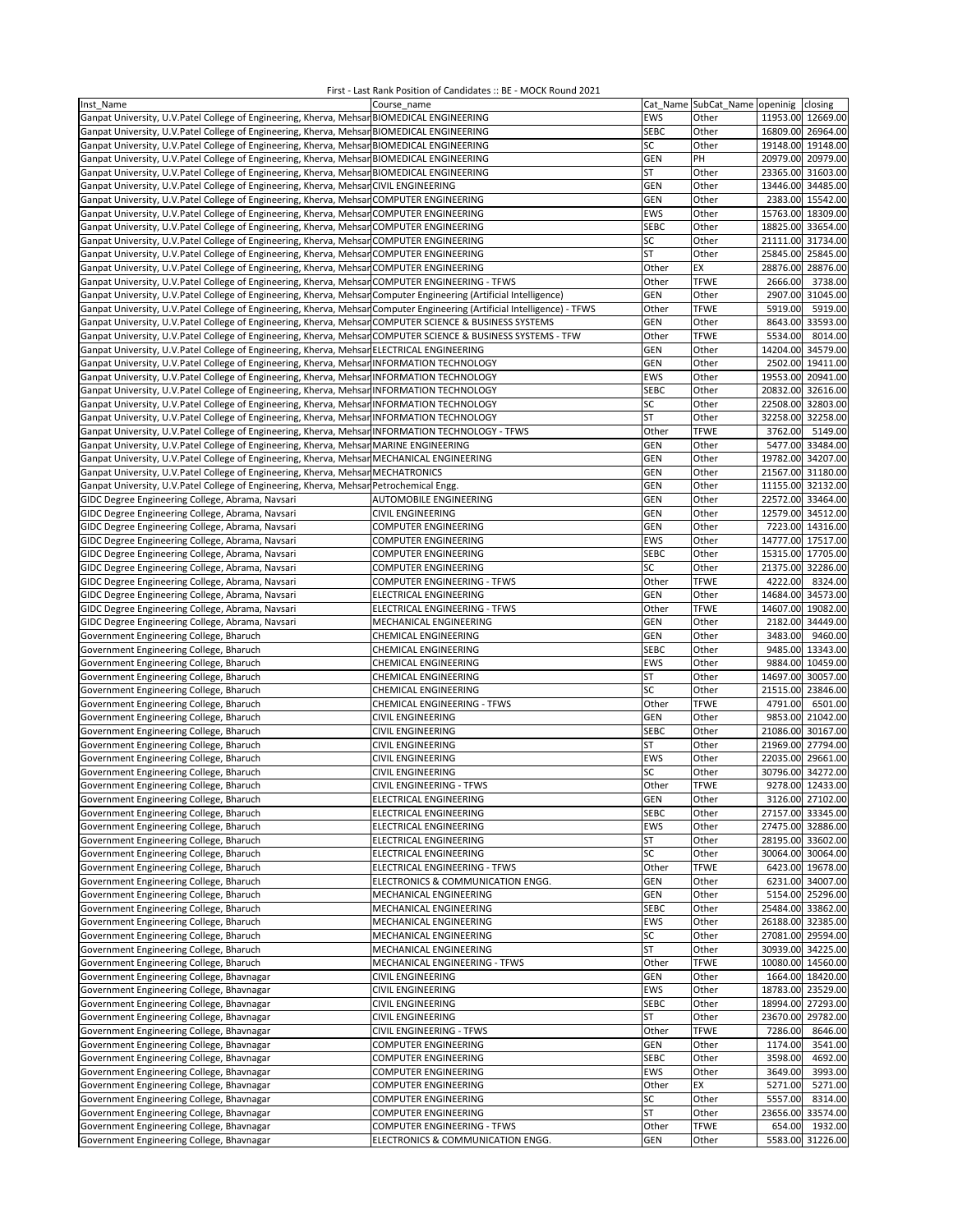First - Last Rank Position of Candidates :: BE - MOCK Round 2021

| Inst_Name | Course_name | Cat_Name | SubCat_Name | openinig | closing |
|---|---|---|---|---|---|
| Ganpat University, U.V.Patel College of Engineering, Kherva, Mehsar | BIOMEDICAL ENGINEERING | EWS | Other | 11953.00 | 12669.00 |
| Ganpat University, U.V.Patel College of Engineering, Kherva, Mehsar | BIOMEDICAL ENGINEERING | SEBC | Other | 16809.00 | 26964.00 |
| Ganpat University, U.V.Patel College of Engineering, Kherva, Mehsar | BIOMEDICAL ENGINEERING | SC | Other | 19148.00 | 19148.00 |
| Ganpat University, U.V.Patel College of Engineering, Kherva, Mehsar | BIOMEDICAL ENGINEERING | GEN | PH | 20979.00 | 20979.00 |
| Ganpat University, U.V.Patel College of Engineering, Kherva, Mehsar | BIOMEDICAL ENGINEERING | ST | Other | 23365.00 | 31603.00 |
| Ganpat University, U.V.Patel College of Engineering, Kherva, Mehsar | CIVIL ENGINEERING | GEN | Other | 13446.00 | 34485.00 |
| Ganpat University, U.V.Patel College of Engineering, Kherva, Mehsar | COMPUTER ENGINEERING | GEN | Other | 2383.00 | 15542.00 |
| Ganpat University, U.V.Patel College of Engineering, Kherva, Mehsar | COMPUTER ENGINEERING | EWS | Other | 15763.00 | 18309.00 |
| Ganpat University, U.V.Patel College of Engineering, Kherva, Mehsar | COMPUTER ENGINEERING | SEBC | Other | 18825.00 | 33654.00 |
| Ganpat University, U.V.Patel College of Engineering, Kherva, Mehsar | COMPUTER ENGINEERING | SC | Other | 21111.00 | 31734.00 |
| Ganpat University, U.V.Patel College of Engineering, Kherva, Mehsar | COMPUTER ENGINEERING | ST | Other | 25845.00 | 25845.00 |
| Ganpat University, U.V.Patel College of Engineering, Kherva, Mehsar | COMPUTER ENGINEERING | Other | EX | 28876.00 | 28876.00 |
| Ganpat University, U.V.Patel College of Engineering, Kherva, Mehsar | COMPUTER ENGINEERING - TFWS | Other | TFWE | 2666.00 | 3738.00 |
| Ganpat University, U.V.Patel College of Engineering, Kherva, Mehsar | Computer Engineering (Artificial Intelligence) | GEN | Other | 2907.00 | 31045.00 |
| Ganpat University, U.V.Patel College of Engineering, Kherva, Mehsar | Computer Engineering (Artificial Intelligence) - TFWS | Other | TFWE | 5919.00 | 5919.00 |
| Ganpat University, U.V.Patel College of Engineering, Kherva, Mehsar | COMPUTER SCIENCE & BUSINESS SYSTEMS | GEN | Other | 8643.00 | 33593.00 |
| Ganpat University, U.V.Patel College of Engineering, Kherva, Mehsar | COMPUTER SCIENCE & BUSINESS SYSTEMS - TFW | Other | TFWE | 5534.00 | 8014.00 |
| Ganpat University, U.V.Patel College of Engineering, Kherva, Mehsar | ELECTRICAL ENGINEERING | GEN | Other | 14204.00 | 34579.00 |
| Ganpat University, U.V.Patel College of Engineering, Kherva, Mehsar | INFORMATION TECHNOLOGY | GEN | Other | 2502.00 | 19411.00 |
| Ganpat University, U.V.Patel College of Engineering, Kherva, Mehsar | INFORMATION TECHNOLOGY | EWS | Other | 19553.00 | 20941.00 |
| Ganpat University, U.V.Patel College of Engineering, Kherva, Mehsar | INFORMATION TECHNOLOGY | SEBC | Other | 20832.00 | 32616.00 |
| Ganpat University, U.V.Patel College of Engineering, Kherva, Mehsar | INFORMATION TECHNOLOGY | SC | Other | 22508.00 | 32803.00 |
| Ganpat University, U.V.Patel College of Engineering, Kherva, Mehsar | INFORMATION TECHNOLOGY | ST | Other | 32258.00 | 32258.00 |
| Ganpat University, U.V.Patel College of Engineering, Kherva, Mehsar | INFORMATION TECHNOLOGY - TFWS | Other | TFWE | 3762.00 | 5149.00 |
| Ganpat University, U.V.Patel College of Engineering, Kherva, Mehsar | MARINE ENGINEERING | GEN | Other | 5477.00 | 33484.00 |
| Ganpat University, U.V.Patel College of Engineering, Kherva, Mehsar | MECHANICAL ENGINEERING | GEN | Other | 19782.00 | 34207.00 |
| Ganpat University, U.V.Patel College of Engineering, Kherva, Mehsar | MECHATRONICS | GEN | Other | 21567.00 | 31180.00 |
| Ganpat University, U.V.Patel College of Engineering, Kherva, Mehsar | Petrochemical Engg. | GEN | Other | 11155.00 | 32132.00 |
| GIDC Degree Engineering College, Abrama, Navsari | AUTOMOBILE ENGINEERING | GEN | Other | 22572.00 | 33464.00 |
| GIDC Degree Engineering College, Abrama, Navsari | CIVIL ENGINEERING | GEN | Other | 12579.00 | 34512.00 |
| GIDC Degree Engineering College, Abrama, Navsari | COMPUTER ENGINEERING | GEN | Other | 7223.00 | 14316.00 |
| GIDC Degree Engineering College, Abrama, Navsari | COMPUTER ENGINEERING | EWS | Other | 14777.00 | 17517.00 |
| GIDC Degree Engineering College, Abrama, Navsari | COMPUTER ENGINEERING | SEBC | Other | 15315.00 | 17705.00 |
| GIDC Degree Engineering College, Abrama, Navsari | COMPUTER ENGINEERING | SC | Other | 21375.00 | 32286.00 |
| GIDC Degree Engineering College, Abrama, Navsari | COMPUTER ENGINEERING - TFWS | Other | TFWE | 4222.00 | 8324.00 |
| GIDC Degree Engineering College, Abrama, Navsari | ELECTRICAL ENGINEERING | GEN | Other | 14684.00 | 34573.00 |
| GIDC Degree Engineering College, Abrama, Navsari | ELECTRICAL ENGINEERING - TFWS | Other | TFWE | 14607.00 | 19082.00 |
| GIDC Degree Engineering College, Abrama, Navsari | MECHANICAL ENGINEERING | GEN | Other | 2182.00 | 34449.00 |
| Government Engineering College, Bharuch | CHEMICAL ENGINEERING | GEN | Other | 3483.00 | 9460.00 |
| Government Engineering College, Bharuch | CHEMICAL ENGINEERING | SEBC | Other | 9485.00 | 13343.00 |
| Government Engineering College, Bharuch | CHEMICAL ENGINEERING | EWS | Other | 9884.00 | 10459.00 |
| Government Engineering College, Bharuch | CHEMICAL ENGINEERING | ST | Other | 14697.00 | 30057.00 |
| Government Engineering College, Bharuch | CHEMICAL ENGINEERING | SC | Other | 21515.00 | 23846.00 |
| Government Engineering College, Bharuch | CHEMICAL ENGINEERING - TFWS | Other | TFWE | 4791.00 | 6501.00 |
| Government Engineering College, Bharuch | CIVIL ENGINEERING | GEN | Other | 9853.00 | 21042.00 |
| Government Engineering College, Bharuch | CIVIL ENGINEERING | SEBC | Other | 21086.00 | 30167.00 |
| Government Engineering College, Bharuch | CIVIL ENGINEERING | ST | Other | 21969.00 | 27794.00 |
| Government Engineering College, Bharuch | CIVIL ENGINEERING | EWS | Other | 22035.00 | 29661.00 |
| Government Engineering College, Bharuch | CIVIL ENGINEERING | SC | Other | 30796.00 | 34272.00 |
| Government Engineering College, Bharuch | CIVIL ENGINEERING - TFWS | Other | TFWE | 9278.00 | 12433.00 |
| Government Engineering College, Bharuch | ELECTRICAL ENGINEERING | GEN | Other | 3126.00 | 27102.00 |
| Government Engineering College, Bharuch | ELECTRICAL ENGINEERING | SEBC | Other | 27157.00 | 33345.00 |
| Government Engineering College, Bharuch | ELECTRICAL ENGINEERING | EWS | Other | 27475.00 | 32886.00 |
| Government Engineering College, Bharuch | ELECTRICAL ENGINEERING | ST | Other | 28195.00 | 33602.00 |
| Government Engineering College, Bharuch | ELECTRICAL ENGINEERING | SC | Other | 30064.00 | 30064.00 |
| Government Engineering College, Bharuch | ELECTRICAL ENGINEERING - TFWS | Other | TFWE | 6423.00 | 19678.00 |
| Government Engineering College, Bharuch | ELECTRONICS & COMMUNICATION ENGG. | GEN | Other | 6231.00 | 34007.00 |
| Government Engineering College, Bharuch | MECHANICAL ENGINEERING | GEN | Other | 5154.00 | 25296.00 |
| Government Engineering College, Bharuch | MECHANICAL ENGINEERING | SEBC | Other | 25484.00 | 33862.00 |
| Government Engineering College, Bharuch | MECHANICAL ENGINEERING | EWS | Other | 26188.00 | 32385.00 |
| Government Engineering College, Bharuch | MECHANICAL ENGINEERING | SC | Other | 27081.00 | 29594.00 |
| Government Engineering College, Bharuch | MECHANICAL ENGINEERING | ST | Other | 30939.00 | 34225.00 |
| Government Engineering College, Bharuch | MECHANICAL ENGINEERING - TFWS | Other | TFWE | 10080.00 | 14560.00 |
| Government Engineering College, Bhavnagar | CIVIL ENGINEERING | GEN | Other | 1664.00 | 18420.00 |
| Government Engineering College, Bhavnagar | CIVIL ENGINEERING | EWS | Other | 18783.00 | 23529.00 |
| Government Engineering College, Bhavnagar | CIVIL ENGINEERING | SEBC | Other | 18994.00 | 27293.00 |
| Government Engineering College, Bhavnagar | CIVIL ENGINEERING | ST | Other | 23670.00 | 29782.00 |
| Government Engineering College, Bhavnagar | CIVIL ENGINEERING - TFWS | Other | TFWE | 7286.00 | 8646.00 |
| Government Engineering College, Bhavnagar | COMPUTER ENGINEERING | GEN | Other | 1174.00 | 3541.00 |
| Government Engineering College, Bhavnagar | COMPUTER ENGINEERING | SEBC | Other | 3598.00 | 4692.00 |
| Government Engineering College, Bhavnagar | COMPUTER ENGINEERING | EWS | Other | 3649.00 | 3993.00 |
| Government Engineering College, Bhavnagar | COMPUTER ENGINEERING | Other | EX | 5271.00 | 5271.00 |
| Government Engineering College, Bhavnagar | COMPUTER ENGINEERING | SC | Other | 5557.00 | 8314.00 |
| Government Engineering College, Bhavnagar | COMPUTER ENGINEERING | ST | Other | 23656.00 | 33574.00 |
| Government Engineering College, Bhavnagar | COMPUTER ENGINEERING - TFWS | Other | TFWE | 654.00 | 1932.00 |
| Government Engineering College, Bhavnagar | ELECTRONICS & COMMUNICATION ENGG. | GEN | Other | 5583.00 | 31226.00 |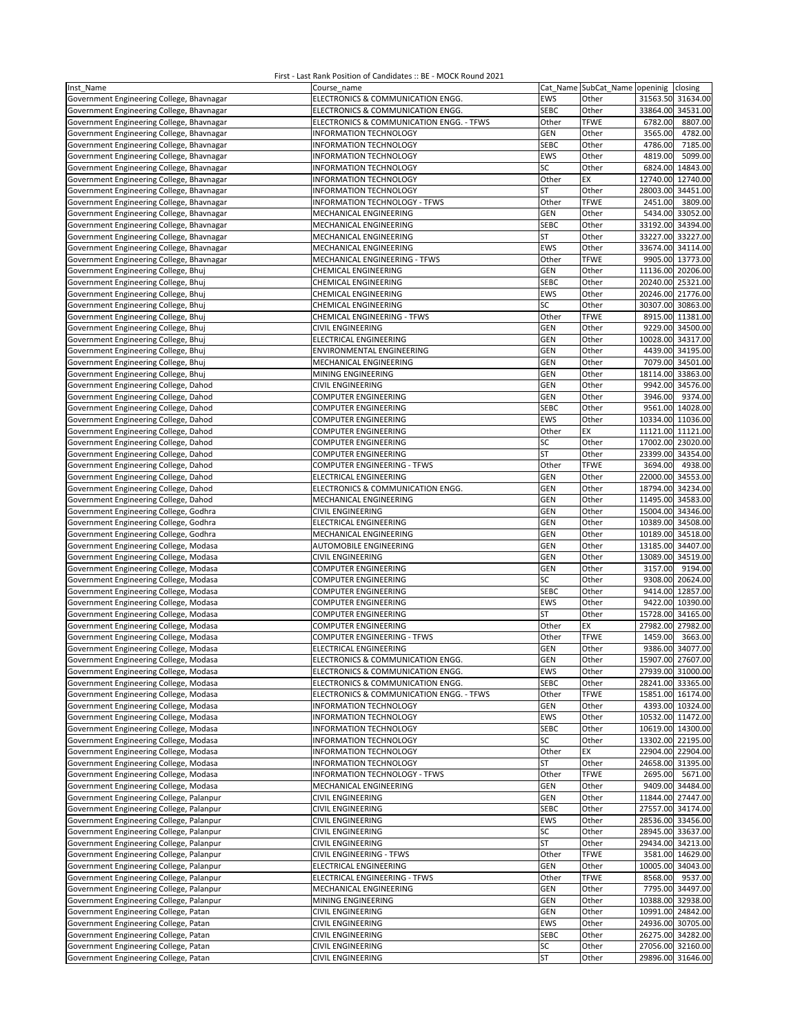First - Last Rank Position of Candidates :: BE - MOCK Round 2021

| Inst_Name | Course_name | Cat_Name | SubCat_Name | openinig | closing |
|---|---|---|---|---|---|
| Government Engineering College, Bhavnagar | ELECTRONICS & COMMUNICATION ENGG. | EWS | Other | 31563.50 | 31634.00 |
| Government Engineering College, Bhavnagar | ELECTRONICS & COMMUNICATION ENGG. | SEBC | Other | 33864.00 | 34531.00 |
| Government Engineering College, Bhavnagar | ELECTRONICS & COMMUNICATION ENGG. - TFWS | Other | TFWE | 6782.00 | 8807.00 |
| Government Engineering College, Bhavnagar | INFORMATION TECHNOLOGY | GEN | Other | 3565.00 | 4782.00 |
| Government Engineering College, Bhavnagar | INFORMATION TECHNOLOGY | SEBC | Other | 4786.00 | 7185.00 |
| Government Engineering College, Bhavnagar | INFORMATION TECHNOLOGY | EWS | Other | 4819.00 | 5099.00 |
| Government Engineering College, Bhavnagar | INFORMATION TECHNOLOGY | SC | Other | 6824.00 | 14843.00 |
| Government Engineering College, Bhavnagar | INFORMATION TECHNOLOGY | Other | EX | 12740.00 | 12740.00 |
| Government Engineering College, Bhavnagar | INFORMATION TECHNOLOGY | ST | Other | 28003.00 | 34451.00 |
| Government Engineering College, Bhavnagar | INFORMATION TECHNOLOGY - TFWS | Other | TFWE | 2451.00 | 3809.00 |
| Government Engineering College, Bhavnagar | MECHANICAL ENGINEERING | GEN | Other | 5434.00 | 33052.00 |
| Government Engineering College, Bhavnagar | MECHANICAL ENGINEERING | SEBC | Other | 33192.00 | 34394.00 |
| Government Engineering College, Bhavnagar | MECHANICAL ENGINEERING | ST | Other | 33227.00 | 33227.00 |
| Government Engineering College, Bhavnagar | MECHANICAL ENGINEERING | EWS | Other | 33674.00 | 34114.00 |
| Government Engineering College, Bhavnagar | MECHANICAL ENGINEERING - TFWS | Other | TFWE | 9905.00 | 13773.00 |
| Government Engineering College, Bhuj | CHEMICAL ENGINEERING | GEN | Other | 11136.00 | 20206.00 |
| Government Engineering College, Bhuj | CHEMICAL ENGINEERING | SEBC | Other | 20240.00 | 25321.00 |
| Government Engineering College, Bhuj | CHEMICAL ENGINEERING | EWS | Other | 20246.00 | 21776.00 |
| Government Engineering College, Bhuj | CHEMICAL ENGINEERING | SC | Other | 30307.00 | 30863.00 |
| Government Engineering College, Bhuj | CHEMICAL ENGINEERING - TFWS | Other | TFWE | 8915.00 | 11381.00 |
| Government Engineering College, Bhuj | CIVIL ENGINEERING | GEN | Other | 9229.00 | 34500.00 |
| Government Engineering College, Bhuj | ELECTRICAL ENGINEERING | GEN | Other | 10028.00 | 34317.00 |
| Government Engineering College, Bhuj | ENVIRONMENTAL ENGINEERING | GEN | Other | 4439.00 | 34195.00 |
| Government Engineering College, Bhuj | MECHANICAL ENGINEERING | GEN | Other | 7079.00 | 34501.00 |
| Government Engineering College, Bhuj | MINING ENGINEERING | GEN | Other | 18114.00 | 33863.00 |
| Government Engineering College, Dahod | CIVIL ENGINEERING | GEN | Other | 9942.00 | 34576.00 |
| Government Engineering College, Dahod | COMPUTER ENGINEERING | GEN | Other | 3946.00 | 9374.00 |
| Government Engineering College, Dahod | COMPUTER ENGINEERING | SEBC | Other | 9561.00 | 14028.00 |
| Government Engineering College, Dahod | COMPUTER ENGINEERING | EWS | Other | 10334.00 | 11036.00 |
| Government Engineering College, Dahod | COMPUTER ENGINEERING | Other | EX | 11121.00 | 11121.00 |
| Government Engineering College, Dahod | COMPUTER ENGINEERING | SC | Other | 17002.00 | 23020.00 |
| Government Engineering College, Dahod | COMPUTER ENGINEERING | ST | Other | 23399.00 | 34354.00 |
| Government Engineering College, Dahod | COMPUTER ENGINEERING - TFWS | Other | TFWE | 3694.00 | 4938.00 |
| Government Engineering College, Dahod | ELECTRICAL ENGINEERING | GEN | Other | 22000.00 | 34553.00 |
| Government Engineering College, Dahod | ELECTRONICS & COMMUNICATION ENGG. | GEN | Other | 18794.00 | 34234.00 |
| Government Engineering College, Dahod | MECHANICAL ENGINEERING | GEN | Other | 11495.00 | 34583.00 |
| Government Engineering College, Godhra | CIVIL ENGINEERING | GEN | Other | 15004.00 | 34346.00 |
| Government Engineering College, Godhra | ELECTRICAL ENGINEERING | GEN | Other | 10389.00 | 34508.00 |
| Government Engineering College, Godhra | MECHANICAL ENGINEERING | GEN | Other | 10189.00 | 34518.00 |
| Government Engineering College, Modasa | AUTOMOBILE ENGINEERING | GEN | Other | 13185.00 | 34407.00 |
| Government Engineering College, Modasa | CIVIL ENGINEERING | GEN | Other | 13089.00 | 34519.00 |
| Government Engineering College, Modasa | COMPUTER ENGINEERING | GEN | Other | 3157.00 | 9194.00 |
| Government Engineering College, Modasa | COMPUTER ENGINEERING | SC | Other | 9308.00 | 20624.00 |
| Government Engineering College, Modasa | COMPUTER ENGINEERING | SEBC | Other | 9414.00 | 12857.00 |
| Government Engineering College, Modasa | COMPUTER ENGINEERING | EWS | Other | 9422.00 | 10390.00 |
| Government Engineering College, Modasa | COMPUTER ENGINEERING | ST | Other | 15728.00 | 34165.00 |
| Government Engineering College, Modasa | COMPUTER ENGINEERING | Other | EX | 27982.00 | 27982.00 |
| Government Engineering College, Modasa | COMPUTER ENGINEERING - TFWS | Other | TFWE | 1459.00 | 3663.00 |
| Government Engineering College, Modasa | ELECTRICAL ENGINEERING | GEN | Other | 9386.00 | 34077.00 |
| Government Engineering College, Modasa | ELECTRONICS & COMMUNICATION ENGG. | GEN | Other | 15907.00 | 27607.00 |
| Government Engineering College, Modasa | ELECTRONICS & COMMUNICATION ENGG. | EWS | Other | 27939.00 | 31000.00 |
| Government Engineering College, Modasa | ELECTRONICS & COMMUNICATION ENGG. | SEBC | Other | 28241.00 | 33365.00 |
| Government Engineering College, Modasa | ELECTRONICS & COMMUNICATION ENGG. - TFWS | Other | TFWE | 15851.00 | 16174.00 |
| Government Engineering College, Modasa | INFORMATION TECHNOLOGY | GEN | Other | 4393.00 | 10324.00 |
| Government Engineering College, Modasa | INFORMATION TECHNOLOGY | EWS | Other | 10532.00 | 11472.00 |
| Government Engineering College, Modasa | INFORMATION TECHNOLOGY | SEBC | Other | 10619.00 | 14300.00 |
| Government Engineering College, Modasa | INFORMATION TECHNOLOGY | SC | Other | 13302.00 | 22195.00 |
| Government Engineering College, Modasa | INFORMATION TECHNOLOGY | Other | EX | 22904.00 | 22904.00 |
| Government Engineering College, Modasa | INFORMATION TECHNOLOGY | ST | Other | 24658.00 | 31395.00 |
| Government Engineering College, Modasa | INFORMATION TECHNOLOGY - TFWS | Other | TFWE | 2695.00 | 5671.00 |
| Government Engineering College, Modasa | MECHANICAL ENGINEERING | GEN | Other | 9409.00 | 34484.00 |
| Government Engineering College, Palanpur | CIVIL ENGINEERING | GEN | Other | 11844.00 | 27447.00 |
| Government Engineering College, Palanpur | CIVIL ENGINEERING | SEBC | Other | 27557.00 | 34174.00 |
| Government Engineering College, Palanpur | CIVIL ENGINEERING | EWS | Other | 28536.00 | 33456.00 |
| Government Engineering College, Palanpur | CIVIL ENGINEERING | SC | Other | 28945.00 | 33637.00 |
| Government Engineering College, Palanpur | CIVIL ENGINEERING | ST | Other | 29434.00 | 34213.00 |
| Government Engineering College, Palanpur | CIVIL ENGINEERING - TFWS | Other | TFWE | 3581.00 | 14629.00 |
| Government Engineering College, Palanpur | ELECTRICAL ENGINEERING | GEN | Other | 10005.00 | 34043.00 |
| Government Engineering College, Palanpur | ELECTRICAL ENGINEERING - TFWS | Other | TFWE | 8568.00 | 9537.00 |
| Government Engineering College, Palanpur | MECHANICAL ENGINEERING | GEN | Other | 7795.00 | 34497.00 |
| Government Engineering College, Palanpur | MINING ENGINEERING | GEN | Other | 10388.00 | 32938.00 |
| Government Engineering College, Patan | CIVIL ENGINEERING | GEN | Other | 10991.00 | 24842.00 |
| Government Engineering College, Patan | CIVIL ENGINEERING | EWS | Other | 24936.00 | 30705.00 |
| Government Engineering College, Patan | CIVIL ENGINEERING | SEBC | Other | 26275.00 | 34282.00 |
| Government Engineering College, Patan | CIVIL ENGINEERING | SC | Other | 27056.00 | 32160.00 |
| Government Engineering College, Patan | CIVIL ENGINEERING | ST | Other | 29896.00 | 31646.00 |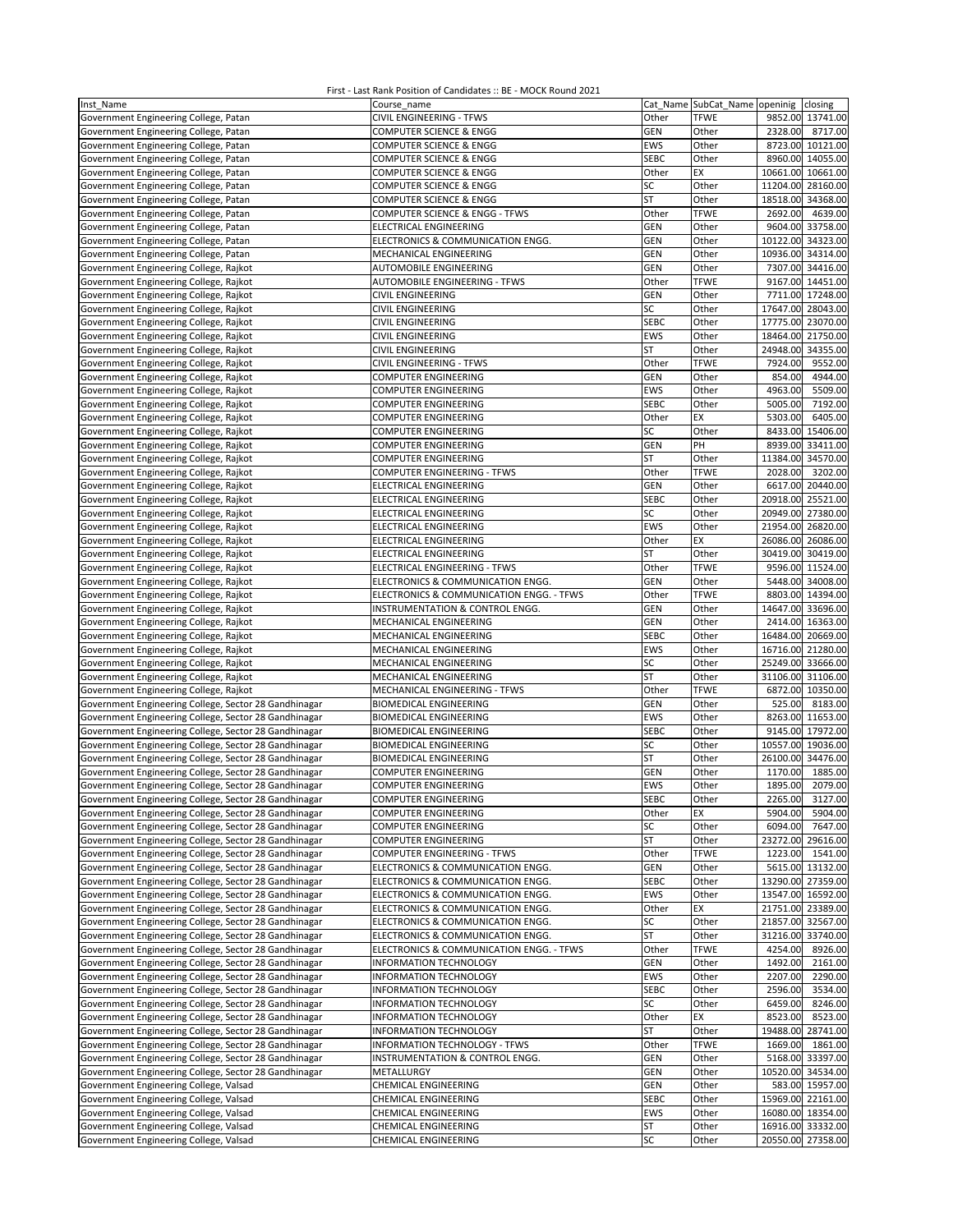First - Last Rank Position of Candidates :: BE - MOCK Round 2021

| Inst_Name | Course_name | Cat_Name | SubCat_Name | openinig | closing |
|---|---|---|---|---|---|
| Government Engineering College, Patan | CIVIL ENGINEERING - TFWS | Other | TFWE | 9852.00 | 13741.00 |
| Government Engineering College, Patan | COMPUTER SCIENCE & ENGG | GEN | Other | 2328.00 | 8717.00 |
| Government Engineering College, Patan | COMPUTER SCIENCE & ENGG | EWS | Other | 8723.00 | 10121.00 |
| Government Engineering College, Patan | COMPUTER SCIENCE & ENGG | SEBC | Other | 8960.00 | 14055.00 |
| Government Engineering College, Patan | COMPUTER SCIENCE & ENGG | Other | EX | 10661.00 | 10661.00 |
| Government Engineering College, Patan | COMPUTER SCIENCE & ENGG | SC | Other | 11204.00 | 28160.00 |
| Government Engineering College, Patan | COMPUTER SCIENCE & ENGG | ST | Other | 18518.00 | 34368.00 |
| Government Engineering College, Patan | COMPUTER SCIENCE & ENGG - TFWS | Other | TFWE | 2692.00 | 4639.00 |
| Government Engineering College, Patan | ELECTRICAL ENGINEERING | GEN | Other | 9604.00 | 33758.00 |
| Government Engineering College, Patan | ELECTRONICS & COMMUNICATION ENGG. | GEN | Other | 10122.00 | 34323.00 |
| Government Engineering College, Patan | MECHANICAL ENGINEERING | GEN | Other | 10936.00 | 34314.00 |
| Government Engineering College, Rajkot | AUTOMOBILE ENGINEERING | GEN | Other | 7307.00 | 34416.00 |
| Government Engineering College, Rajkot | AUTOMOBILE ENGINEERING - TFWS | Other | TFWE | 9167.00 | 14451.00 |
| Government Engineering College, Rajkot | CIVIL ENGINEERING | GEN | Other | 7711.00 | 17248.00 |
| Government Engineering College, Rajkot | CIVIL ENGINEERING | SC | Other | 17647.00 | 28043.00 |
| Government Engineering College, Rajkot | CIVIL ENGINEERING | SEBC | Other | 17775.00 | 23070.00 |
| Government Engineering College, Rajkot | CIVIL ENGINEERING | EWS | Other | 18464.00 | 21750.00 |
| Government Engineering College, Rajkot | CIVIL ENGINEERING | ST | Other | 24948.00 | 34355.00 |
| Government Engineering College, Rajkot | CIVIL ENGINEERING - TFWS | Other | TFWE | 7924.00 | 9552.00 |
| Government Engineering College, Rajkot | COMPUTER ENGINEERING | GEN | Other | 854.00 | 4944.00 |
| Government Engineering College, Rajkot | COMPUTER ENGINEERING | EWS | Other | 4963.00 | 5509.00 |
| Government Engineering College, Rajkot | COMPUTER ENGINEERING | SEBC | Other | 5005.00 | 7192.00 |
| Government Engineering College, Rajkot | COMPUTER ENGINEERING | Other | EX | 5303.00 | 6405.00 |
| Government Engineering College, Rajkot | COMPUTER ENGINEERING | SC | Other | 8433.00 | 15406.00 |
| Government Engineering College, Rajkot | COMPUTER ENGINEERING | GEN | PH | 8939.00 | 33411.00 |
| Government Engineering College, Rajkot | COMPUTER ENGINEERING | ST | Other | 11384.00 | 34570.00 |
| Government Engineering College, Rajkot | COMPUTER ENGINEERING - TFWS | Other | TFWE | 2028.00 | 3202.00 |
| Government Engineering College, Rajkot | ELECTRICAL ENGINEERING | GEN | Other | 6617.00 | 20440.00 |
| Government Engineering College, Rajkot | ELECTRICAL ENGINEERING | SEBC | Other | 20918.00 | 25521.00 |
| Government Engineering College, Rajkot | ELECTRICAL ENGINEERING | SC | Other | 20949.00 | 27380.00 |
| Government Engineering College, Rajkot | ELECTRICAL ENGINEERING | EWS | Other | 21954.00 | 26820.00 |
| Government Engineering College, Rajkot | ELECTRICAL ENGINEERING | Other | EX | 26086.00 | 26086.00 |
| Government Engineering College, Rajkot | ELECTRICAL ENGINEERING | ST | Other | 30419.00 | 30419.00 |
| Government Engineering College, Rajkot | ELECTRICAL ENGINEERING - TFWS | Other | TFWE | 9596.00 | 11524.00 |
| Government Engineering College, Rajkot | ELECTRONICS & COMMUNICATION ENGG. | GEN | Other | 5448.00 | 34008.00 |
| Government Engineering College, Rajkot | ELECTRONICS & COMMUNICATION ENGG. - TFWS | Other | TFWE | 8803.00 | 14394.00 |
| Government Engineering College, Rajkot | INSTRUMENTATION & CONTROL ENGG. | GEN | Other | 14647.00 | 33696.00 |
| Government Engineering College, Rajkot | MECHANICAL ENGINEERING | GEN | Other | 2414.00 | 16363.00 |
| Government Engineering College, Rajkot | MECHANICAL ENGINEERING | SEBC | Other | 16484.00 | 20669.00 |
| Government Engineering College, Rajkot | MECHANICAL ENGINEERING | EWS | Other | 16716.00 | 21280.00 |
| Government Engineering College, Rajkot | MECHANICAL ENGINEERING | SC | Other | 25249.00 | 33666.00 |
| Government Engineering College, Rajkot | MECHANICAL ENGINEERING | ST | Other | 31106.00 | 31106.00 |
| Government Engineering College, Rajkot | MECHANICAL ENGINEERING - TFWS | Other | TFWE | 6872.00 | 10350.00 |
| Government Engineering College, Sector 28 Gandhinagar | BIOMEDICAL ENGINEERING | GEN | Other | 525.00 | 8183.00 |
| Government Engineering College, Sector 28 Gandhinagar | BIOMEDICAL ENGINEERING | EWS | Other | 8263.00 | 11653.00 |
| Government Engineering College, Sector 28 Gandhinagar | BIOMEDICAL ENGINEERING | SEBC | Other | 9145.00 | 17972.00 |
| Government Engineering College, Sector 28 Gandhinagar | BIOMEDICAL ENGINEERING | SC | Other | 10557.00 | 19036.00 |
| Government Engineering College, Sector 28 Gandhinagar | BIOMEDICAL ENGINEERING | ST | Other | 26100.00 | 34476.00 |
| Government Engineering College, Sector 28 Gandhinagar | COMPUTER ENGINEERING | GEN | Other | 1170.00 | 1885.00 |
| Government Engineering College, Sector 28 Gandhinagar | COMPUTER ENGINEERING | EWS | Other | 1895.00 | 2079.00 |
| Government Engineering College, Sector 28 Gandhinagar | COMPUTER ENGINEERING | SEBC | Other | 2265.00 | 3127.00 |
| Government Engineering College, Sector 28 Gandhinagar | COMPUTER ENGINEERING | Other | EX | 5904.00 | 5904.00 |
| Government Engineering College, Sector 28 Gandhinagar | COMPUTER ENGINEERING | SC | Other | 6094.00 | 7647.00 |
| Government Engineering College, Sector 28 Gandhinagar | COMPUTER ENGINEERING | ST | Other | 23272.00 | 29616.00 |
| Government Engineering College, Sector 28 Gandhinagar | COMPUTER ENGINEERING - TFWS | Other | TFWE | 1223.00 | 1541.00 |
| Government Engineering College, Sector 28 Gandhinagar | ELECTRONICS & COMMUNICATION ENGG. | GEN | Other | 5615.00 | 13132.00 |
| Government Engineering College, Sector 28 Gandhinagar | ELECTRONICS & COMMUNICATION ENGG. | SEBC | Other | 13290.00 | 27359.00 |
| Government Engineering College, Sector 28 Gandhinagar | ELECTRONICS & COMMUNICATION ENGG. | EWS | Other | 13547.00 | 16592.00 |
| Government Engineering College, Sector 28 Gandhinagar | ELECTRONICS & COMMUNICATION ENGG. | Other | EX | 21751.00 | 23389.00 |
| Government Engineering College, Sector 28 Gandhinagar | ELECTRONICS & COMMUNICATION ENGG. | SC | Other | 21857.00 | 32567.00 |
| Government Engineering College, Sector 28 Gandhinagar | ELECTRONICS & COMMUNICATION ENGG. | ST | Other | 31216.00 | 33740.00 |
| Government Engineering College, Sector 28 Gandhinagar | ELECTRONICS & COMMUNICATION ENGG. - TFWS | Other | TFWE | 4254.00 | 8926.00 |
| Government Engineering College, Sector 28 Gandhinagar | INFORMATION TECHNOLOGY | GEN | Other | 1492.00 | 2161.00 |
| Government Engineering College, Sector 28 Gandhinagar | INFORMATION TECHNOLOGY | EWS | Other | 2207.00 | 2290.00 |
| Government Engineering College, Sector 28 Gandhinagar | INFORMATION TECHNOLOGY | SEBC | Other | 2596.00 | 3534.00 |
| Government Engineering College, Sector 28 Gandhinagar | INFORMATION TECHNOLOGY | SC | Other | 6459.00 | 8246.00 |
| Government Engineering College, Sector 28 Gandhinagar | INFORMATION TECHNOLOGY | Other | EX | 8523.00 | 8523.00 |
| Government Engineering College, Sector 28 Gandhinagar | INFORMATION TECHNOLOGY | ST | Other | 19488.00 | 28741.00 |
| Government Engineering College, Sector 28 Gandhinagar | INFORMATION TECHNOLOGY - TFWS | Other | TFWE | 1669.00 | 1861.00 |
| Government Engineering College, Sector 28 Gandhinagar | INSTRUMENTATION & CONTROL ENGG. | GEN | Other | 5168.00 | 33397.00 |
| Government Engineering College, Sector 28 Gandhinagar | METALLURGY | GEN | Other | 10520.00 | 34534.00 |
| Government Engineering College, Valsad | CHEMICAL ENGINEERING | GEN | Other | 583.00 | 15957.00 |
| Government Engineering College, Valsad | CHEMICAL ENGINEERING | SEBC | Other | 15969.00 | 22161.00 |
| Government Engineering College, Valsad | CHEMICAL ENGINEERING | EWS | Other | 16080.00 | 18354.00 |
| Government Engineering College, Valsad | CHEMICAL ENGINEERING | ST | Other | 16916.00 | 33332.00 |
| Government Engineering College, Valsad | CHEMICAL ENGINEERING | SC | Other | 20550.00 | 27358.00 |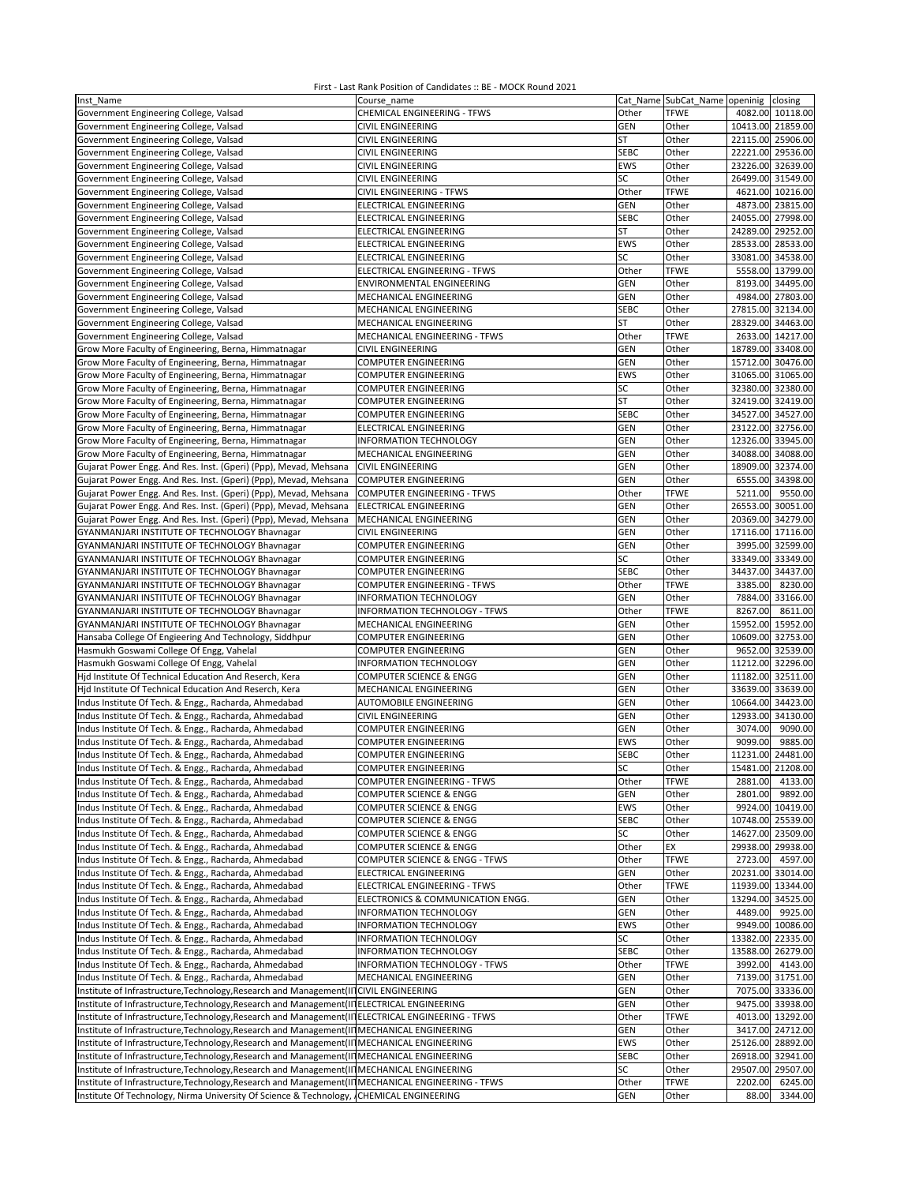First - Last Rank Position of Candidates :: BE - MOCK Round 2021

| Inst_Name | Course_name | Cat_Name | SubCat_Name | openinig | closing |
|---|---|---|---|---|---|
| Government Engineering College, Valsad | CHEMICAL ENGINEERING - TFWS | Other | TFWE | 4082.00 | 10118.00 |
| Government Engineering College, Valsad | CIVIL ENGINEERING | GEN | Other | 10413.00 | 21859.00 |
| Government Engineering College, Valsad | CIVIL ENGINEERING | ST | Other | 22115.00 | 25906.00 |
| Government Engineering College, Valsad | CIVIL ENGINEERING | SEBC | Other | 22221.00 | 29536.00 |
| Government Engineering College, Valsad | CIVIL ENGINEERING | EWS | Other | 23226.00 | 32639.00 |
| Government Engineering College, Valsad | CIVIL ENGINEERING | SC | Other | 26499.00 | 31549.00 |
| Government Engineering College, Valsad | CIVIL ENGINEERING - TFWS | Other | TFWE | 4621.00 | 10216.00 |
| Government Engineering College, Valsad | ELECTRICAL ENGINEERING | GEN | Other | 4873.00 | 23815.00 |
| Government Engineering College, Valsad | ELECTRICAL ENGINEERING | SEBC | Other | 24055.00 | 27998.00 |
| Government Engineering College, Valsad | ELECTRICAL ENGINEERING | ST | Other | 24289.00 | 29252.00 |
| Government Engineering College, Valsad | ELECTRICAL ENGINEERING | EWS | Other | 28533.00 | 28533.00 |
| Government Engineering College, Valsad | ELECTRICAL ENGINEERING | SC | Other | 33081.00 | 34538.00 |
| Government Engineering College, Valsad | ELECTRICAL ENGINEERING - TFWS | Other | TFWE | 5558.00 | 13799.00 |
| Government Engineering College, Valsad | ENVIRONMENTAL ENGINEERING | GEN | Other | 8193.00 | 34495.00 |
| Government Engineering College, Valsad | MECHANICAL ENGINEERING | GEN | Other | 4984.00 | 27803.00 |
| Government Engineering College, Valsad | MECHANICAL ENGINEERING | SEBC | Other | 27815.00 | 32134.00 |
| Government Engineering College, Valsad | MECHANICAL ENGINEERING | ST | Other | 28329.00 | 34463.00 |
| Government Engineering College, Valsad | MECHANICAL ENGINEERING - TFWS | Other | TFWE | 2633.00 | 14217.00 |
| Grow More Faculty of Engineering, Berna, Himmatnagar | CIVIL ENGINEERING | GEN | Other | 18789.00 | 33408.00 |
| Grow More Faculty of Engineering, Berna, Himmatnagar | COMPUTER ENGINEERING | GEN | Other | 15712.00 | 30476.00 |
| Grow More Faculty of Engineering, Berna, Himmatnagar | COMPUTER ENGINEERING | EWS | Other | 31065.00 | 31065.00 |
| Grow More Faculty of Engineering, Berna, Himmatnagar | COMPUTER ENGINEERING | SC | Other | 32380.00 | 32380.00 |
| Grow More Faculty of Engineering, Berna, Himmatnagar | COMPUTER ENGINEERING | ST | Other | 32419.00 | 32419.00 |
| Grow More Faculty of Engineering, Berna, Himmatnagar | COMPUTER ENGINEERING | SEBC | Other | 34527.00 | 34527.00 |
| Grow More Faculty of Engineering, Berna, Himmatnagar | ELECTRICAL ENGINEERING | GEN | Other | 23122.00 | 32756.00 |
| Grow More Faculty of Engineering, Berna, Himmatnagar | INFORMATION TECHNOLOGY | GEN | Other | 12326.00 | 33945.00 |
| Grow More Faculty of Engineering, Berna, Himmatnagar | MECHANICAL ENGINEERING | GEN | Other | 34088.00 | 34088.00 |
| Gujarat Power Engg. And Res. Inst. (Gperi) (Ppp), Mevad, Mehsana | CIVIL ENGINEERING | GEN | Other | 18909.00 | 32374.00 |
| Gujarat Power Engg. And Res. Inst. (Gperi) (Ppp), Mevad, Mehsana | COMPUTER ENGINEERING | GEN | Other | 6555.00 | 34398.00 |
| Gujarat Power Engg. And Res. Inst. (Gperi) (Ppp), Mevad, Mehsana | COMPUTER ENGINEERING - TFWS | Other | TFWE | 5211.00 | 9550.00 |
| Gujarat Power Engg. And Res. Inst. (Gperi) (Ppp), Mevad, Mehsana | ELECTRICAL ENGINEERING | GEN | Other | 26553.00 | 30051.00 |
| Gujarat Power Engg. And Res. Inst. (Gperi) (Ppp), Mevad, Mehsana | MECHANICAL ENGINEERING | GEN | Other | 20369.00 | 34279.00 |
| GYANMANJARI INSTITUTE OF TECHNOLOGY Bhavnagar | CIVIL ENGINEERING | GEN | Other | 17116.00 | 17116.00 |
| GYANMANJARI INSTITUTE OF TECHNOLOGY Bhavnagar | COMPUTER ENGINEERING | GEN | Other | 3995.00 | 32599.00 |
| GYANMANJARI INSTITUTE OF TECHNOLOGY Bhavnagar | COMPUTER ENGINEERING | SC | Other | 33349.00 | 33349.00 |
| GYANMANJARI INSTITUTE OF TECHNOLOGY Bhavnagar | COMPUTER ENGINEERING | SEBC | Other | 34437.00 | 34437.00 |
| GYANMANJARI INSTITUTE OF TECHNOLOGY Bhavnagar | COMPUTER ENGINEERING - TFWS | Other | TFWE | 3385.00 | 8230.00 |
| GYANMANJARI INSTITUTE OF TECHNOLOGY Bhavnagar | INFORMATION TECHNOLOGY | GEN | Other | 7884.00 | 33166.00 |
| GYANMANJARI INSTITUTE OF TECHNOLOGY Bhavnagar | INFORMATION TECHNOLOGY - TFWS | Other | TFWE | 8267.00 | 8611.00 |
| GYANMANJARI INSTITUTE OF TECHNOLOGY Bhavnagar | MECHANICAL ENGINEERING | GEN | Other | 15952.00 | 15952.00 |
| Hansaba College Of Engieering And Technology, Siddhpur | COMPUTER ENGINEERING | GEN | Other | 10609.00 | 32753.00 |
| Hasmukh Goswami College Of Engg, Vahelal | COMPUTER ENGINEERING | GEN | Other | 9652.00 | 32539.00 |
| Hasmukh Goswami College Of Engg, Vahelal | INFORMATION TECHNOLOGY | GEN | Other | 11212.00 | 32296.00 |
| Hjd Institute Of Technical Education And Reserch, Kera | COMPUTER SCIENCE & ENGG | GEN | Other | 11182.00 | 32511.00 |
| Hjd Institute Of Technical Education And Reserch, Kera | MECHANICAL ENGINEERING | GEN | Other | 33639.00 | 33639.00 |
| Indus Institute Of Tech. & Engg., Racharda, Ahmedabad | AUTOMOBILE ENGINEERING | GEN | Other | 10664.00 | 34423.00 |
| Indus Institute Of Tech. & Engg., Racharda, Ahmedabad | CIVIL ENGINEERING | GEN | Other | 12933.00 | 34130.00 |
| Indus Institute Of Tech. & Engg., Racharda, Ahmedabad | COMPUTER ENGINEERING | GEN | Other | 3074.00 | 9090.00 |
| Indus Institute Of Tech. & Engg., Racharda, Ahmedabad | COMPUTER ENGINEERING | EWS | Other | 9099.00 | 9885.00 |
| Indus Institute Of Tech. & Engg., Racharda, Ahmedabad | COMPUTER ENGINEERING | SEBC | Other | 11231.00 | 24481.00 |
| Indus Institute Of Tech. & Engg., Racharda, Ahmedabad | COMPUTER ENGINEERING | SC | Other | 15481.00 | 21208.00 |
| Indus Institute Of Tech. & Engg., Racharda, Ahmedabad | COMPUTER ENGINEERING - TFWS | Other | TFWE | 2881.00 | 4133.00 |
| Indus Institute Of Tech. & Engg., Racharda, Ahmedabad | COMPUTER SCIENCE & ENGG | GEN | Other | 2801.00 | 9892.00 |
| Indus Institute Of Tech. & Engg., Racharda, Ahmedabad | COMPUTER SCIENCE & ENGG | EWS | Other | 9924.00 | 10419.00 |
| Indus Institute Of Tech. & Engg., Racharda, Ahmedabad | COMPUTER SCIENCE & ENGG | SEBC | Other | 10748.00 | 25539.00 |
| Indus Institute Of Tech. & Engg., Racharda, Ahmedabad | COMPUTER SCIENCE & ENGG | SC | Other | 14627.00 | 23509.00 |
| Indus Institute Of Tech. & Engg., Racharda, Ahmedabad | COMPUTER SCIENCE & ENGG | Other | EX | 29938.00 | 29938.00 |
| Indus Institute Of Tech. & Engg., Racharda, Ahmedabad | COMPUTER SCIENCE & ENGG - TFWS | Other | TFWE | 2723.00 | 4597.00 |
| Indus Institute Of Tech. & Engg., Racharda, Ahmedabad | ELECTRICAL ENGINEERING | GEN | Other | 20231.00 | 33014.00 |
| Indus Institute Of Tech. & Engg., Racharda, Ahmedabad | ELECTRICAL ENGINEERING - TFWS | Other | TFWE | 11939.00 | 13344.00 |
| Indus Institute Of Tech. & Engg., Racharda, Ahmedabad | ELECTRONICS & COMMUNICATION ENGG. | GEN | Other | 13294.00 | 34525.00 |
| Indus Institute Of Tech. & Engg., Racharda, Ahmedabad | INFORMATION TECHNOLOGY | GEN | Other | 4489.00 | 9925.00 |
| Indus Institute Of Tech. & Engg., Racharda, Ahmedabad | INFORMATION TECHNOLOGY | EWS | Other | 9949.00 | 10086.00 |
| Indus Institute Of Tech. & Engg., Racharda, Ahmedabad | INFORMATION TECHNOLOGY | SC | Other | 13382.00 | 22335.00 |
| Indus Institute Of Tech. & Engg., Racharda, Ahmedabad | INFORMATION TECHNOLOGY | SEBC | Other | 13588.00 | 26279.00 |
| Indus Institute Of Tech. & Engg., Racharda, Ahmedabad | INFORMATION TECHNOLOGY - TFWS | Other | TFWE | 3992.00 | 4143.00 |
| Indus Institute Of Tech. & Engg., Racharda, Ahmedabad | MECHANICAL ENGINEERING | GEN | Other | 7139.00 | 31751.00 |
| Institute of Infrastructure,Technology,Research and Management(II | CIVIL ENGINEERING | GEN | Other | 7075.00 | 33336.00 |
| Institute of Infrastructure,Technology,Research and Management(II | ELECTRICAL ENGINEERING | GEN | Other | 9475.00 | 33938.00 |
| Institute of Infrastructure,Technology,Research and Management(II | ELECTRICAL ENGINEERING - TFWS | Other | TFWE | 4013.00 | 13292.00 |
| Institute of Infrastructure,Technology,Research and Management(II | MECHANICAL ENGINEERING | GEN | Other | 3417.00 | 24712.00 |
| Institute of Infrastructure,Technology,Research and Management(II | MECHANICAL ENGINEERING | EWS | Other | 25126.00 | 28892.00 |
| Institute of Infrastructure,Technology,Research and Management(II | MECHANICAL ENGINEERING | SEBC | Other | 26918.00 | 32941.00 |
| Institute of Infrastructure,Technology,Research and Management(II | MECHANICAL ENGINEERING | SC | Other | 29507.00 | 29507.00 |
| Institute of Infrastructure,Technology,Research and Management(II | MECHANICAL ENGINEERING - TFWS | Other | TFWE | 2202.00 | 6245.00 |
| Institute Of Technology, Nirma University Of Science & Technology, | CHEMICAL ENGINEERING | GEN | Other | 88.00 | 3344.00 |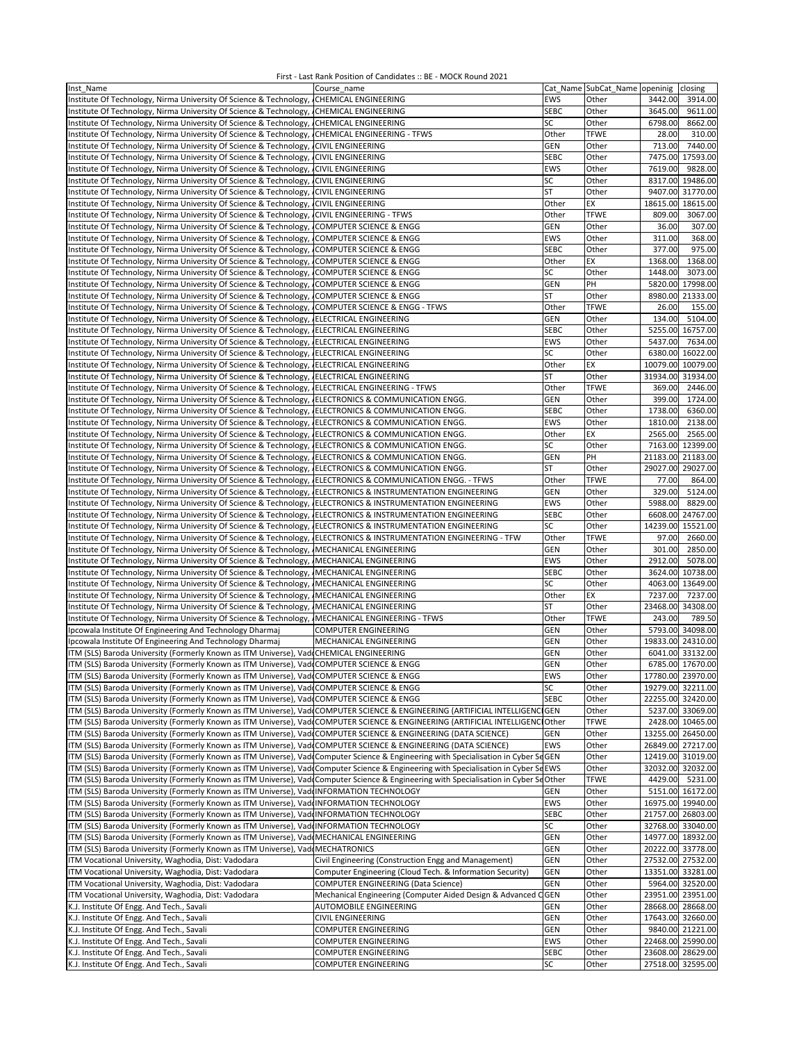First - Last Rank Position of Candidates :: BE - MOCK Round 2021

| Inst_Name | Course_name | Cat_Name | SubCat_Name | openinig | closing |
|---|---|---|---|---|---|
| Institute Of Technology, Nirma University Of Science & Technology, A | CHEMICAL ENGINEERING | EWS | Other | 3442.00 | 3914.00 |
| Institute Of Technology, Nirma University Of Science & Technology, A | CHEMICAL ENGINEERING | SEBC | Other | 3645.00 | 9611.00 |
| Institute Of Technology, Nirma University Of Science & Technology, A | CHEMICAL ENGINEERING | SC | Other | 6798.00 | 8662.00 |
| Institute Of Technology, Nirma University Of Science & Technology, A | CHEMICAL ENGINEERING - TFWS | Other | TFWE | 28.00 | 310.00 |
| Institute Of Technology, Nirma University Of Science & Technology, A | CIVIL ENGINEERING | GEN | Other | 713.00 | 7440.00 |
| Institute Of Technology, Nirma University Of Science & Technology, A | CIVIL ENGINEERING | SEBC | Other | 7475.00 | 17593.00 |
| Institute Of Technology, Nirma University Of Science & Technology, A | CIVIL ENGINEERING | EWS | Other | 7619.00 | 9828.00 |
| Institute Of Technology, Nirma University Of Science & Technology, A | CIVIL ENGINEERING | SC | Other | 8317.00 | 19486.00 |
| Institute Of Technology, Nirma University Of Science & Technology, A | CIVIL ENGINEERING | ST | Other | 9407.00 | 31770.00 |
| Institute Of Technology, Nirma University Of Science & Technology, A | CIVIL ENGINEERING | Other | EX | 18615.00 | 18615.00 |
| Institute Of Technology, Nirma University Of Science & Technology, A | CIVIL ENGINEERING - TFWS | Other | TFWE | 809.00 | 3067.00 |
| Institute Of Technology, Nirma University Of Science & Technology, A | COMPUTER SCIENCE & ENGG | GEN | Other | 36.00 | 307.00 |
| Institute Of Technology, Nirma University Of Science & Technology, A | COMPUTER SCIENCE & ENGG | EWS | Other | 311.00 | 368.00 |
| Institute Of Technology, Nirma University Of Science & Technology, A | COMPUTER SCIENCE & ENGG | SEBC | Other | 377.00 | 975.00 |
| Institute Of Technology, Nirma University Of Science & Technology, A | COMPUTER SCIENCE & ENGG | Other | EX | 1368.00 | 1368.00 |
| Institute Of Technology, Nirma University Of Science & Technology, A | COMPUTER SCIENCE & ENGG | SC | Other | 1448.00 | 3073.00 |
| Institute Of Technology, Nirma University Of Science & Technology, A | COMPUTER SCIENCE & ENGG | GEN | PH | 5820.00 | 17998.00 |
| Institute Of Technology, Nirma University Of Science & Technology, A | COMPUTER SCIENCE & ENGG | ST | Other | 8980.00 | 21333.00 |
| Institute Of Technology, Nirma University Of Science & Technology, A | COMPUTER SCIENCE & ENGG - TFWS | Other | TFWE | 26.00 | 155.00 |
| Institute Of Technology, Nirma University Of Science & Technology, A | ELECTRICAL ENGINEERING | GEN | Other | 134.00 | 5104.00 |
| Institute Of Technology, Nirma University Of Science & Technology, A | ELECTRICAL ENGINEERING | SEBC | Other | 5255.00 | 16757.00 |
| Institute Of Technology, Nirma University Of Science & Technology, A | ELECTRICAL ENGINEERING | EWS | Other | 5437.00 | 7634.00 |
| Institute Of Technology, Nirma University Of Science & Technology, A | ELECTRICAL ENGINEERING | SC | Other | 6380.00 | 16022.00 |
| Institute Of Technology, Nirma University Of Science & Technology, A | ELECTRICAL ENGINEERING | Other | EX | 10079.00 | 10079.00 |
| Institute Of Technology, Nirma University Of Science & Technology, A | ELECTRICAL ENGINEERING | ST | Other | 31934.00 | 31934.00 |
| Institute Of Technology, Nirma University Of Science & Technology, A | ELECTRICAL ENGINEERING - TFWS | Other | TFWE | 369.00 | 2446.00 |
| Institute Of Technology, Nirma University Of Science & Technology, A | ELECTRONICS & COMMUNICATION ENGG. | GEN | Other | 399.00 | 1724.00 |
| Institute Of Technology, Nirma University Of Science & Technology, A | ELECTRONICS & COMMUNICATION ENGG. | SEBC | Other | 1738.00 | 6360.00 |
| Institute Of Technology, Nirma University Of Science & Technology, A | ELECTRONICS & COMMUNICATION ENGG. | EWS | Other | 1810.00 | 2138.00 |
| Institute Of Technology, Nirma University Of Science & Technology, A | ELECTRONICS & COMMUNICATION ENGG. | Other | EX | 2565.00 | 2565.00 |
| Institute Of Technology, Nirma University Of Science & Technology, A | ELECTRONICS & COMMUNICATION ENGG. | SC | Other | 7163.00 | 12399.00 |
| Institute Of Technology, Nirma University Of Science & Technology, A | ELECTRONICS & COMMUNICATION ENGG. | GEN | PH | 21183.00 | 21183.00 |
| Institute Of Technology, Nirma University Of Science & Technology, A | ELECTRONICS & COMMUNICATION ENGG. | ST | Other | 29027.00 | 29027.00 |
| Institute Of Technology, Nirma University Of Science & Technology, A | ELECTRONICS & COMMUNICATION ENGG. - TFWS | Other | TFWE | 77.00 | 864.00 |
| Institute Of Technology, Nirma University Of Science & Technology, A | ELECTRONICS & INSTRUMENTATION ENGINEERING | GEN | Other | 329.00 | 5124.00 |
| Institute Of Technology, Nirma University Of Science & Technology, A | ELECTRONICS & INSTRUMENTATION ENGINEERING | EWS | Other | 5988.00 | 8829.00 |
| Institute Of Technology, Nirma University Of Science & Technology, A | ELECTRONICS & INSTRUMENTATION ENGINEERING | SEBC | Other | 6608.00 | 24767.00 |
| Institute Of Technology, Nirma University Of Science & Technology, A | ELECTRONICS & INSTRUMENTATION ENGINEERING | SC | Other | 14239.00 | 15521.00 |
| Institute Of Technology, Nirma University Of Science & Technology, A | ELECTRONICS & INSTRUMENTATION ENGINEERING - TFW | Other | TFWE | 97.00 | 2660.00 |
| Institute Of Technology, Nirma University Of Science & Technology, A | MECHANICAL ENGINEERING | GEN | Other | 301.00 | 2850.00 |
| Institute Of Technology, Nirma University Of Science & Technology, A | MECHANICAL ENGINEERING | EWS | Other | 2912.00 | 5078.00 |
| Institute Of Technology, Nirma University Of Science & Technology, A | MECHANICAL ENGINEERING | SEBC | Other | 3624.00 | 10738.00 |
| Institute Of Technology, Nirma University Of Science & Technology, A | MECHANICAL ENGINEERING | SC | Other | 4063.00 | 13649.00 |
| Institute Of Technology, Nirma University Of Science & Technology, A | MECHANICAL ENGINEERING | Other | EX | 7237.00 | 7237.00 |
| Institute Of Technology, Nirma University Of Science & Technology, A | MECHANICAL ENGINEERING | ST | Other | 23468.00 | 34308.00 |
| Institute Of Technology, Nirma University Of Science & Technology, A | MECHANICAL ENGINEERING - TFWS | Other | TFWE | 243.00 | 789.50 |
| Ipcowala Institute Of Engineering And Technology Dharmaj | COMPUTER ENGINEERING | GEN | Other | 5793.00 | 34098.00 |
| Ipcowala Institute Of Engineering And Technology Dharmaj | MECHANICAL ENGINEERING | GEN | Other | 19833.00 | 24310.00 |
| ITM (SLS) Baroda University (Formerly Known as ITM Universe), Vado | CHEMICAL ENGINEERING | GEN | Other | 6041.00 | 33132.00 |
| ITM (SLS) Baroda University (Formerly Known as ITM Universe), Vado | COMPUTER SCIENCE & ENGG | GEN | Other | 6785.00 | 17670.00 |
| ITM (SLS) Baroda University (Formerly Known as ITM Universe), Vado | COMPUTER SCIENCE & ENGG | EWS | Other | 17780.00 | 23970.00 |
| ITM (SLS) Baroda University (Formerly Known as ITM Universe), Vado | COMPUTER SCIENCE & ENGG | SC | Other | 19279.00 | 32211.00 |
| ITM (SLS) Baroda University (Formerly Known as ITM Universe), Vado | COMPUTER SCIENCE & ENGG | SEBC | Other | 22255.00 | 32420.00 |
| ITM (SLS) Baroda University (Formerly Known as ITM Universe), Vado | COMPUTER SCIENCE & ENGINEERING (ARTIFICIAL INTELLIGENC | GEN | Other | 5237.00 | 33069.00 |
| ITM (SLS) Baroda University (Formerly Known as ITM Universe), Vado | COMPUTER SCIENCE & ENGINEERING (ARTIFICIAL INTELLIGENC | Other | TFWE | 2428.00 | 10465.00 |
| ITM (SLS) Baroda University (Formerly Known as ITM Universe), Vado | COMPUTER SCIENCE & ENGINEERING (DATA SCIENCE) | GEN | Other | 13255.00 | 26450.00 |
| ITM (SLS) Baroda University (Formerly Known as ITM Universe), Vado | COMPUTER SCIENCE & ENGINEERING (DATA SCIENCE) | EWS | Other | 26849.00 | 27217.00 |
| ITM (SLS) Baroda University (Formerly Known as ITM Universe), Vado | Computer Science & Engineering with Specialisation in Cyber Se | GEN | Other | 12419.00 | 31019.00 |
| ITM (SLS) Baroda University (Formerly Known as ITM Universe), Vado | Computer Science & Engineering with Specialisation in Cyber Se | EWS | Other | 32032.00 | 32032.00 |
| ITM (SLS) Baroda University (Formerly Known as ITM Universe), Vado | Computer Science & Engineering with Specialisation in Cyber Se | Other | TFWE | 4429.00 | 5231.00 |
| ITM (SLS) Baroda University (Formerly Known as ITM Universe), Vado | INFORMATION TECHNOLOGY | GEN | Other | 5151.00 | 16172.00 |
| ITM (SLS) Baroda University (Formerly Known as ITM Universe), Vado | INFORMATION TECHNOLOGY | EWS | Other | 16975.00 | 19940.00 |
| ITM (SLS) Baroda University (Formerly Known as ITM Universe), Vado | INFORMATION TECHNOLOGY | SEBC | Other | 21757.00 | 26803.00 |
| ITM (SLS) Baroda University (Formerly Known as ITM Universe), Vado | INFORMATION TECHNOLOGY | SC | Other | 32768.00 | 33040.00 |
| ITM (SLS) Baroda University (Formerly Known as ITM Universe), Vado | MECHANICAL ENGINEERING | GEN | Other | 14977.00 | 18932.00 |
| ITM (SLS) Baroda University (Formerly Known as ITM Universe), Vado | MECHATRONICS | GEN | Other | 20222.00 | 33778.00 |
| ITM Vocational University, Waghodia, Dist: Vadodara | Civil Engineering (Construction Engg and Management) | GEN | Other | 27532.00 | 27532.00 |
| ITM Vocational University, Waghodia, Dist: Vadodara | Computer Engineering (Cloud Tech. & Information Security) | GEN | Other | 13351.00 | 33281.00 |
| ITM Vocational University, Waghodia, Dist: Vadodara | COMPUTER ENGINEERING (Data Science) | GEN | Other | 5964.00 | 32520.00 |
| ITM Vocational University, Waghodia, Dist: Vadodara | Mechanical Engineering (Computer Aided Design & Advanced C | GEN | Other | 23951.00 | 23951.00 |
| K.J. Institute Of Engg. And Tech., Savali | AUTOMOBILE ENGINEERING | GEN | Other | 28668.00 | 28668.00 |
| K.J. Institute Of Engg. And Tech., Savali | CIVIL ENGINEERING | GEN | Other | 17643.00 | 32660.00 |
| K.J. Institute Of Engg. And Tech., Savali | COMPUTER ENGINEERING | GEN | Other | 9840.00 | 21221.00 |
| K.J. Institute Of Engg. And Tech., Savali | COMPUTER ENGINEERING | EWS | Other | 22468.00 | 25990.00 |
| K.J. Institute Of Engg. And Tech., Savali | COMPUTER ENGINEERING | SEBC | Other | 23608.00 | 28629.00 |
| K.J. Institute Of Engg. And Tech., Savali | COMPUTER ENGINEERING | SC | Other | 27518.00 | 32595.00 |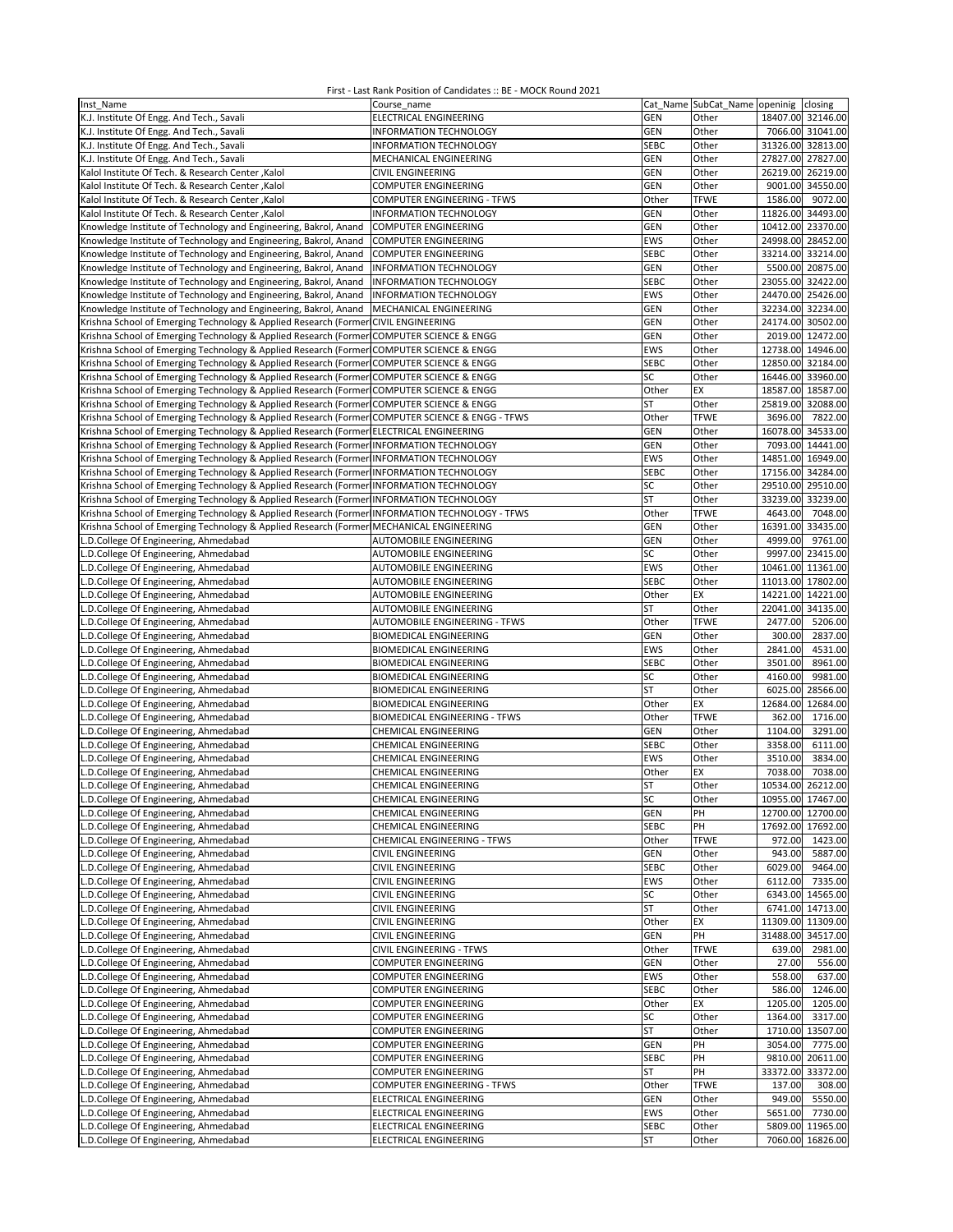First - Last Rank Position of Candidates :: BE - MOCK Round 2021

| Inst_Name | Course_name | Cat_Name | SubCat_Name | openinig | closing |
|---|---|---|---|---|---|
| K.J. Institute Of Engg. And Tech., Savali | ELECTRICAL ENGINEERING | GEN | Other | 18407.00 | 32146.00 |
| K.J. Institute Of Engg. And Tech., Savali | INFORMATION TECHNOLOGY | GEN | Other | 7066.00 | 31041.00 |
| K.J. Institute Of Engg. And Tech., Savali | INFORMATION TECHNOLOGY | SEBC | Other | 31326.00 | 32813.00 |
| K.J. Institute Of Engg. And Tech., Savali | MECHANICAL ENGINEERING | GEN | Other | 27827.00 | 27827.00 |
| Kalol Institute Of Tech. & Research Center ,Kalol | CIVIL ENGINEERING | GEN | Other | 26219.00 | 26219.00 |
| Kalol Institute Of Tech. & Research Center ,Kalol | COMPUTER ENGINEERING | GEN | Other | 9001.00 | 34550.00 |
| Kalol Institute Of Tech. & Research Center ,Kalol | COMPUTER ENGINEERING - TFWS | Other | TFWE | 1586.00 | 9072.00 |
| Kalol Institute Of Tech. & Research Center ,Kalol | INFORMATION TECHNOLOGY | GEN | Other | 11826.00 | 34493.00 |
| Knowledge Institute of Technology and Engineering, Bakrol, Anand | COMPUTER ENGINEERING | GEN | Other | 10412.00 | 23370.00 |
| Knowledge Institute of Technology and Engineering, Bakrol, Anand | COMPUTER ENGINEERING | EWS | Other | 24998.00 | 28452.00 |
| Knowledge Institute of Technology and Engineering, Bakrol, Anand | COMPUTER ENGINEERING | SEBC | Other | 33214.00 | 33214.00 |
| Knowledge Institute of Technology and Engineering, Bakrol, Anand | INFORMATION TECHNOLOGY | GEN | Other | 5500.00 | 20875.00 |
| Knowledge Institute of Technology and Engineering, Bakrol, Anand | INFORMATION TECHNOLOGY | SEBC | Other | 23055.00 | 32422.00 |
| Knowledge Institute of Technology and Engineering, Bakrol, Anand | INFORMATION TECHNOLOGY | EWS | Other | 24470.00 | 25426.00 |
| Knowledge Institute of Technology and Engineering, Bakrol, Anand | MECHANICAL ENGINEERING | GEN | Other | 32234.00 | 32234.00 |
| Krishna School of Emerging Technology & Applied Research (Former | CIVIL ENGINEERING | GEN | Other | 24174.00 | 30502.00 |
| Krishna School of Emerging Technology & Applied Research (Former | COMPUTER SCIENCE & ENGG | GEN | Other | 2019.00 | 12472.00 |
| Krishna School of Emerging Technology & Applied Research (Former | COMPUTER SCIENCE & ENGG | EWS | Other | 12738.00 | 14946.00 |
| Krishna School of Emerging Technology & Applied Research (Former | COMPUTER SCIENCE & ENGG | SEBC | Other | 12850.00 | 32184.00 |
| Krishna School of Emerging Technology & Applied Research (Former | COMPUTER SCIENCE & ENGG | SC | Other | 16446.00 | 33960.00 |
| Krishna School of Emerging Technology & Applied Research (Former | COMPUTER SCIENCE & ENGG | Other | EX | 18587.00 | 18587.00 |
| Krishna School of Emerging Technology & Applied Research (Former | COMPUTER SCIENCE & ENGG | ST | Other | 25819.00 | 32088.00 |
| Krishna School of Emerging Technology & Applied Research (Former | COMPUTER SCIENCE & ENGG - TFWS | Other | TFWE | 3696.00 | 7822.00 |
| Krishna School of Emerging Technology & Applied Research (Former | ELECTRICAL ENGINEERING | GEN | Other | 16078.00 | 34533.00 |
| Krishna School of Emerging Technology & Applied Research (Former | INFORMATION TECHNOLOGY | GEN | Other | 7093.00 | 14441.00 |
| Krishna School of Emerging Technology & Applied Research (Former | INFORMATION TECHNOLOGY | EWS | Other | 14851.00 | 16949.00 |
| Krishna School of Emerging Technology & Applied Research (Former | INFORMATION TECHNOLOGY | SEBC | Other | 17156.00 | 34284.00 |
| Krishna School of Emerging Technology & Applied Research (Former | INFORMATION TECHNOLOGY | SC | Other | 29510.00 | 29510.00 |
| Krishna School of Emerging Technology & Applied Research (Former | INFORMATION TECHNOLOGY | ST | Other | 33239.00 | 33239.00 |
| Krishna School of Emerging Technology & Applied Research (Former | INFORMATION TECHNOLOGY - TFWS | Other | TFWE | 4643.00 | 7048.00 |
| Krishna School of Emerging Technology & Applied Research (Former | MECHANICAL ENGINEERING | GEN | Other | 16391.00 | 33435.00 |
| L.D.College Of Engineering, Ahmedabad | AUTOMOBILE ENGINEERING | GEN | Other | 4999.00 | 9761.00 |
| L.D.College Of Engineering, Ahmedabad | AUTOMOBILE ENGINEERING | SC | Other | 9997.00 | 23415.00 |
| L.D.College Of Engineering, Ahmedabad | AUTOMOBILE ENGINEERING | EWS | Other | 10461.00 | 11361.00 |
| L.D.College Of Engineering, Ahmedabad | AUTOMOBILE ENGINEERING | SEBC | Other | 11013.00 | 17802.00 |
| L.D.College Of Engineering, Ahmedabad | AUTOMOBILE ENGINEERING | Other | EX | 14221.00 | 14221.00 |
| L.D.College Of Engineering, Ahmedabad | AUTOMOBILE ENGINEERING | ST | Other | 22041.00 | 34135.00 |
| L.D.College Of Engineering, Ahmedabad | AUTOMOBILE ENGINEERING - TFWS | Other | TFWE | 2477.00 | 5206.00 |
| L.D.College Of Engineering, Ahmedabad | BIOMEDICAL ENGINEERING | GEN | Other | 300.00 | 2837.00 |
| L.D.College Of Engineering, Ahmedabad | BIOMEDICAL ENGINEERING | EWS | Other | 2841.00 | 4531.00 |
| L.D.College Of Engineering, Ahmedabad | BIOMEDICAL ENGINEERING | SEBC | Other | 3501.00 | 8961.00 |
| L.D.College Of Engineering, Ahmedabad | BIOMEDICAL ENGINEERING | SC | Other | 4160.00 | 9981.00 |
| L.D.College Of Engineering, Ahmedabad | BIOMEDICAL ENGINEERING | ST | Other | 6025.00 | 28566.00 |
| L.D.College Of Engineering, Ahmedabad | BIOMEDICAL ENGINEERING | Other | EX | 12684.00 | 12684.00 |
| L.D.College Of Engineering, Ahmedabad | BIOMEDICAL ENGINEERING - TFWS | Other | TFWE | 362.00 | 1716.00 |
| L.D.College Of Engineering, Ahmedabad | CHEMICAL ENGINEERING | GEN | Other | 1104.00 | 3291.00 |
| L.D.College Of Engineering, Ahmedabad | CHEMICAL ENGINEERING | SEBC | Other | 3358.00 | 6111.00 |
| L.D.College Of Engineering, Ahmedabad | CHEMICAL ENGINEERING | EWS | Other | 3510.00 | 3834.00 |
| L.D.College Of Engineering, Ahmedabad | CHEMICAL ENGINEERING | Other | EX | 7038.00 | 7038.00 |
| L.D.College Of Engineering, Ahmedabad | CHEMICAL ENGINEERING | ST | Other | 10534.00 | 26212.00 |
| L.D.College Of Engineering, Ahmedabad | CHEMICAL ENGINEERING | SC | Other | 10955.00 | 17467.00 |
| L.D.College Of Engineering, Ahmedabad | CHEMICAL ENGINEERING | GEN | PH | 12700.00 | 12700.00 |
| L.D.College Of Engineering, Ahmedabad | CHEMICAL ENGINEERING | SEBC | PH | 17692.00 | 17692.00 |
| L.D.College Of Engineering, Ahmedabad | CHEMICAL ENGINEERING - TFWS | Other | TFWE | 972.00 | 1423.00 |
| L.D.College Of Engineering, Ahmedabad | CIVIL ENGINEERING | GEN | Other | 943.00 | 5887.00 |
| L.D.College Of Engineering, Ahmedabad | CIVIL ENGINEERING | SEBC | Other | 6029.00 | 9464.00 |
| L.D.College Of Engineering, Ahmedabad | CIVIL ENGINEERING | EWS | Other | 6112.00 | 7335.00 |
| L.D.College Of Engineering, Ahmedabad | CIVIL ENGINEERING | SC | Other | 6343.00 | 14565.00 |
| L.D.College Of Engineering, Ahmedabad | CIVIL ENGINEERING | ST | Other | 6741.00 | 14713.00 |
| L.D.College Of Engineering, Ahmedabad | CIVIL ENGINEERING | Other | EX | 11309.00 | 11309.00 |
| L.D.College Of Engineering, Ahmedabad | CIVIL ENGINEERING | GEN | PH | 31488.00 | 34517.00 |
| L.D.College Of Engineering, Ahmedabad | CIVIL ENGINEERING - TFWS | Other | TFWE | 639.00 | 2981.00 |
| L.D.College Of Engineering, Ahmedabad | COMPUTER ENGINEERING | GEN | Other | 27.00 | 556.00 |
| L.D.College Of Engineering, Ahmedabad | COMPUTER ENGINEERING | EWS | Other | 558.00 | 637.00 |
| L.D.College Of Engineering, Ahmedabad | COMPUTER ENGINEERING | SEBC | Other | 586.00 | 1246.00 |
| L.D.College Of Engineering, Ahmedabad | COMPUTER ENGINEERING | Other | EX | 1205.00 | 1205.00 |
| L.D.College Of Engineering, Ahmedabad | COMPUTER ENGINEERING | SC | Other | 1364.00 | 3317.00 |
| L.D.College Of Engineering, Ahmedabad | COMPUTER ENGINEERING | ST | Other | 1710.00 | 13507.00 |
| L.D.College Of Engineering, Ahmedabad | COMPUTER ENGINEERING | GEN | PH | 3054.00 | 7775.00 |
| L.D.College Of Engineering, Ahmedabad | COMPUTER ENGINEERING | SEBC | PH | 9810.00 | 20611.00 |
| L.D.College Of Engineering, Ahmedabad | COMPUTER ENGINEERING | ST | PH | 33372.00 | 33372.00 |
| L.D.College Of Engineering, Ahmedabad | COMPUTER ENGINEERING - TFWS | Other | TFWE | 137.00 | 308.00 |
| L.D.College Of Engineering, Ahmedabad | ELECTRICAL ENGINEERING | GEN | Other | 949.00 | 5550.00 |
| L.D.College Of Engineering, Ahmedabad | ELECTRICAL ENGINEERING | EWS | Other | 5651.00 | 7730.00 |
| L.D.College Of Engineering, Ahmedabad | ELECTRICAL ENGINEERING | SEBC | Other | 5809.00 | 11965.00 |
| L.D.College Of Engineering, Ahmedabad | ELECTRICAL ENGINEERING | ST | Other | 7060.00 | 16826.00 |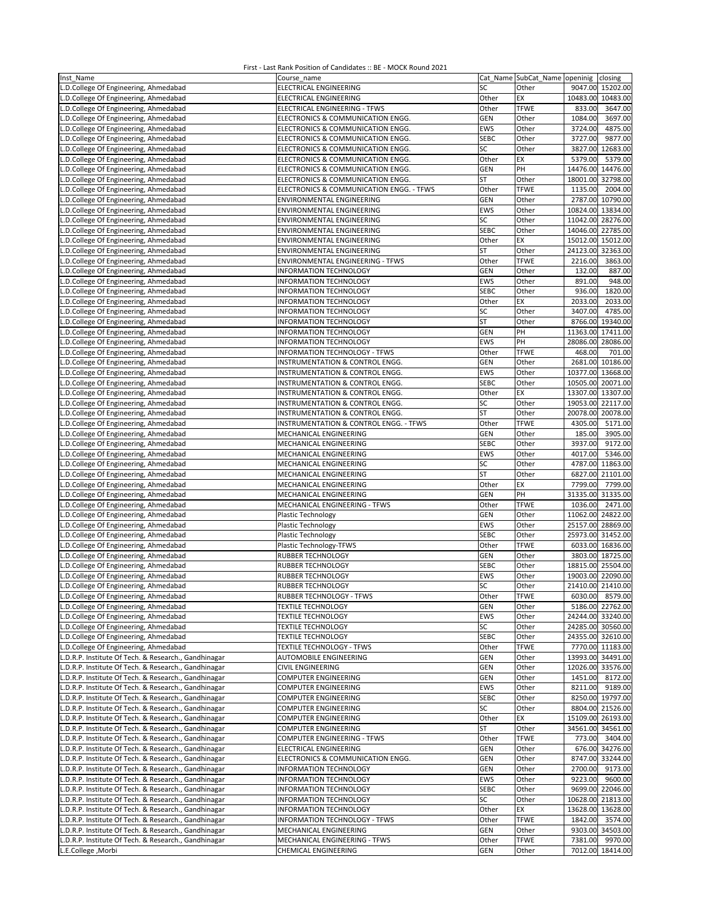First - Last Rank Position of Candidates :: BE - MOCK Round 2021

| Inst_Name | Course_name | Cat_Name | SubCat_Name | openinig | closing |
|---|---|---|---|---|---|
| L.D.College Of Engineering, Ahmedabad | ELECTRICAL ENGINEERING | SC | Other | 9047.00 | 15202.00 |
| L.D.College Of Engineering, Ahmedabad | ELECTRICAL ENGINEERING | Other | EX | 10483.00 | 10483.00 |
| L.D.College Of Engineering, Ahmedabad | ELECTRICAL ENGINEERING - TFWS | Other | TFWE | 833.00 | 3647.00 |
| L.D.College Of Engineering, Ahmedabad | ELECTRONICS & COMMUNICATION ENGG. | GEN | Other | 1084.00 | 3697.00 |
| L.D.College Of Engineering, Ahmedabad | ELECTRONICS & COMMUNICATION ENGG. | EWS | Other | 3724.00 | 4875.00 |
| L.D.College Of Engineering, Ahmedabad | ELECTRONICS & COMMUNICATION ENGG. | SEBC | Other | 3727.00 | 9877.00 |
| L.D.College Of Engineering, Ahmedabad | ELECTRONICS & COMMUNICATION ENGG. | SC | Other | 3827.00 | 12683.00 |
| L.D.College Of Engineering, Ahmedabad | ELECTRONICS & COMMUNICATION ENGG. | Other | EX | 5379.00 | 5379.00 |
| L.D.College Of Engineering, Ahmedabad | ELECTRONICS & COMMUNICATION ENGG. | GEN | PH | 14476.00 | 14476.00 |
| L.D.College Of Engineering, Ahmedabad | ELECTRONICS & COMMUNICATION ENGG. | ST | Other | 18001.00 | 32798.00 |
| L.D.College Of Engineering, Ahmedabad | ELECTRONICS & COMMUNICATION ENGG. - TFWS | Other | TFWE | 1135.00 | 2004.00 |
| L.D.College Of Engineering, Ahmedabad | ENVIRONMENTAL ENGINEERING | GEN | Other | 2787.00 | 10790.00 |
| L.D.College Of Engineering, Ahmedabad | ENVIRONMENTAL ENGINEERING | EWS | Other | 10824.00 | 13834.00 |
| L.D.College Of Engineering, Ahmedabad | ENVIRONMENTAL ENGINEERING | SC | Other | 11042.00 | 28276.00 |
| L.D.College Of Engineering, Ahmedabad | ENVIRONMENTAL ENGINEERING | SEBC | Other | 14046.00 | 22785.00 |
| L.D.College Of Engineering, Ahmedabad | ENVIRONMENTAL ENGINEERING | Other | EX | 15012.00 | 15012.00 |
| L.D.College Of Engineering, Ahmedabad | ENVIRONMENTAL ENGINEERING | ST | Other | 24123.00 | 32363.00 |
| L.D.College Of Engineering, Ahmedabad | ENVIRONMENTAL ENGINEERING - TFWS | Other | TFWE | 2216.00 | 3863.00 |
| L.D.College Of Engineering, Ahmedabad | INFORMATION TECHNOLOGY | GEN | Other | 132.00 | 887.00 |
| L.D.College Of Engineering, Ahmedabad | INFORMATION TECHNOLOGY | EWS | Other | 891.00 | 948.00 |
| L.D.College Of Engineering, Ahmedabad | INFORMATION TECHNOLOGY | SEBC | Other | 936.00 | 1820.00 |
| L.D.College Of Engineering, Ahmedabad | INFORMATION TECHNOLOGY | Other | EX | 2033.00 | 2033.00 |
| L.D.College Of Engineering, Ahmedabad | INFORMATION TECHNOLOGY | SC | Other | 3407.00 | 4785.00 |
| L.D.College Of Engineering, Ahmedabad | INFORMATION TECHNOLOGY | ST | Other | 8766.00 | 19340.00 |
| L.D.College Of Engineering, Ahmedabad | INFORMATION TECHNOLOGY | GEN | PH | 11363.00 | 17411.00 |
| L.D.College Of Engineering, Ahmedabad | INFORMATION TECHNOLOGY | EWS | PH | 28086.00 | 28086.00 |
| L.D.College Of Engineering, Ahmedabad | INFORMATION TECHNOLOGY - TFWS | Other | TFWE | 468.00 | 701.00 |
| L.D.College Of Engineering, Ahmedabad | INSTRUMENTATION & CONTROL ENGG. | GEN | Other | 2681.00 | 10186.00 |
| L.D.College Of Engineering, Ahmedabad | INSTRUMENTATION & CONTROL ENGG. | EWS | Other | 10377.00 | 13668.00 |
| L.D.College Of Engineering, Ahmedabad | INSTRUMENTATION & CONTROL ENGG. | SEBC | Other | 10505.00 | 20071.00 |
| L.D.College Of Engineering, Ahmedabad | INSTRUMENTATION & CONTROL ENGG. | Other | EX | 13307.00 | 13307.00 |
| L.D.College Of Engineering, Ahmedabad | INSTRUMENTATION & CONTROL ENGG. | SC | Other | 19053.00 | 22117.00 |
| L.D.College Of Engineering, Ahmedabad | INSTRUMENTATION & CONTROL ENGG. | ST | Other | 20078.00 | 20078.00 |
| L.D.College Of Engineering, Ahmedabad | INSTRUMENTATION & CONTROL ENGG. - TFWS | Other | TFWE | 4305.00 | 5171.00 |
| L.D.College Of Engineering, Ahmedabad | MECHANICAL ENGINEERING | GEN | Other | 185.00 | 3905.00 |
| L.D.College Of Engineering, Ahmedabad | MECHANICAL ENGINEERING | SEBC | Other | 3937.00 | 9172.00 |
| L.D.College Of Engineering, Ahmedabad | MECHANICAL ENGINEERING | EWS | Other | 4017.00 | 5346.00 |
| L.D.College Of Engineering, Ahmedabad | MECHANICAL ENGINEERING | SC | Other | 4787.00 | 11863.00 |
| L.D.College Of Engineering, Ahmedabad | MECHANICAL ENGINEERING | ST | Other | 6827.00 | 21101.00 |
| L.D.College Of Engineering, Ahmedabad | MECHANICAL ENGINEERING | Other | EX | 7799.00 | 7799.00 |
| L.D.College Of Engineering, Ahmedabad | MECHANICAL ENGINEERING | GEN | PH | 31335.00 | 31335.00 |
| L.D.College Of Engineering, Ahmedabad | MECHANICAL ENGINEERING - TFWS | Other | TFWE | 1036.00 | 2471.00 |
| L.D.College Of Engineering, Ahmedabad | Plastic Technology | GEN | Other | 11062.00 | 24822.00 |
| L.D.College Of Engineering, Ahmedabad | Plastic Technology | EWS | Other | 25157.00 | 28869.00 |
| L.D.College Of Engineering, Ahmedabad | Plastic Technology | SEBC | Other | 25973.00 | 31452.00 |
| L.D.College Of Engineering, Ahmedabad | Plastic Technology-TFWS | Other | TFWE | 6033.00 | 16836.00 |
| L.D.College Of Engineering, Ahmedabad | RUBBER TECHNOLOGY | GEN | Other | 3803.00 | 18725.00 |
| L.D.College Of Engineering, Ahmedabad | RUBBER TECHNOLOGY | SEBC | Other | 18815.00 | 25504.00 |
| L.D.College Of Engineering, Ahmedabad | RUBBER TECHNOLOGY | EWS | Other | 19003.00 | 22090.00 |
| L.D.College Of Engineering, Ahmedabad | RUBBER TECHNOLOGY | SC | Other | 21410.00 | 21410.00 |
| L.D.College Of Engineering, Ahmedabad | RUBBER TECHNOLOGY - TFWS | Other | TFWE | 6030.00 | 8579.00 |
| L.D.College Of Engineering, Ahmedabad | TEXTILE TECHNOLOGY | GEN | Other | 5186.00 | 22762.00 |
| L.D.College Of Engineering, Ahmedabad | TEXTILE TECHNOLOGY | EWS | Other | 24244.00 | 33240.00 |
| L.D.College Of Engineering, Ahmedabad | TEXTILE TECHNOLOGY | SC | Other | 24285.00 | 30560.00 |
| L.D.College Of Engineering, Ahmedabad | TEXTILE TECHNOLOGY | SEBC | Other | 24355.00 | 32610.00 |
| L.D.College Of Engineering, Ahmedabad | TEXTILE TECHNOLOGY - TFWS | Other | TFWE | 7770.00 | 11183.00 |
| L.D.R.P. Institute Of Tech. & Research., Gandhinagar | AUTOMOBILE ENGINEERING | GEN | Other | 13993.00 | 34491.00 |
| L.D.R.P. Institute Of Tech. & Research., Gandhinagar | CIVIL ENGINEERING | GEN | Other | 12026.00 | 33576.00 |
| L.D.R.P. Institute Of Tech. & Research., Gandhinagar | COMPUTER ENGINEERING | GEN | Other | 1451.00 | 8172.00 |
| L.D.R.P. Institute Of Tech. & Research., Gandhinagar | COMPUTER ENGINEERING | EWS | Other | 8211.00 | 9189.00 |
| L.D.R.P. Institute Of Tech. & Research., Gandhinagar | COMPUTER ENGINEERING | SEBC | Other | 8250.00 | 19797.00 |
| L.D.R.P. Institute Of Tech. & Research., Gandhinagar | COMPUTER ENGINEERING | SC | Other | 8804.00 | 21526.00 |
| L.D.R.P. Institute Of Tech. & Research., Gandhinagar | COMPUTER ENGINEERING | Other | EX | 15109.00 | 26193.00 |
| L.D.R.P. Institute Of Tech. & Research., Gandhinagar | COMPUTER ENGINEERING | ST | Other | 34561.00 | 34561.00 |
| L.D.R.P. Institute Of Tech. & Research., Gandhinagar | COMPUTER ENGINEERING - TFWS | Other | TFWE | 773.00 | 3404.00 |
| L.D.R.P. Institute Of Tech. & Research., Gandhinagar | ELECTRICAL ENGINEERING | GEN | Other | 676.00 | 34276.00 |
| L.D.R.P. Institute Of Tech. & Research., Gandhinagar | ELECTRONICS & COMMUNICATION ENGG. | GEN | Other | 8747.00 | 33244.00 |
| L.D.R.P. Institute Of Tech. & Research., Gandhinagar | INFORMATION TECHNOLOGY | GEN | Other | 2700.00 | 9173.00 |
| L.D.R.P. Institute Of Tech. & Research., Gandhinagar | INFORMATION TECHNOLOGY | EWS | Other | 9223.00 | 9600.00 |
| L.D.R.P. Institute Of Tech. & Research., Gandhinagar | INFORMATION TECHNOLOGY | SEBC | Other | 9699.00 | 22046.00 |
| L.D.R.P. Institute Of Tech. & Research., Gandhinagar | INFORMATION TECHNOLOGY | SC | Other | 10628.00 | 21813.00 |
| L.D.R.P. Institute Of Tech. & Research., Gandhinagar | INFORMATION TECHNOLOGY | Other | EX | 13628.00 | 13628.00 |
| L.D.R.P. Institute Of Tech. & Research., Gandhinagar | INFORMATION TECHNOLOGY - TFWS | Other | TFWE | 1842.00 | 3574.00 |
| L.D.R.P. Institute Of Tech. & Research., Gandhinagar | MECHANICAL ENGINEERING | GEN | Other | 9303.00 | 34503.00 |
| L.D.R.P. Institute Of Tech. & Research., Gandhinagar | MECHANICAL ENGINEERING - TFWS | Other | TFWE | 7381.00 | 9970.00 |
| L.E.College ,Morbi | CHEMICAL ENGINEERING | GEN | Other | 7012.00 | 18414.00 |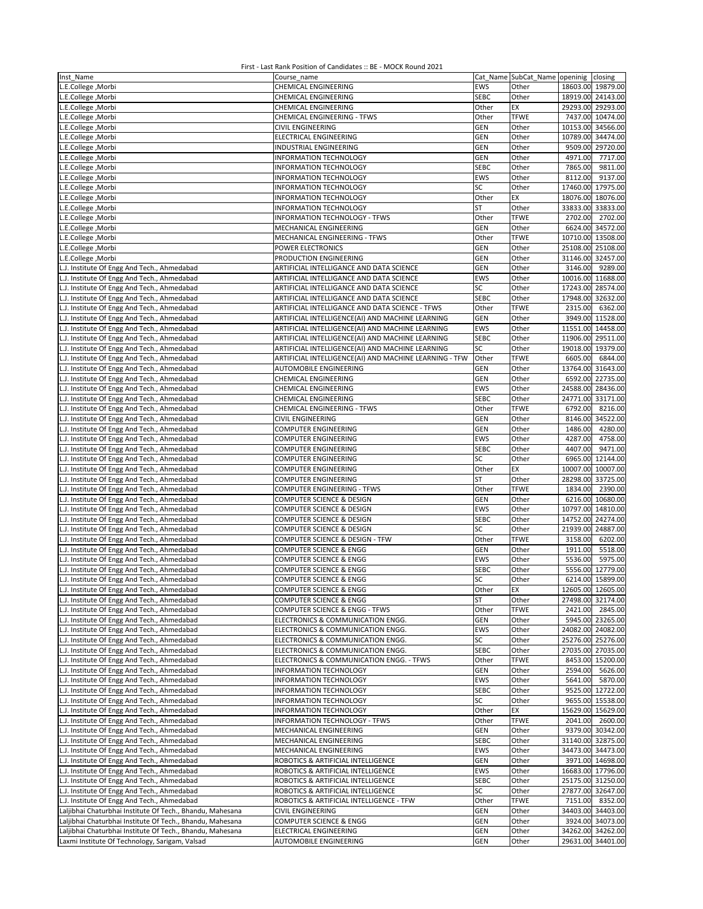First - Last Rank Position of Candidates :: BE - MOCK Round 2021

| Inst_Name | Course_name | Cat_Name | SubCat_Name | openinig | closing |
|---|---|---|---|---|---|
| L.E.College ,Morbi | CHEMICAL ENGINEERING | EWS | Other | 18603.00 | 19879.00 |
| L.E.College ,Morbi | CHEMICAL ENGINEERING | SEBC | Other | 18919.00 | 24143.00 |
| L.E.College ,Morbi | CHEMICAL ENGINEERING | Other | EX | 29293.00 | 29293.00 |
| L.E.College ,Morbi | CHEMICAL ENGINEERING - TFWS | Other | TFWE | 7437.00 | 10474.00 |
| L.E.College ,Morbi | CIVIL ENGINEERING | GEN | Other | 10153.00 | 34566.00 |
| L.E.College ,Morbi | ELECTRICAL ENGINEERING | GEN | Other | 10789.00 | 34474.00 |
| L.E.College ,Morbi | INDUSTRIAL ENGINEERING | GEN | Other | 9509.00 | 29720.00 |
| L.E.College ,Morbi | INFORMATION TECHNOLOGY | GEN | Other | 4971.00 | 7717.00 |
| L.E.College ,Morbi | INFORMATION TECHNOLOGY | SEBC | Other | 7865.00 | 9811.00 |
| L.E.College ,Morbi | INFORMATION TECHNOLOGY | EWS | Other | 8112.00 | 9137.00 |
| L.E.College ,Morbi | INFORMATION TECHNOLOGY | SC | Other | 17460.00 | 17975.00 |
| L.E.College ,Morbi | INFORMATION TECHNOLOGY | Other | EX | 18076.00 | 18076.00 |
| L.E.College ,Morbi | INFORMATION TECHNOLOGY | ST | Other | 33833.00 | 33833.00 |
| L.E.College ,Morbi | INFORMATION TECHNOLOGY - TFWS | Other | TFWE | 2702.00 | 2702.00 |
| L.E.College ,Morbi | MECHANICAL ENGINEERING | GEN | Other | 6624.00 | 34572.00 |
| L.E.College ,Morbi | MECHANICAL ENGINEERING - TFWS | Other | TFWE | 10710.00 | 13508.00 |
| L.E.College ,Morbi | POWER ELECTRONICS | GEN | Other | 25108.00 | 25108.00 |
| L.E.College ,Morbi | PRODUCTION ENGINEERING | GEN | Other | 31146.00 | 32457.00 |
| L.J. Institute Of Engg And Tech., Ahmedabad | ARTIFICIAL INTELLIGANCE AND DATA SCIENCE | GEN | Other | 3146.00 | 9289.00 |
| L.J. Institute Of Engg And Tech., Ahmedabad | ARTIFICIAL INTELLIGANCE AND DATA SCIENCE | EWS | Other | 10016.00 | 11688.00 |
| L.J. Institute Of Engg And Tech., Ahmedabad | ARTIFICIAL INTELLIGANCE AND DATA SCIENCE | SC | Other | 17243.00 | 28574.00 |
| L.J. Institute Of Engg And Tech., Ahmedabad | ARTIFICIAL INTELLIGANCE AND DATA SCIENCE | SEBC | Other | 17948.00 | 32632.00 |
| L.J. Institute Of Engg And Tech., Ahmedabad | ARTIFICIAL INTELLIGANCE AND DATA SCIENCE - TFWS | Other | TFWE | 2315.00 | 6362.00 |
| L.J. Institute Of Engg And Tech., Ahmedabad | ARTIFICIAL INTELLIGENCE(AI) AND MACHINE LEARNING | GEN | Other | 3949.00 | 11528.00 |
| L.J. Institute Of Engg And Tech., Ahmedabad | ARTIFICIAL INTELLIGENCE(AI) AND MACHINE LEARNING | EWS | Other | 11551.00 | 14458.00 |
| L.J. Institute Of Engg And Tech., Ahmedabad | ARTIFICIAL INTELLIGENCE(AI) AND MACHINE LEARNING | SEBC | Other | 11906.00 | 29511.00 |
| L.J. Institute Of Engg And Tech., Ahmedabad | ARTIFICIAL INTELLIGENCE(AI) AND MACHINE LEARNING | SC | Other | 19018.00 | 19379.00 |
| L.J. Institute Of Engg And Tech., Ahmedabad | ARTIFICIAL INTELLIGENCE(AI) AND MACHINE LEARNING - TFW | Other | TFWE | 6605.00 | 6844.00 |
| L.J. Institute Of Engg And Tech., Ahmedabad | AUTOMOBILE ENGINEERING | GEN | Other | 13764.00 | 31643.00 |
| L.J. Institute Of Engg And Tech., Ahmedabad | CHEMICAL ENGINEERING | GEN | Other | 6592.00 | 22735.00 |
| L.J. Institute Of Engg And Tech., Ahmedabad | CHEMICAL ENGINEERING | EWS | Other | 24588.00 | 28436.00 |
| L.J. Institute Of Engg And Tech., Ahmedabad | CHEMICAL ENGINEERING | SEBC | Other | 24771.00 | 33171.00 |
| L.J. Institute Of Engg And Tech., Ahmedabad | CHEMICAL ENGINEERING - TFWS | Other | TFWE | 6792.00 | 8216.00 |
| L.J. Institute Of Engg And Tech., Ahmedabad | CIVIL ENGINEERING | GEN | Other | 8146.00 | 34522.00 |
| L.J. Institute Of Engg And Tech., Ahmedabad | COMPUTER ENGINEERING | GEN | Other | 1486.00 | 4280.00 |
| L.J. Institute Of Engg And Tech., Ahmedabad | COMPUTER ENGINEERING | EWS | Other | 4287.00 | 4758.00 |
| L.J. Institute Of Engg And Tech., Ahmedabad | COMPUTER ENGINEERING | SEBC | Other | 4407.00 | 9471.00 |
| L.J. Institute Of Engg And Tech., Ahmedabad | COMPUTER ENGINEERING | SC | Other | 6965.00 | 12144.00 |
| L.J. Institute Of Engg And Tech., Ahmedabad | COMPUTER ENGINEERING | Other | EX | 10007.00 | 10007.00 |
| L.J. Institute Of Engg And Tech., Ahmedabad | COMPUTER ENGINEERING | ST | Other | 28298.00 | 33725.00 |
| L.J. Institute Of Engg And Tech., Ahmedabad | COMPUTER ENGINEERING - TFWS | Other | TFWE | 1834.00 | 2390.00 |
| L.J. Institute Of Engg And Tech., Ahmedabad | COMPUTER SCIENCE & DESIGN | GEN | Other | 6216.00 | 10680.00 |
| L.J. Institute Of Engg And Tech., Ahmedabad | COMPUTER SCIENCE & DESIGN | EWS | Other | 10797.00 | 14810.00 |
| L.J. Institute Of Engg And Tech., Ahmedabad | COMPUTER SCIENCE & DESIGN | SEBC | Other | 14752.00 | 24274.00 |
| L.J. Institute Of Engg And Tech., Ahmedabad | COMPUTER SCIENCE & DESIGN | SC | Other | 21939.00 | 24887.00 |
| L.J. Institute Of Engg And Tech., Ahmedabad | COMPUTER SCIENCE & DESIGN - TFW | Other | TFWE | 3158.00 | 6202.00 |
| L.J. Institute Of Engg And Tech., Ahmedabad | COMPUTER SCIENCE & ENGG | GEN | Other | 1911.00 | 5518.00 |
| L.J. Institute Of Engg And Tech., Ahmedabad | COMPUTER SCIENCE & ENGG | EWS | Other | 5536.00 | 5975.00 |
| L.J. Institute Of Engg And Tech., Ahmedabad | COMPUTER SCIENCE & ENGG | SEBC | Other | 5556.00 | 12779.00 |
| L.J. Institute Of Engg And Tech., Ahmedabad | COMPUTER SCIENCE & ENGG | SC | Other | 6214.00 | 15899.00 |
| L.J. Institute Of Engg And Tech., Ahmedabad | COMPUTER SCIENCE & ENGG | Other | EX | 12605.00 | 12605.00 |
| L.J. Institute Of Engg And Tech., Ahmedabad | COMPUTER SCIENCE & ENGG | ST | Other | 27498.00 | 32174.00 |
| L.J. Institute Of Engg And Tech., Ahmedabad | COMPUTER SCIENCE & ENGG - TFWS | Other | TFWE | 2421.00 | 2845.00 |
| L.J. Institute Of Engg And Tech., Ahmedabad | ELECTRONICS & COMMUNICATION ENGG. | GEN | Other | 5945.00 | 23265.00 |
| L.J. Institute Of Engg And Tech., Ahmedabad | ELECTRONICS & COMMUNICATION ENGG. | EWS | Other | 24082.00 | 24082.00 |
| L.J. Institute Of Engg And Tech., Ahmedabad | ELECTRONICS & COMMUNICATION ENGG. | SC | Other | 25276.00 | 25276.00 |
| L.J. Institute Of Engg And Tech., Ahmedabad | ELECTRONICS & COMMUNICATION ENGG. | SEBC | Other | 27035.00 | 27035.00 |
| L.J. Institute Of Engg And Tech., Ahmedabad | ELECTRONICS & COMMUNICATION ENGG. - TFWS | Other | TFWE | 8453.00 | 15200.00 |
| L.J. Institute Of Engg And Tech., Ahmedabad | INFORMATION TECHNOLOGY | GEN | Other | 2594.00 | 5626.00 |
| L.J. Institute Of Engg And Tech., Ahmedabad | INFORMATION TECHNOLOGY | EWS | Other | 5641.00 | 5870.00 |
| L.J. Institute Of Engg And Tech., Ahmedabad | INFORMATION TECHNOLOGY | SEBC | Other | 9525.00 | 12722.00 |
| L.J. Institute Of Engg And Tech., Ahmedabad | INFORMATION TECHNOLOGY | SC | Other | 9655.00 | 15538.00 |
| L.J. Institute Of Engg And Tech., Ahmedabad | INFORMATION TECHNOLOGY | Other | EX | 15629.00 | 15629.00 |
| L.J. Institute Of Engg And Tech., Ahmedabad | INFORMATION TECHNOLOGY - TFWS | Other | TFWE | 2041.00 | 2600.00 |
| L.J. Institute Of Engg And Tech., Ahmedabad | MECHANICAL ENGINEERING | GEN | Other | 9379.00 | 30342.00 |
| L.J. Institute Of Engg And Tech., Ahmedabad | MECHANICAL ENGINEERING | SEBC | Other | 31140.00 | 32875.00 |
| L.J. Institute Of Engg And Tech., Ahmedabad | MECHANICAL ENGINEERING | EWS | Other | 34473.00 | 34473.00 |
| L.J. Institute Of Engg And Tech., Ahmedabad | ROBOTICS & ARTIFICIAL INTELLIGENCE | GEN | Other | 3971.00 | 14698.00 |
| L.J. Institute Of Engg And Tech., Ahmedabad | ROBOTICS & ARTIFICIAL INTELLIGENCE | EWS | Other | 16683.00 | 17796.00 |
| L.J. Institute Of Engg And Tech., Ahmedabad | ROBOTICS & ARTIFICIAL INTELLIGENCE | SEBC | Other | 25175.00 | 31250.00 |
| L.J. Institute Of Engg And Tech., Ahmedabad | ROBOTICS & ARTIFICIAL INTELLIGENCE | SC | Other | 27877.00 | 32647.00 |
| L.J. Institute Of Engg And Tech., Ahmedabad | ROBOTICS & ARTIFICIAL INTELLIGENCE - TFW | Other | TFWE | 7151.00 | 8352.00 |
| Laljibhai Chaturbhai Institute Of Tech., Bhandu, Mahesana | CIVIL ENGINEERING | GEN | Other | 34403.00 | 34403.00 |
| Laljibhai Chaturbhai Institute Of Tech., Bhandu, Mahesana | COMPUTER SCIENCE & ENGG | GEN | Other | 3924.00 | 34073.00 |
| Laljibhai Chaturbhai Institute Of Tech., Bhandu, Mahesana | ELECTRICAL ENGINEERING | GEN | Other | 34262.00 | 34262.00 |
| Laxmi Institute Of Technology, Sarigam, Valsad | AUTOMOBILE ENGINEERING | GEN | Other | 29631.00 | 34401.00 |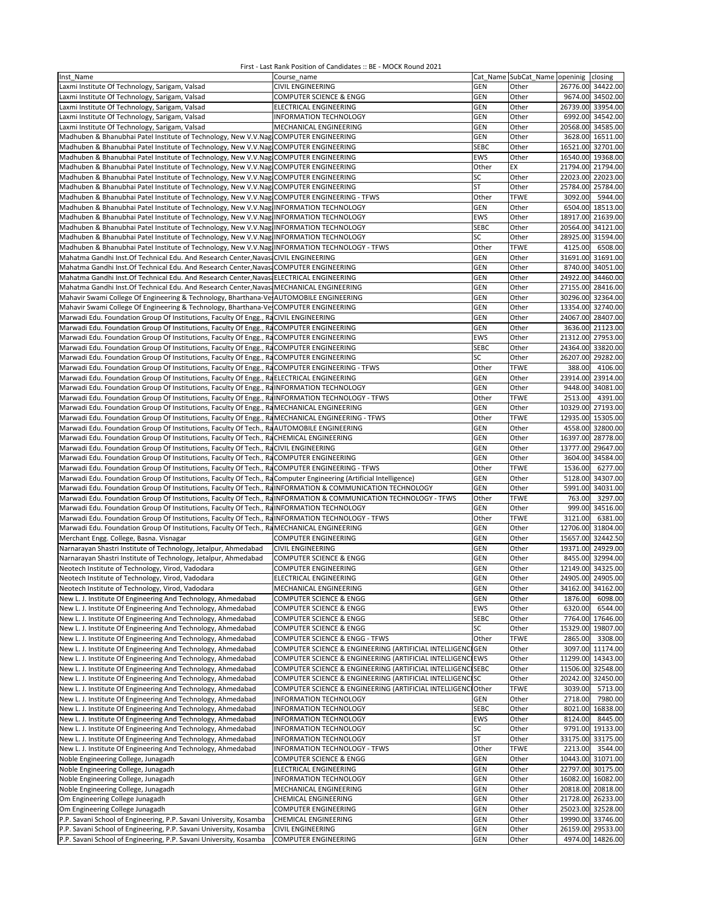First - Last Rank Position of Candidates :: BE - MOCK Round 2021

| Inst_Name | Course_name | Cat_Name | SubCat_Name | openinig | closing |
|---|---|---|---|---|---|
| Laxmi Institute Of Technology, Sarigam, Valsad | CIVIL ENGINEERING | GEN | Other | 26776.00 | 34422.00 |
| Laxmi Institute Of Technology, Sarigam, Valsad | COMPUTER SCIENCE & ENGG | GEN | Other | 9674.00 | 34502.00 |
| Laxmi Institute Of Technology, Sarigam, Valsad | ELECTRICAL ENGINEERING | GEN | Other | 26739.00 | 33954.00 |
| Laxmi Institute Of Technology, Sarigam, Valsad | INFORMATION TECHNOLOGY | GEN | Other | 6992.00 | 34542.00 |
| Laxmi Institute Of Technology, Sarigam, Valsad | MECHANICAL ENGINEERING | GEN | Other | 20568.00 | 34585.00 |
| Madhuben & Bhanubhai Patel Institute of Technology, New V.V.Nag | COMPUTER ENGINEERING | GEN | Other | 3628.00 | 16511.00 |
| Madhuben & Bhanubhai Patel Institute of Technology, New V.V.Nag | COMPUTER ENGINEERING | SEBC | Other | 16521.00 | 32701.00 |
| Madhuben & Bhanubhai Patel Institute of Technology, New V.V.Nag | COMPUTER ENGINEERING | EWS | Other | 16540.00 | 19368.00 |
| Madhuben & Bhanubhai Patel Institute of Technology, New V.V.Nag | COMPUTER ENGINEERING | Other | EX | 21794.00 | 21794.00 |
| Madhuben & Bhanubhai Patel Institute of Technology, New V.V.Nag | COMPUTER ENGINEERING | SC | Other | 22023.00 | 22023.00 |
| Madhuben & Bhanubhai Patel Institute of Technology, New V.V.Nag | COMPUTER ENGINEERING | ST | Other | 25784.00 | 25784.00 |
| Madhuben & Bhanubhai Patel Institute of Technology, New V.V.Nag | COMPUTER ENGINEERING - TFWS | Other | TFWE | 3092.00 | 5944.00 |
| Madhuben & Bhanubhai Patel Institute of Technology, New V.V.Nag | INFORMATION TECHNOLOGY | GEN | Other | 6504.00 | 18513.00 |
| Madhuben & Bhanubhai Patel Institute of Technology, New V.V.Nag | INFORMATION TECHNOLOGY | EWS | Other | 18917.00 | 21639.00 |
| Madhuben & Bhanubhai Patel Institute of Technology, New V.V.Nag | INFORMATION TECHNOLOGY | SEBC | Other | 20564.00 | 34121.00 |
| Madhuben & Bhanubhai Patel Institute of Technology, New V.V.Nag | INFORMATION TECHNOLOGY | SC | Other | 28925.00 | 31594.00 |
| Madhuben & Bhanubhai Patel Institute of Technology, New V.V.Nag | INFORMATION TECHNOLOGY - TFWS | Other | TFWE | 4125.00 | 6508.00 |
| Mahatma Gandhi Inst.Of Technical Edu. And Research Center,Navsa | CIVIL ENGINEERING | GEN | Other | 31691.00 | 31691.00 |
| Mahatma Gandhi Inst.Of Technical Edu. And Research Center,Navsa | COMPUTER ENGINEERING | GEN | Other | 8740.00 | 34051.00 |
| Mahatma Gandhi Inst.Of Technical Edu. And Research Center,Navsa | ELECTRICAL ENGINEERING | GEN | Other | 24922.00 | 34460.00 |
| Mahatma Gandhi Inst.Of Technical Edu. And Research Center,Navsa | MECHANICAL ENGINEERING | GEN | Other | 27155.00 | 28416.00 |
| Mahavir Swami College Of Engineering & Technology, Bharthana-Ve | AUTOMOBILE ENGINEERING | GEN | Other | 30296.00 | 32364.00 |
| Mahavir Swami College Of Engineering & Technology, Bharthana-Ve | COMPUTER ENGINEERING | GEN | Other | 13354.00 | 32740.00 |
| Marwadi Edu. Foundation Group Of Institutions, Faculty Of Engg., Ra | CIVIL ENGINEERING | GEN | Other | 24067.00 | 28407.00 |
| Marwadi Edu. Foundation Group Of Institutions, Faculty Of Engg., Ra | COMPUTER ENGINEERING | GEN | Other | 3636.00 | 21123.00 |
| Marwadi Edu. Foundation Group Of Institutions, Faculty Of Engg., Ra | COMPUTER ENGINEERING | EWS | Other | 21312.00 | 27953.00 |
| Marwadi Edu. Foundation Group Of Institutions, Faculty Of Engg., Ra | COMPUTER ENGINEERING | SEBC | Other | 24364.00 | 33820.00 |
| Marwadi Edu. Foundation Group Of Institutions, Faculty Of Engg., Ra | COMPUTER ENGINEERING | SC | Other | 26207.00 | 29282.00 |
| Marwadi Edu. Foundation Group Of Institutions, Faculty Of Engg., Ra | COMPUTER ENGINEERING - TFWS | Other | TFWE | 388.00 | 4106.00 |
| Marwadi Edu. Foundation Group Of Institutions, Faculty Of Engg., Ra | ELECTRICAL ENGINEERING | GEN | Other | 23914.00 | 23914.00 |
| Marwadi Edu. Foundation Group Of Institutions, Faculty Of Engg., Ra | INFORMATION TECHNOLOGY | GEN | Other | 9448.00 | 34081.00 |
| Marwadi Edu. Foundation Group Of Institutions, Faculty Of Engg., Ra | INFORMATION TECHNOLOGY - TFWS | Other | TFWE | 2513.00 | 4391.00 |
| Marwadi Edu. Foundation Group Of Institutions, Faculty Of Engg., Ra | MECHANICAL ENGINEERING | GEN | Other | 10329.00 | 27193.00 |
| Marwadi Edu. Foundation Group Of Institutions, Faculty Of Engg., Ra | MECHANICAL ENGINEERING - TFWS | Other | TFWE | 12935.00 | 15305.00 |
| Marwadi Edu. Foundation Group Of Institutions, Faculty Of Tech., Ra | AUTOMOBILE ENGINEERING | GEN | Other | 4558.00 | 32800.00 |
| Marwadi Edu. Foundation Group Of Institutions, Faculty Of Tech., Ra | CHEMICAL ENGINEERING | GEN | Other | 16397.00 | 28778.00 |
| Marwadi Edu. Foundation Group Of Institutions, Faculty Of Tech., Ra | CIVIL ENGINEERING | GEN | Other | 13777.00 | 29647.00 |
| Marwadi Edu. Foundation Group Of Institutions, Faculty Of Tech., Ra | COMPUTER ENGINEERING | GEN | Other | 3604.00 | 34584.00 |
| Marwadi Edu. Foundation Group Of Institutions, Faculty Of Tech., Ra | COMPUTER ENGINEERING - TFWS | Other | TFWE | 1536.00 | 6277.00 |
| Marwadi Edu. Foundation Group Of Institutions, Faculty Of Tech., Ra | Computer Engineering (Artificial Intelligence) | GEN | Other | 5128.00 | 34307.00 |
| Marwadi Edu. Foundation Group Of Institutions, Faculty Of Tech., Ra | INFORMATION & COMMUNICATION TECHNOLOGY | GEN | Other | 5991.00 | 34031.00 |
| Marwadi Edu. Foundation Group Of Institutions, Faculty Of Tech., Ra | INFORMATION & COMMUNICATION TECHNOLOGY - TFWS | Other | TFWE | 763.00 | 3297.00 |
| Marwadi Edu. Foundation Group Of Institutions, Faculty Of Tech., Ra | INFORMATION TECHNOLOGY | GEN | Other | 999.00 | 34516.00 |
| Marwadi Edu. Foundation Group Of Institutions, Faculty Of Tech., Ra | INFORMATION TECHNOLOGY - TFWS | Other | TFWE | 3121.00 | 6381.00 |
| Marwadi Edu. Foundation Group Of Institutions, Faculty Of Tech., Ra | MECHANICAL ENGINEERING | GEN | Other | 12706.00 | 31804.00 |
| Merchant Engg. College, Basna. Visnagar | COMPUTER ENGINEERING | GEN | Other | 15657.00 | 32442.50 |
| Narnarayan Shastri Institute of Technology, Jetalpur, Ahmedabad | CIVIL ENGINEERING | GEN | Other | 19371.00 | 24929.00 |
| Narnarayan Shastri Institute of Technology, Jetalpur, Ahmedabad | COMPUTER SCIENCE & ENGG | GEN | Other | 8455.00 | 32994.00 |
| Neotech Institute of Technology, Virod, Vadodara | COMPUTER ENGINEERING | GEN | Other | 12149.00 | 34325.00 |
| Neotech Institute of Technology, Virod, Vadodara | ELECTRICAL ENGINEERING | GEN | Other | 24905.00 | 24905.00 |
| Neotech Institute of Technology, Virod, Vadodara | MECHANICAL ENGINEERING | GEN | Other | 34162.00 | 34162.00 |
| New L. J. Institute Of Engineering And Technology, Ahmedabad | COMPUTER SCIENCE & ENGG | GEN | Other | 1876.00 | 6098.00 |
| New L. J. Institute Of Engineering And Technology, Ahmedabad | COMPUTER SCIENCE & ENGG | EWS | Other | 6320.00 | 6544.00 |
| New L. J. Institute Of Engineering And Technology, Ahmedabad | COMPUTER SCIENCE & ENGG | SEBC | Other | 7764.00 | 17646.00 |
| New L. J. Institute Of Engineering And Technology, Ahmedabad | COMPUTER SCIENCE & ENGG | SC | Other | 15329.00 | 19807.00 |
| New L. J. Institute Of Engineering And Technology, Ahmedabad | COMPUTER SCIENCE & ENGG - TFWS | Other | TFWE | 2865.00 | 3308.00 |
| New L. J. Institute Of Engineering And Technology, Ahmedabad | COMPUTER SCIENCE & ENGINEERING (ARTIFICIAL INTELLIGENC | GEN | Other | 3097.00 | 11174.00 |
| New L. J. Institute Of Engineering And Technology, Ahmedabad | COMPUTER SCIENCE & ENGINEERING (ARTIFICIAL INTELLIGENC | EWS | Other | 11299.00 | 14343.00 |
| New L. J. Institute Of Engineering And Technology, Ahmedabad | COMPUTER SCIENCE & ENGINEERING (ARTIFICIAL INTELLIGENC | SEBC | Other | 11506.00 | 32548.00 |
| New L. J. Institute Of Engineering And Technology, Ahmedabad | COMPUTER SCIENCE & ENGINEERING (ARTIFICIAL INTELLIGENC | SC | Other | 20242.00 | 32450.00 |
| New L. J. Institute Of Engineering And Technology, Ahmedabad | COMPUTER SCIENCE & ENGINEERING (ARTIFICIAL INTELLIGENC | Other | TFWE | 3039.00 | 5713.00 |
| New L. J. Institute Of Engineering And Technology, Ahmedabad | INFORMATION TECHNOLOGY | GEN | Other | 2718.00 | 7980.00 |
| New L. J. Institute Of Engineering And Technology, Ahmedabad | INFORMATION TECHNOLOGY | SEBC | Other | 8021.00 | 16838.00 |
| New L. J. Institute Of Engineering And Technology, Ahmedabad | INFORMATION TECHNOLOGY | EWS | Other | 8124.00 | 8445.00 |
| New L. J. Institute Of Engineering And Technology, Ahmedabad | INFORMATION TECHNOLOGY | SC | Other | 9791.00 | 19133.00 |
| New L. J. Institute Of Engineering And Technology, Ahmedabad | INFORMATION TECHNOLOGY | ST | Other | 33175.00 | 33175.00 |
| New L. J. Institute Of Engineering And Technology, Ahmedabad | INFORMATION TECHNOLOGY - TFWS | Other | TFWE | 2213.00 | 3544.00 |
| Noble Engineering College, Junagadh | COMPUTER SCIENCE & ENGG | GEN | Other | 10443.00 | 31071.00 |
| Noble Engineering College, Junagadh | ELECTRICAL ENGINEERING | GEN | Other | 22797.00 | 30175.00 |
| Noble Engineering College, Junagadh | INFORMATION TECHNOLOGY | GEN | Other | 16082.00 | 16082.00 |
| Noble Engineering College, Junagadh | MECHANICAL ENGINEERING | GEN | Other | 20818.00 | 20818.00 |
| Om Engineering College Junagadh | CHEMICAL ENGINEERING | GEN | Other | 21728.00 | 26233.00 |
| Om Engineering College Junagadh | COMPUTER ENGINEERING | GEN | Other | 25023.00 | 32528.00 |
| P.P. Savani School of Engineering, P.P. Savani University, Kosamba | CHEMICAL ENGINEERING | GEN | Other | 19990.00 | 33746.00 |
| P.P. Savani School of Engineering, P.P. Savani University, Kosamba | CIVIL ENGINEERING | GEN | Other | 26159.00 | 29533.00 |
| P.P. Savani School of Engineering, P.P. Savani University, Kosamba | COMPUTER ENGINEERING | GEN | Other | 4974.00 | 14826.00 |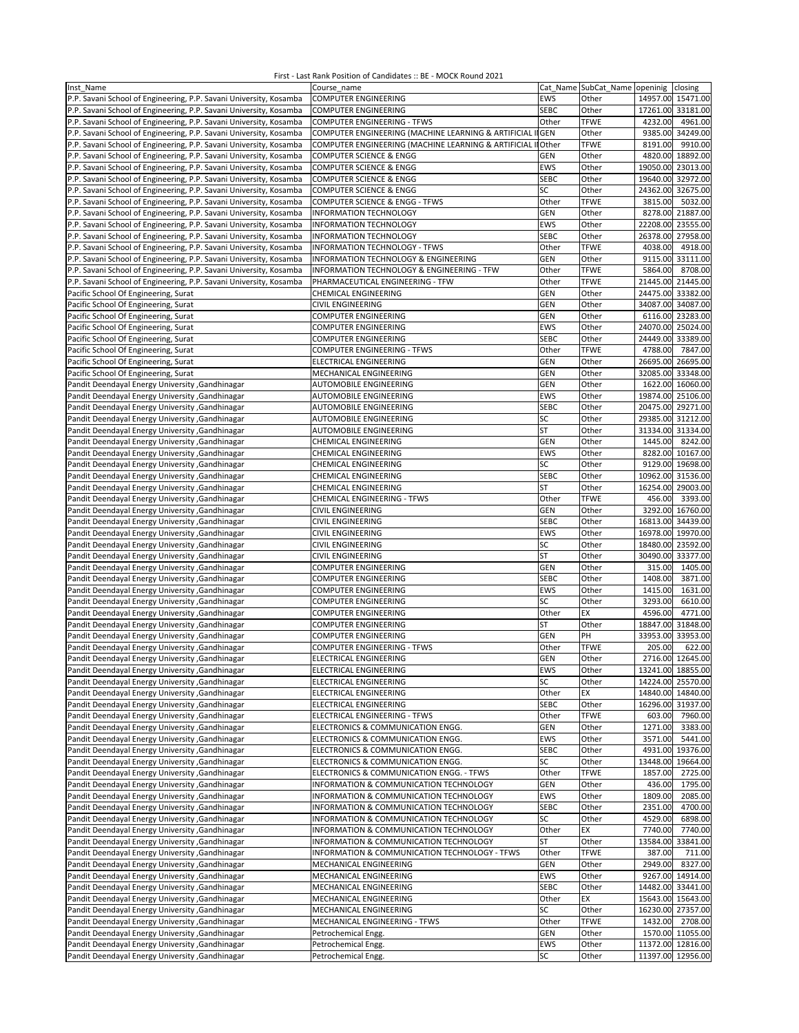First - Last Rank Position of Candidates :: BE - MOCK Round 2021

| Inst_Name | Course_name | Cat_Name | SubCat_Name | openinig | closing |
|---|---|---|---|---|---|
| P.P. Savani School of Engineering, P.P. Savani University, Kosamba | COMPUTER ENGINEERING | EWS | Other | 14957.00 | 15471.00 |
| P.P. Savani School of Engineering, P.P. Savani University, Kosamba | COMPUTER ENGINEERING | SEBC | Other | 17261.00 | 33181.00 |
| P.P. Savani School of Engineering, P.P. Savani University, Kosamba | COMPUTER ENGINEERING - TFWS | Other | TFWE | 4232.00 | 4961.00 |
| P.P. Savani School of Engineering, P.P. Savani University, Kosamba | COMPUTER ENGINEERING (MACHINE LEARNING & ARTIFICIAL I | GEN | Other | 9385.00 | 34249.00 |
| P.P. Savani School of Engineering, P.P. Savani University, Kosamba | COMPUTER ENGINEERING (MACHINE LEARNING & ARTIFICIAL I | Other | TFWE | 8191.00 | 9910.00 |
| P.P. Savani School of Engineering, P.P. Savani University, Kosamba | COMPUTER SCIENCE & ENGG | GEN | Other | 4820.00 | 18892.00 |
| P.P. Savani School of Engineering, P.P. Savani University, Kosamba | COMPUTER SCIENCE & ENGG | EWS | Other | 19050.00 | 23013.00 |
| P.P. Savani School of Engineering, P.P. Savani University, Kosamba | COMPUTER SCIENCE & ENGG | SEBC | Other | 19640.00 | 32972.00 |
| P.P. Savani School of Engineering, P.P. Savani University, Kosamba | COMPUTER SCIENCE & ENGG | SC | Other | 24362.00 | 32675.00 |
| P.P. Savani School of Engineering, P.P. Savani University, Kosamba | COMPUTER SCIENCE & ENGG - TFWS | Other | TFWE | 3815.00 | 5032.00 |
| P.P. Savani School of Engineering, P.P. Savani University, Kosamba | INFORMATION TECHNOLOGY | GEN | Other | 8278.00 | 21887.00 |
| P.P. Savani School of Engineering, P.P. Savani University, Kosamba | INFORMATION TECHNOLOGY | EWS | Other | 22208.00 | 23555.00 |
| P.P. Savani School of Engineering, P.P. Savani University, Kosamba | INFORMATION TECHNOLOGY | SEBC | Other | 26378.00 | 27958.00 |
| P.P. Savani School of Engineering, P.P. Savani University, Kosamba | INFORMATION TECHNOLOGY - TFWS | Other | TFWE | 4038.00 | 4918.00 |
| P.P. Savani School of Engineering, P.P. Savani University, Kosamba | INFORMATION TECHNOLOGY & ENGINEERING | GEN | Other | 9115.00 | 33111.00 |
| P.P. Savani School of Engineering, P.P. Savani University, Kosamba | INFORMATION TECHNOLOGY & ENGINEERING - TFW | Other | TFWE | 5864.00 | 8708.00 |
| P.P. Savani School of Engineering, P.P. Savani University, Kosamba | PHARMACEUTICAL ENGINEERING - TFW | Other | TFWE | 21445.00 | 21445.00 |
| Pacific School Of Engineering, Surat | CHEMICAL ENGINEERING | GEN | Other | 24475.00 | 33382.00 |
| Pacific School Of Engineering, Surat | CIVIL ENGINEERING | GEN | Other | 34087.00 | 34087.00 |
| Pacific School Of Engineering, Surat | COMPUTER ENGINEERING | GEN | Other | 6116.00 | 23283.00 |
| Pacific School Of Engineering, Surat | COMPUTER ENGINEERING | EWS | Other | 24070.00 | 25024.00 |
| Pacific School Of Engineering, Surat | COMPUTER ENGINEERING | SEBC | Other | 24449.00 | 33389.00 |
| Pacific School Of Engineering, Surat | COMPUTER ENGINEERING - TFWS | Other | TFWE | 4788.00 | 7847.00 |
| Pacific School Of Engineering, Surat | ELECTRICAL ENGINEERING | GEN | Other | 26695.00 | 26695.00 |
| Pacific School Of Engineering, Surat | MECHANICAL ENGINEERING | GEN | Other | 32085.00 | 33348.00 |
| Pandit Deendayal Energy University ,Gandhinagar | AUTOMOBILE ENGINEERING | GEN | Other | 1622.00 | 16060.00 |
| Pandit Deendayal Energy University ,Gandhinagar | AUTOMOBILE ENGINEERING | EWS | Other | 19874.00 | 25106.00 |
| Pandit Deendayal Energy University ,Gandhinagar | AUTOMOBILE ENGINEERING | SEBC | Other | 20475.00 | 29271.00 |
| Pandit Deendayal Energy University ,Gandhinagar | AUTOMOBILE ENGINEERING | SC | Other | 29385.00 | 31212.00 |
| Pandit Deendayal Energy University ,Gandhinagar | AUTOMOBILE ENGINEERING | ST | Other | 31334.00 | 31334.00 |
| Pandit Deendayal Energy University ,Gandhinagar | CHEMICAL ENGINEERING | GEN | Other | 1445.00 | 8242.00 |
| Pandit Deendayal Energy University ,Gandhinagar | CHEMICAL ENGINEERING | EWS | Other | 8282.00 | 10167.00 |
| Pandit Deendayal Energy University ,Gandhinagar | CHEMICAL ENGINEERING | SC | Other | 9129.00 | 19698.00 |
| Pandit Deendayal Energy University ,Gandhinagar | CHEMICAL ENGINEERING | SEBC | Other | 10962.00 | 31536.00 |
| Pandit Deendayal Energy University ,Gandhinagar | CHEMICAL ENGINEERING | ST | Other | 16254.00 | 29003.00 |
| Pandit Deendayal Energy University ,Gandhinagar | CHEMICAL ENGINEERING - TFWS | Other | TFWE | 456.00 | 3393.00 |
| Pandit Deendayal Energy University ,Gandhinagar | CIVIL ENGINEERING | GEN | Other | 3292.00 | 16760.00 |
| Pandit Deendayal Energy University ,Gandhinagar | CIVIL ENGINEERING | SEBC | Other | 16813.00 | 34439.00 |
| Pandit Deendayal Energy University ,Gandhinagar | CIVIL ENGINEERING | EWS | Other | 16978.00 | 19970.00 |
| Pandit Deendayal Energy University ,Gandhinagar | CIVIL ENGINEERING | SC | Other | 18480.00 | 23592.00 |
| Pandit Deendayal Energy University ,Gandhinagar | CIVIL ENGINEERING | ST | Other | 30490.00 | 33377.00 |
| Pandit Deendayal Energy University ,Gandhinagar | COMPUTER ENGINEERING | GEN | Other | 315.00 | 1405.00 |
| Pandit Deendayal Energy University ,Gandhinagar | COMPUTER ENGINEERING | SEBC | Other | 1408.00 | 3871.00 |
| Pandit Deendayal Energy University ,Gandhinagar | COMPUTER ENGINEERING | EWS | Other | 1415.00 | 1631.00 |
| Pandit Deendayal Energy University ,Gandhinagar | COMPUTER ENGINEERING | SC | Other | 3293.00 | 6610.00 |
| Pandit Deendayal Energy University ,Gandhinagar | COMPUTER ENGINEERING | Other | EX | 4596.00 | 4771.00 |
| Pandit Deendayal Energy University ,Gandhinagar | COMPUTER ENGINEERING | ST | Other | 18847.00 | 31848.00 |
| Pandit Deendayal Energy University ,Gandhinagar | COMPUTER ENGINEERING | GEN | PH | 33953.00 | 33953.00 |
| Pandit Deendayal Energy University ,Gandhinagar | COMPUTER ENGINEERING - TFWS | Other | TFWE | 205.00 | 622.00 |
| Pandit Deendayal Energy University ,Gandhinagar | ELECTRICAL ENGINEERING | GEN | Other | 2716.00 | 12645.00 |
| Pandit Deendayal Energy University ,Gandhinagar | ELECTRICAL ENGINEERING | EWS | Other | 13241.00 | 18855.00 |
| Pandit Deendayal Energy University ,Gandhinagar | ELECTRICAL ENGINEERING | SC | Other | 14224.00 | 25570.00 |
| Pandit Deendayal Energy University ,Gandhinagar | ELECTRICAL ENGINEERING | Other | EX | 14840.00 | 14840.00 |
| Pandit Deendayal Energy University ,Gandhinagar | ELECTRICAL ENGINEERING | SEBC | Other | 16296.00 | 31937.00 |
| Pandit Deendayal Energy University ,Gandhinagar | ELECTRICAL ENGINEERING - TFWS | Other | TFWE | 603.00 | 7960.00 |
| Pandit Deendayal Energy University ,Gandhinagar | ELECTRONICS & COMMUNICATION ENGG. | GEN | Other | 1271.00 | 3383.00 |
| Pandit Deendayal Energy University ,Gandhinagar | ELECTRONICS & COMMUNICATION ENGG. | EWS | Other | 3571.00 | 5441.00 |
| Pandit Deendayal Energy University ,Gandhinagar | ELECTRONICS & COMMUNICATION ENGG. | SEBC | Other | 4931.00 | 19376.00 |
| Pandit Deendayal Energy University ,Gandhinagar | ELECTRONICS & COMMUNICATION ENGG. | SC | Other | 13448.00 | 19664.00 |
| Pandit Deendayal Energy University ,Gandhinagar | ELECTRONICS & COMMUNICATION ENGG. - TFWS | Other | TFWE | 1857.00 | 2725.00 |
| Pandit Deendayal Energy University ,Gandhinagar | INFORMATION & COMMUNICATION TECHNOLOGY | GEN | Other | 436.00 | 1795.00 |
| Pandit Deendayal Energy University ,Gandhinagar | INFORMATION & COMMUNICATION TECHNOLOGY | EWS | Other | 1809.00 | 2085.00 |
| Pandit Deendayal Energy University ,Gandhinagar | INFORMATION & COMMUNICATION TECHNOLOGY | SEBC | Other | 2351.00 | 4700.00 |
| Pandit Deendayal Energy University ,Gandhinagar | INFORMATION & COMMUNICATION TECHNOLOGY | SC | Other | 4529.00 | 6898.00 |
| Pandit Deendayal Energy University ,Gandhinagar | INFORMATION & COMMUNICATION TECHNOLOGY | Other | EX | 7740.00 | 7740.00 |
| Pandit Deendayal Energy University ,Gandhinagar | INFORMATION & COMMUNICATION TECHNOLOGY | ST | Other | 13584.00 | 33841.00 |
| Pandit Deendayal Energy University ,Gandhinagar | INFORMATION & COMMUNICATION TECHNOLOGY - TFWS | Other | TFWE | 387.00 | 711.00 |
| Pandit Deendayal Energy University ,Gandhinagar | MECHANICAL ENGINEERING | GEN | Other | 2949.00 | 8327.00 |
| Pandit Deendayal Energy University ,Gandhinagar | MECHANICAL ENGINEERING | EWS | Other | 9267.00 | 14914.00 |
| Pandit Deendayal Energy University ,Gandhinagar | MECHANICAL ENGINEERING | SEBC | Other | 14482.00 | 33441.00 |
| Pandit Deendayal Energy University ,Gandhinagar | MECHANICAL ENGINEERING | Other | EX | 15643.00 | 15643.00 |
| Pandit Deendayal Energy University ,Gandhinagar | MECHANICAL ENGINEERING | SC | Other | 16230.00 | 27357.00 |
| Pandit Deendayal Energy University ,Gandhinagar | MECHANICAL ENGINEERING - TFWS | Other | TFWE | 1432.00 | 2708.00 |
| Pandit Deendayal Energy University ,Gandhinagar | Petrochemical Engg. | GEN | Other | 1570.00 | 11055.00 |
| Pandit Deendayal Energy University ,Gandhinagar | Petrochemical Engg. | EWS | Other | 11372.00 | 12816.00 |
| Pandit Deendayal Energy University ,Gandhinagar | Petrochemical Engg. | SC | Other | 11397.00 | 12956.00 |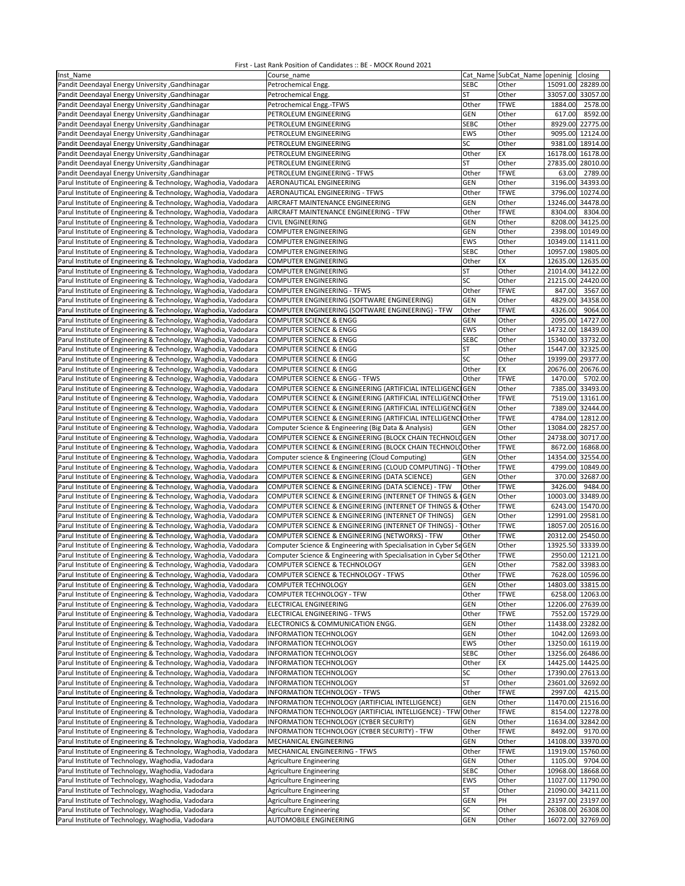First - Last Rank Position of Candidates :: BE - MOCK Round 2021

| Inst_Name | Course_name | Cat_Name | SubCat_Name | openinig | closing |
|---|---|---|---|---|---|
| Pandit Deendayal Energy University ,Gandhinagar | Petrochemical Engg. | SEBC | Other | 15091.00 | 28289.00 |
| Pandit Deendayal Energy University ,Gandhinagar | Petrochemical Engg. | ST | Other | 33057.00 | 33057.00 |
| Pandit Deendayal Energy University ,Gandhinagar | Petrochemical Engg.-TFWS | Other | TFWE | 1884.00 | 2578.00 |
| Pandit Deendayal Energy University ,Gandhinagar | PETROLEUM ENGINEERING | GEN | Other | 617.00 | 8592.00 |
| Pandit Deendayal Energy University ,Gandhinagar | PETROLEUM ENGINEERING | SEBC | Other | 8929.00 | 22775.00 |
| Pandit Deendayal Energy University ,Gandhinagar | PETROLEUM ENGINEERING | EWS | Other | 9095.00 | 12124.00 |
| Pandit Deendayal Energy University ,Gandhinagar | PETROLEUM ENGINEERING | SC | Other | 9381.00 | 18914.00 |
| Pandit Deendayal Energy University ,Gandhinagar | PETROLEUM ENGINEERING | Other | EX | 16178.00 | 16178.00 |
| Pandit Deendayal Energy University ,Gandhinagar | PETROLEUM ENGINEERING | ST | Other | 27835.00 | 28010.00 |
| Pandit Deendayal Energy University ,Gandhinagar | PETROLEUM ENGINEERING - TFWS | Other | TFWE | 63.00 | 2789.00 |
| Parul Institute of Engineering & Technology, Waghodia, Vadodara | AERONAUTICAL ENGINEERING | GEN | Other | 3196.00 | 34393.00 |
| Parul Institute of Engineering & Technology, Waghodia, Vadodara | AERONAUTICAL ENGINEERING - TFWS | Other | TFWE | 3796.00 | 10274.00 |
| Parul Institute of Engineering & Technology, Waghodia, Vadodara | AIRCRAFT MAINTENANCE ENGINEERING | GEN | Other | 13246.00 | 34478.00 |
| Parul Institute of Engineering & Technology, Waghodia, Vadodara | AIRCRAFT MAINTENANCE ENGINEERING - TFW | Other | TFWE | 8304.00 | 8304.00 |
| Parul Institute of Engineering & Technology, Waghodia, Vadodara | CIVIL ENGINEERING | GEN | Other | 8208.00 | 34125.00 |
| Parul Institute of Engineering & Technology, Waghodia, Vadodara | COMPUTER ENGINEERING | GEN | Other | 2398.00 | 10149.00 |
| Parul Institute of Engineering & Technology, Waghodia, Vadodara | COMPUTER ENGINEERING | EWS | Other | 10349.00 | 11411.00 |
| Parul Institute of Engineering & Technology, Waghodia, Vadodara | COMPUTER ENGINEERING | SEBC | Other | 10957.00 | 19805.00 |
| Parul Institute of Engineering & Technology, Waghodia, Vadodara | COMPUTER ENGINEERING | Other | EX | 12635.00 | 12635.00 |
| Parul Institute of Engineering & Technology, Waghodia, Vadodara | COMPUTER ENGINEERING | ST | Other | 21014.00 | 34122.00 |
| Parul Institute of Engineering & Technology, Waghodia, Vadodara | COMPUTER ENGINEERING | SC | Other | 21215.00 | 24420.00 |
| Parul Institute of Engineering & Technology, Waghodia, Vadodara | COMPUTER ENGINEERING - TFWS | Other | TFWE | 847.00 | 3567.00 |
| Parul Institute of Engineering & Technology, Waghodia, Vadodara | COMPUTER ENGINEERING (SOFTWARE ENGINEERING) | GEN | Other | 4829.00 | 34358.00 |
| Parul Institute of Engineering & Technology, Waghodia, Vadodara | COMPUTER ENGINEERING (SOFTWARE ENGINEERING) - TFW | Other | TFWE | 4326.00 | 9064.00 |
| Parul Institute of Engineering & Technology, Waghodia, Vadodara | COMPUTER SCIENCE & ENGG | GEN | Other | 2095.00 | 14727.00 |
| Parul Institute of Engineering & Technology, Waghodia, Vadodara | COMPUTER SCIENCE & ENGG | EWS | Other | 14732.00 | 18439.00 |
| Parul Institute of Engineering & Technology, Waghodia, Vadodara | COMPUTER SCIENCE & ENGG | SEBC | Other | 15340.00 | 33732.00 |
| Parul Institute of Engineering & Technology, Waghodia, Vadodara | COMPUTER SCIENCE & ENGG | ST | Other | 15447.00 | 32325.00 |
| Parul Institute of Engineering & Technology, Waghodia, Vadodara | COMPUTER SCIENCE & ENGG | SC | Other | 19399.00 | 29377.00 |
| Parul Institute of Engineering & Technology, Waghodia, Vadodara | COMPUTER SCIENCE & ENGG | Other | EX | 20676.00 | 20676.00 |
| Parul Institute of Engineering & Technology, Waghodia, Vadodara | COMPUTER SCIENCE & ENGG - TFWS | Other | TFWE | 1470.00 | 5702.00 |
| Parul Institute of Engineering & Technology, Waghodia, Vadodara | COMPUTER SCIENCE & ENGINEERING (ARTIFICIAL INTELLIGENC | GEN | Other | 7385.00 | 33493.00 |
| Parul Institute of Engineering & Technology, Waghodia, Vadodara | COMPUTER SCIENCE & ENGINEERING (ARTIFICIAL INTELLIGENC | Other | TFWE | 7519.00 | 13161.00 |
| Parul Institute of Engineering & Technology, Waghodia, Vadodara | COMPUTER SCIENCE & ENGINEERING (ARTIFICIAL INTELLIGENC | GEN | Other | 7389.00 | 32444.00 |
| Parul Institute of Engineering & Technology, Waghodia, Vadodara | COMPUTER SCIENCE & ENGINEERING (ARTIFICIAL INTELLIGENC | Other | TFWE | 4784.00 | 12812.00 |
| Parul Institute of Engineering & Technology, Waghodia, Vadodara | Computer Science & Engineering (Big Data & Analysis) | GEN | Other | 13084.00 | 28257.00 |
| Parul Institute of Engineering & Technology, Waghodia, Vadodara | COMPUTER SCIENCE & ENGINEERING (BLOCK CHAIN TECHNOLO | GEN | Other | 24738.00 | 30717.00 |
| Parul Institute of Engineering & Technology, Waghodia, Vadodara | COMPUTER SCIENCE & ENGINEERING (BLOCK CHAIN TECHNOLO | Other | TFWE | 8672.00 | 16868.00 |
| Parul Institute of Engineering & Technology, Waghodia, Vadodara | Computer science & Engineering (Cloud Computing) | GEN | Other | 14354.00 | 32554.00 |
| Parul Institute of Engineering & Technology, Waghodia, Vadodara | COMPUTER SCIENCE & ENGINEERING (CLOUD COMPUTING) - T | Other | TFWE | 4799.00 | 10849.00 |
| Parul Institute of Engineering & Technology, Waghodia, Vadodara | COMPUTER SCIENCE & ENGINEERING (DATA SCIENCE) | GEN | Other | 370.00 | 32687.00 |
| Parul Institute of Engineering & Technology, Waghodia, Vadodara | COMPUTER SCIENCE & ENGINEERING (DATA SCIENCE) - TFW | Other | TFWE | 3426.00 | 9484.00 |
| Parul Institute of Engineering & Technology, Waghodia, Vadodara | COMPUTER SCIENCE & ENGINEERING (INTERNET OF THINGS & | GEN | Other | 10003.00 | 33489.00 |
| Parul Institute of Engineering & Technology, Waghodia, Vadodara | COMPUTER SCIENCE & ENGINEERING (INTERNET OF THINGS & | Other | TFWE | 6243.00 | 15470.00 |
| Parul Institute of Engineering & Technology, Waghodia, Vadodara | COMPUTER SCIENCE & ENGINEERING (INTERNET OF THINGS) | GEN | Other | 12991.00 | 29581.00 |
| Parul Institute of Engineering & Technology, Waghodia, Vadodara | COMPUTER SCIENCE & ENGINEERING (INTERNET OF THINGS) - T | Other | TFWE | 18057.00 | 20516.00 |
| Parul Institute of Engineering & Technology, Waghodia, Vadodara | COMPUTER SCIENCE & ENGINEERING (NETWORKS) - TFW | Other | TFWE | 20312.00 | 25450.00 |
| Parul Institute of Engineering & Technology, Waghodia, Vadodara | Computer Science & Engineering with Specialisation in Cyber Se | GEN | Other | 13925.50 | 33339.00 |
| Parul Institute of Engineering & Technology, Waghodia, Vadodara | Computer Science & Engineering with Specialisation in Cyber Se | Other | TFWE | 2950.00 | 12121.00 |
| Parul Institute of Engineering & Technology, Waghodia, Vadodara | COMPUTER SCIENCE & TECHNOLOGY | GEN | Other | 7582.00 | 33983.00 |
| Parul Institute of Engineering & Technology, Waghodia, Vadodara | COMPUTER SCIENCE & TECHNOLOGY - TFWS | Other | TFWE | 7628.00 | 10596.00 |
| Parul Institute of Engineering & Technology, Waghodia, Vadodara | COMPUTER TECHNOLOGY | GEN | Other | 14803.00 | 33815.00 |
| Parul Institute of Engineering & Technology, Waghodia, Vadodara | COMPUTER TECHNOLOGY - TFW | Other | TFWE | 6258.00 | 12063.00 |
| Parul Institute of Engineering & Technology, Waghodia, Vadodara | ELECTRICAL ENGINEERING | GEN | Other | 12206.00 | 27639.00 |
| Parul Institute of Engineering & Technology, Waghodia, Vadodara | ELECTRICAL ENGINEERING - TFWS | Other | TFWE | 7552.00 | 15729.00 |
| Parul Institute of Engineering & Technology, Waghodia, Vadodara | ELECTRONICS & COMMUNICATION ENGG. | GEN | Other | 11438.00 | 23282.00 |
| Parul Institute of Engineering & Technology, Waghodia, Vadodara | INFORMATION TECHNOLOGY | GEN | Other | 1042.00 | 12693.00 |
| Parul Institute of Engineering & Technology, Waghodia, Vadodara | INFORMATION TECHNOLOGY | EWS | Other | 13250.00 | 16119.00 |
| Parul Institute of Engineering & Technology, Waghodia, Vadodara | INFORMATION TECHNOLOGY | SEBC | Other | 13256.00 | 26486.00 |
| Parul Institute of Engineering & Technology, Waghodia, Vadodara | INFORMATION TECHNOLOGY | Other | EX | 14425.00 | 14425.00 |
| Parul Institute of Engineering & Technology, Waghodia, Vadodara | INFORMATION TECHNOLOGY | SC | Other | 17390.00 | 27613.00 |
| Parul Institute of Engineering & Technology, Waghodia, Vadodara | INFORMATION TECHNOLOGY | ST | Other | 23601.00 | 32692.00 |
| Parul Institute of Engineering & Technology, Waghodia, Vadodara | INFORMATION TECHNOLOGY - TFWS | Other | TFWE | 2997.00 | 4215.00 |
| Parul Institute of Engineering & Technology, Waghodia, Vadodara | INFORMATION TECHNOLOGY (ARTIFICIAL INTELLIGENCE) | GEN | Other | 11470.00 | 21516.00 |
| Parul Institute of Engineering & Technology, Waghodia, Vadodara | INFORMATION TECHNOLOGY (ARTIFICIAL INTELLIGENCE) - TFW | Other | TFWE | 8154.00 | 12278.00 |
| Parul Institute of Engineering & Technology, Waghodia, Vadodara | INFORMATION TECHNOLOGY (CYBER SECURITY) | GEN | Other | 11634.00 | 32842.00 |
| Parul Institute of Engineering & Technology, Waghodia, Vadodara | INFORMATION TECHNOLOGY (CYBER SECURITY) - TFW | Other | TFWE | 8492.00 | 9170.00 |
| Parul Institute of Engineering & Technology, Waghodia, Vadodara | MECHANICAL ENGINEERING | GEN | Other | 14108.00 | 33970.00 |
| Parul Institute of Engineering & Technology, Waghodia, Vadodara | MECHANICAL ENGINEERING - TFWS | Other | TFWE | 11919.00 | 15760.00 |
| Parul Institute of Technology, Waghodia, Vadodara | Agriculture Engineering | GEN | Other | 1105.00 | 9704.00 |
| Parul Institute of Technology, Waghodia, Vadodara | Agriculture Engineering | SEBC | Other | 10968.00 | 18668.00 |
| Parul Institute of Technology, Waghodia, Vadodara | Agriculture Engineering | EWS | Other | 11027.00 | 11790.00 |
| Parul Institute of Technology, Waghodia, Vadodara | Agriculture Engineering | ST | Other | 21090.00 | 34211.00 |
| Parul Institute of Technology, Waghodia, Vadodara | Agriculture Engineering | GEN | PH | 23197.00 | 23197.00 |
| Parul Institute of Technology, Waghodia, Vadodara | Agriculture Engineering | SC | Other | 26308.00 | 26308.00 |
| Parul Institute of Technology, Waghodia, Vadodara | AUTOMOBILE ENGINEERING | GEN | Other | 16072.00 | 32769.00 |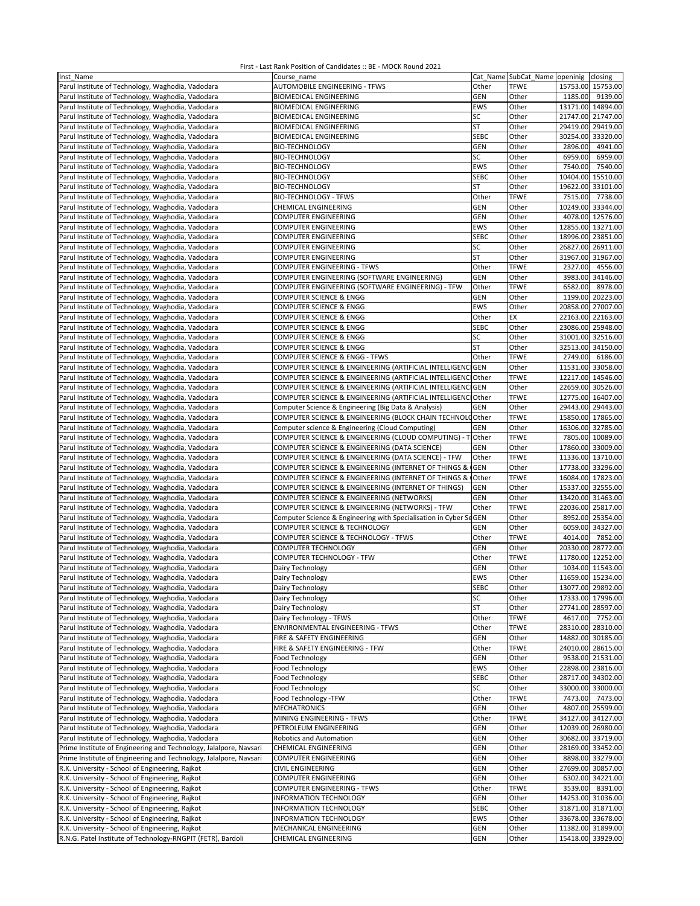First - Last Rank Position of Candidates :: BE - MOCK Round 2021

| Inst_Name | Course_name | Cat_Name | SubCat_Name | openinig | closing |
|---|---|---|---|---|---|
| Parul Institute of Technology, Waghodia, Vadodara | AUTOMOBILE ENGINEERING - TFWS | Other | TFWE | 15753.00 | 15753.00 |
| Parul Institute of Technology, Waghodia, Vadodara | BIOMEDICAL ENGINEERING | GEN | Other | 1185.00 | 9139.00 |
| Parul Institute of Technology, Waghodia, Vadodara | BIOMEDICAL ENGINEERING | EWS | Other | 13171.00 | 14894.00 |
| Parul Institute of Technology, Waghodia, Vadodara | BIOMEDICAL ENGINEERING | SC | Other | 21747.00 | 21747.00 |
| Parul Institute of Technology, Waghodia, Vadodara | BIOMEDICAL ENGINEERING | ST | Other | 29419.00 | 29419.00 |
| Parul Institute of Technology, Waghodia, Vadodara | BIOMEDICAL ENGINEERING | SEBC | Other | 30254.00 | 33320.00 |
| Parul Institute of Technology, Waghodia, Vadodara | BIO-TECHNOLOGY | GEN | Other | 2896.00 | 4941.00 |
| Parul Institute of Technology, Waghodia, Vadodara | BIO-TECHNOLOGY | SC | Other | 6959.00 | 6959.00 |
| Parul Institute of Technology, Waghodia, Vadodara | BIO-TECHNOLOGY | EWS | Other | 7540.00 | 7540.00 |
| Parul Institute of Technology, Waghodia, Vadodara | BIO-TECHNOLOGY | SEBC | Other | 10404.00 | 15510.00 |
| Parul Institute of Technology, Waghodia, Vadodara | BIO-TECHNOLOGY | ST | Other | 19622.00 | 33101.00 |
| Parul Institute of Technology, Waghodia, Vadodara | BIO-TECHNOLOGY - TFWS | Other | TFWE | 7515.00 | 7738.00 |
| Parul Institute of Technology, Waghodia, Vadodara | CHEMICAL ENGINEERING | GEN | Other | 10249.00 | 33344.00 |
| Parul Institute of Technology, Waghodia, Vadodara | COMPUTER ENGINEERING | GEN | Other | 4078.00 | 12576.00 |
| Parul Institute of Technology, Waghodia, Vadodara | COMPUTER ENGINEERING | EWS | Other | 12855.00 | 13271.00 |
| Parul Institute of Technology, Waghodia, Vadodara | COMPUTER ENGINEERING | SEBC | Other | 18996.00 | 23851.00 |
| Parul Institute of Technology, Waghodia, Vadodara | COMPUTER ENGINEERING | SC | Other | 26827.00 | 26911.00 |
| Parul Institute of Technology, Waghodia, Vadodara | COMPUTER ENGINEERING | ST | Other | 31967.00 | 31967.00 |
| Parul Institute of Technology, Waghodia, Vadodara | COMPUTER ENGINEERING - TFWS | Other | TFWE | 2327.00 | 4556.00 |
| Parul Institute of Technology, Waghodia, Vadodara | COMPUTER ENGINEERING (SOFTWARE ENGINEERING) | GEN | Other | 3983.00 | 34146.00 |
| Parul Institute of Technology, Waghodia, Vadodara | COMPUTER ENGINEERING (SOFTWARE ENGINEERING) - TFW | Other | TFWE | 6582.00 | 8978.00 |
| Parul Institute of Technology, Waghodia, Vadodara | COMPUTER SCIENCE & ENGG | GEN | Other | 1199.00 | 20223.00 |
| Parul Institute of Technology, Waghodia, Vadodara | COMPUTER SCIENCE & ENGG | EWS | Other | 20858.00 | 27007.00 |
| Parul Institute of Technology, Waghodia, Vadodara | COMPUTER SCIENCE & ENGG | Other | EX | 22163.00 | 22163.00 |
| Parul Institute of Technology, Waghodia, Vadodara | COMPUTER SCIENCE & ENGG | SEBC | Other | 23086.00 | 25948.00 |
| Parul Institute of Technology, Waghodia, Vadodara | COMPUTER SCIENCE & ENGG | SC | Other | 31001.00 | 32516.00 |
| Parul Institute of Technology, Waghodia, Vadodara | COMPUTER SCIENCE & ENGG | ST | Other | 32513.00 | 34150.00 |
| Parul Institute of Technology, Waghodia, Vadodara | COMPUTER SCIENCE & ENGG - TFWS | Other | TFWE | 2749.00 | 6186.00 |
| Parul Institute of Technology, Waghodia, Vadodara | COMPUTER SCIENCE & ENGINEERING (ARTIFICIAL INTELLIGENC | GEN | Other | 11531.00 | 33058.00 |
| Parul Institute of Technology, Waghodia, Vadodara | COMPUTER SCIENCE & ENGINEERING (ARTIFICIAL INTELLIGENC | Other | TFWE | 12217.00 | 14546.00 |
| Parul Institute of Technology, Waghodia, Vadodara | COMPUTER SCIENCE & ENGINEERING (ARTIFICIAL INTELLIGENC | GEN | Other | 22659.00 | 30526.00 |
| Parul Institute of Technology, Waghodia, Vadodara | COMPUTER SCIENCE & ENGINEERING (ARTIFICIAL INTELLIGENC | Other | TFWE | 12775.00 | 16407.00 |
| Parul Institute of Technology, Waghodia, Vadodara | Computer Science & Engineering (Big Data & Analysis) | GEN | Other | 29443.00 | 29443.00 |
| Parul Institute of Technology, Waghodia, Vadodara | COMPUTER SCIENCE & ENGINEERING (BLOCK CHAIN TECHNOLO | Other | TFWE | 15850.00 | 17865.00 |
| Parul Institute of Technology, Waghodia, Vadodara | Computer science & Engineering (Cloud Computing) | GEN | Other | 16306.00 | 32785.00 |
| Parul Institute of Technology, Waghodia, Vadodara | COMPUTER SCIENCE & ENGINEERING (CLOUD COMPUTING) - T | Other | TFWE | 7805.00 | 10089.00 |
| Parul Institute of Technology, Waghodia, Vadodara | COMPUTER SCIENCE & ENGINEERING (DATA SCIENCE) | GEN | Other | 17860.00 | 33009.00 |
| Parul Institute of Technology, Waghodia, Vadodara | COMPUTER SCIENCE & ENGINEERING (DATA SCIENCE) - TFW | Other | TFWE | 11336.00 | 13710.00 |
| Parul Institute of Technology, Waghodia, Vadodara | COMPUTER SCIENCE & ENGINEERING (INTERNET OF THINGS & | GEN | Other | 17738.00 | 33296.00 |
| Parul Institute of Technology, Waghodia, Vadodara | COMPUTER SCIENCE & ENGINEERING (INTERNET OF THINGS & | Other | TFWE | 16084.00 | 17823.00 |
| Parul Institute of Technology, Waghodia, Vadodara | COMPUTER SCIENCE & ENGINEERING (INTERNET OF THINGS) | GEN | Other | 15337.00 | 32555.00 |
| Parul Institute of Technology, Waghodia, Vadodara | COMPUTER SCIENCE & ENGINEERING (NETWORKS) | GEN | Other | 13420.00 | 31463.00 |
| Parul Institute of Technology, Waghodia, Vadodara | COMPUTER SCIENCE & ENGINEERING (NETWORKS) - TFW | Other | TFWE | 22036.00 | 25817.00 |
| Parul Institute of Technology, Waghodia, Vadodara | Computer Science & Engineering with Specialisation in Cyber Se | GEN | Other | 8952.00 | 25354.00 |
| Parul Institute of Technology, Waghodia, Vadodara | COMPUTER SCIENCE & TECHNOLOGY | GEN | Other | 6059.00 | 34327.00 |
| Parul Institute of Technology, Waghodia, Vadodara | COMPUTER SCIENCE & TECHNOLOGY - TFWS | Other | TFWE | 4014.00 | 7852.00 |
| Parul Institute of Technology, Waghodia, Vadodara | COMPUTER TECHNOLOGY | GEN | Other | 20330.00 | 28772.00 |
| Parul Institute of Technology, Waghodia, Vadodara | COMPUTER TECHNOLOGY - TFW | Other | TFWE | 11780.00 | 12252.00 |
| Parul Institute of Technology, Waghodia, Vadodara | Dairy Technology | GEN | Other | 1034.00 | 11543.00 |
| Parul Institute of Technology, Waghodia, Vadodara | Dairy Technology | EWS | Other | 11659.00 | 15234.00 |
| Parul Institute of Technology, Waghodia, Vadodara | Dairy Technology | SEBC | Other | 13077.00 | 29892.00 |
| Parul Institute of Technology, Waghodia, Vadodara | Dairy Technology | SC | Other | 17333.00 | 17996.00 |
| Parul Institute of Technology, Waghodia, Vadodara | Dairy Technology | ST | Other | 27741.00 | 28597.00 |
| Parul Institute of Technology, Waghodia, Vadodara | Dairy Technology - TFWS | Other | TFWE | 4617.00 | 7752.00 |
| Parul Institute of Technology, Waghodia, Vadodara | ENVIRONMENTAL ENGINEERING - TFWS | Other | TFWE | 28310.00 | 28310.00 |
| Parul Institute of Technology, Waghodia, Vadodara | FIRE & SAFETY ENGINEERING | GEN | Other | 14882.00 | 30185.00 |
| Parul Institute of Technology, Waghodia, Vadodara | FIRE & SAFETY ENGINEERING - TFW | Other | TFWE | 24010.00 | 28615.00 |
| Parul Institute of Technology, Waghodia, Vadodara | Food Technology | GEN | Other | 9538.00 | 21531.00 |
| Parul Institute of Technology, Waghodia, Vadodara | Food Technology | EWS | Other | 22898.00 | 23816.00 |
| Parul Institute of Technology, Waghodia, Vadodara | Food Technology | SEBC | Other | 28717.00 | 34302.00 |
| Parul Institute of Technology, Waghodia, Vadodara | Food Technology | SC | Other | 33000.00 | 33000.00 |
| Parul Institute of Technology, Waghodia, Vadodara | Food Technology -TFW | Other | TFWE | 7473.00 | 7473.00 |
| Parul Institute of Technology, Waghodia, Vadodara | MECHATRONICS | GEN | Other | 4807.00 | 25599.00 |
| Parul Institute of Technology, Waghodia, Vadodara | MINING ENGINEERING - TFWS | Other | TFWE | 34127.00 | 34127.00 |
| Parul Institute of Technology, Waghodia, Vadodara | PETROLEUM ENGINEERING | GEN | Other | 12039.00 | 26980.00 |
| Parul Institute of Technology, Waghodia, Vadodara | Robotics and Automation | GEN | Other | 30682.00 | 33719.00 |
| Prime Institute of Engineering and Technology, Jalalpore, Navsari | CHEMICAL ENGINEERING | GEN | Other | 28169.00 | 33452.00 |
| Prime Institute of Engineering and Technology, Jalalpore, Navsari | COMPUTER ENGINEERING | GEN | Other | 8898.00 | 33279.00 |
| R.K. University - School of Engineering, Rajkot | CIVIL ENGINEERING | GEN | Other | 27699.00 | 30857.00 |
| R.K. University - School of Engineering, Rajkot | COMPUTER ENGINEERING | GEN | Other | 6302.00 | 34221.00 |
| R.K. University - School of Engineering, Rajkot | COMPUTER ENGINEERING - TFWS | Other | TFWE | 3539.00 | 8391.00 |
| R.K. University - School of Engineering, Rajkot | INFORMATION TECHNOLOGY | GEN | Other | 14253.00 | 31036.00 |
| R.K. University - School of Engineering, Rajkot | INFORMATION TECHNOLOGY | SEBC | Other | 31871.00 | 31871.00 |
| R.K. University - School of Engineering, Rajkot | INFORMATION TECHNOLOGY | EWS | Other | 33678.00 | 33678.00 |
| R.K. University - School of Engineering, Rajkot | MECHANICAL ENGINEERING | GEN | Other | 11382.00 | 31899.00 |
| R.N.G. Patel Institute of Technology-RNGPIT (FETR), Bardoli | CHEMICAL ENGINEERING | GEN | Other | 15418.00 | 33929.00 |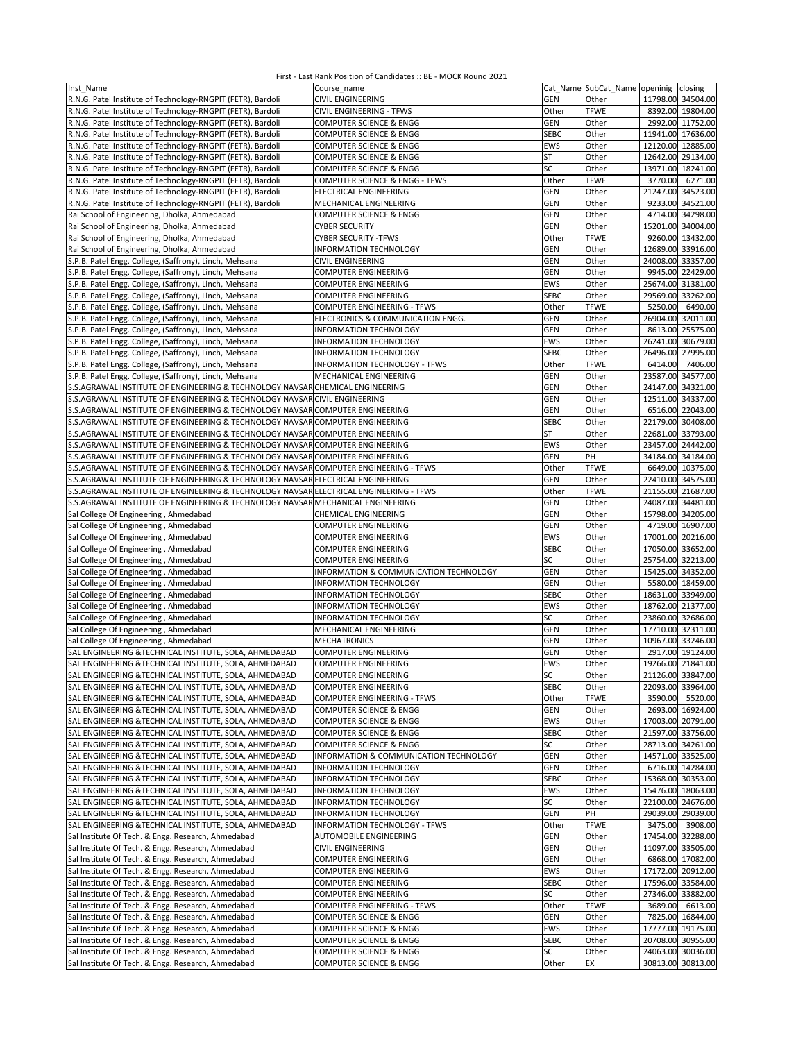First - Last Rank Position of Candidates :: BE - MOCK Round 2021

| Inst_Name | Course_name | Cat_Name | SubCat_Name | openinig | closing |
|---|---|---|---|---|---|
| R.N.G. Patel Institute of Technology-RNGPIT (FETR), Bardoli | CIVIL ENGINEERING | GEN | Other | 11798.00 | 34504.00 |
| R.N.G. Patel Institute of Technology-RNGPIT (FETR), Bardoli | CIVIL ENGINEERING - TFWS | Other | TFWE | 8392.00 | 19804.00 |
| R.N.G. Patel Institute of Technology-RNGPIT (FETR), Bardoli | COMPUTER SCIENCE & ENGG | GEN | Other | 2992.00 | 11752.00 |
| R.N.G. Patel Institute of Technology-RNGPIT (FETR), Bardoli | COMPUTER SCIENCE & ENGG | SEBC | Other | 11941.00 | 17636.00 |
| R.N.G. Patel Institute of Technology-RNGPIT (FETR), Bardoli | COMPUTER SCIENCE & ENGG | EWS | Other | 12120.00 | 12885.00 |
| R.N.G. Patel Institute of Technology-RNGPIT (FETR), Bardoli | COMPUTER SCIENCE & ENGG | ST | Other | 12642.00 | 29134.00 |
| R.N.G. Patel Institute of Technology-RNGPIT (FETR), Bardoli | COMPUTER SCIENCE & ENGG | SC | Other | 13971.00 | 18241.00 |
| R.N.G. Patel Institute of Technology-RNGPIT (FETR), Bardoli | COMPUTER SCIENCE & ENGG - TFWS | Other | TFWE | 3770.00 | 6271.00 |
| R.N.G. Patel Institute of Technology-RNGPIT (FETR), Bardoli | ELECTRICAL ENGINEERING | GEN | Other | 21247.00 | 34523.00 |
| R.N.G. Patel Institute of Technology-RNGPIT (FETR), Bardoli | MECHANICAL ENGINEERING | GEN | Other | 9233.00 | 34521.00 |
| Rai School of Engineering, Dholka, Ahmedabad | COMPUTER SCIENCE & ENGG | GEN | Other | 4714.00 | 34298.00 |
| Rai School of Engineering, Dholka, Ahmedabad | CYBER SECURITY | GEN | Other | 15201.00 | 34004.00 |
| Rai School of Engineering, Dholka, Ahmedabad | CYBER SECURITY -TFWS | Other | TFWE | 9260.00 | 13432.00 |
| Rai School of Engineering, Dholka, Ahmedabad | INFORMATION TECHNOLOGY | GEN | Other | 12689.00 | 33916.00 |
| S.P.B. Patel Engg. College, (Saffrony), Linch, Mehsana | CIVIL ENGINEERING | GEN | Other | 24008.00 | 33357.00 |
| S.P.B. Patel Engg. College, (Saffrony), Linch, Mehsana | COMPUTER ENGINEERING | GEN | Other | 9945.00 | 22429.00 |
| S.P.B. Patel Engg. College, (Saffrony), Linch, Mehsana | COMPUTER ENGINEERING | EWS | Other | 25674.00 | 31381.00 |
| S.P.B. Patel Engg. College, (Saffrony), Linch, Mehsana | COMPUTER ENGINEERING | SEBC | Other | 29569.00 | 33262.00 |
| S.P.B. Patel Engg. College, (Saffrony), Linch, Mehsana | COMPUTER ENGINEERING - TFWS | Other | TFWE | 5250.00 | 6490.00 |
| S.P.B. Patel Engg. College, (Saffrony), Linch, Mehsana | ELECTRONICS & COMMUNICATION ENGG. | GEN | Other | 26904.00 | 32011.00 |
| S.P.B. Patel Engg. College, (Saffrony), Linch, Mehsana | INFORMATION TECHNOLOGY | GEN | Other | 8613.00 | 25575.00 |
| S.P.B. Patel Engg. College, (Saffrony), Linch, Mehsana | INFORMATION TECHNOLOGY | EWS | Other | 26241.00 | 30679.00 |
| S.P.B. Patel Engg. College, (Saffrony), Linch, Mehsana | INFORMATION TECHNOLOGY | SEBC | Other | 26496.00 | 27995.00 |
| S.P.B. Patel Engg. College, (Saffrony), Linch, Mehsana | INFORMATION TECHNOLOGY - TFWS | Other | TFWE | 6414.00 | 7406.00 |
| S.P.B. Patel Engg. College, (Saffrony), Linch, Mehsana | MECHANICAL ENGINEERING | GEN | Other | 23587.00 | 34577.00 |
| S.S.AGRAWAL INSTITUTE OF ENGINEERING & TECHNOLOGY NAVSAR | CHEMICAL ENGINEERING | GEN | Other | 24147.00 | 34321.00 |
| S.S.AGRAWAL INSTITUTE OF ENGINEERING & TECHNOLOGY NAVSAR | CIVIL ENGINEERING | GEN | Other | 12511.00 | 34337.00 |
| S.S.AGRAWAL INSTITUTE OF ENGINEERING & TECHNOLOGY NAVSAR | COMPUTER ENGINEERING | GEN | Other | 6516.00 | 22043.00 |
| S.S.AGRAWAL INSTITUTE OF ENGINEERING & TECHNOLOGY NAVSAR | COMPUTER ENGINEERING | SEBC | Other | 22179.00 | 30408.00 |
| S.S.AGRAWAL INSTITUTE OF ENGINEERING & TECHNOLOGY NAVSAR | COMPUTER ENGINEERING | ST | Other | 22681.00 | 33793.00 |
| S.S.AGRAWAL INSTITUTE OF ENGINEERING & TECHNOLOGY NAVSAR | COMPUTER ENGINEERING | EWS | Other | 23457.00 | 24442.00 |
| S.S.AGRAWAL INSTITUTE OF ENGINEERING & TECHNOLOGY NAVSAR | COMPUTER ENGINEERING | GEN | PH | 34184.00 | 34184.00 |
| S.S.AGRAWAL INSTITUTE OF ENGINEERING & TECHNOLOGY NAVSAR | COMPUTER ENGINEERING - TFWS | Other | TFWE | 6649.00 | 10375.00 |
| S.S.AGRAWAL INSTITUTE OF ENGINEERING & TECHNOLOGY NAVSAR | ELECTRICAL ENGINEERING | GEN | Other | 22410.00 | 34575.00 |
| S.S.AGRAWAL INSTITUTE OF ENGINEERING & TECHNOLOGY NAVSAR | ELECTRICAL ENGINEERING - TFWS | Other | TFWE | 21155.00 | 21687.00 |
| S.S.AGRAWAL INSTITUTE OF ENGINEERING & TECHNOLOGY NAVSAR | MECHANICAL ENGINEERING | GEN | Other | 24087.00 | 34481.00 |
| Sal College Of Engineering , Ahmedabad | CHEMICAL ENGINEERING | GEN | Other | 15798.00 | 34205.00 |
| Sal College Of Engineering , Ahmedabad | COMPUTER ENGINEERING | GEN | Other | 4719.00 | 16907.00 |
| Sal College Of Engineering , Ahmedabad | COMPUTER ENGINEERING | EWS | Other | 17001.00 | 20216.00 |
| Sal College Of Engineering , Ahmedabad | COMPUTER ENGINEERING | SEBC | Other | 17050.00 | 33652.00 |
| Sal College Of Engineering , Ahmedabad | COMPUTER ENGINEERING | SC | Other | 25754.00 | 32213.00 |
| Sal College Of Engineering , Ahmedabad | INFORMATION & COMMUNICATION TECHNOLOGY | GEN | Other | 15425.00 | 34352.00 |
| Sal College Of Engineering , Ahmedabad | INFORMATION TECHNOLOGY | GEN | Other | 5580.00 | 18459.00 |
| Sal College Of Engineering , Ahmedabad | INFORMATION TECHNOLOGY | SEBC | Other | 18631.00 | 33949.00 |
| Sal College Of Engineering , Ahmedabad | INFORMATION TECHNOLOGY | EWS | Other | 18762.00 | 21377.00 |
| Sal College Of Engineering , Ahmedabad | INFORMATION TECHNOLOGY | SC | Other | 23860.00 | 32686.00 |
| Sal College Of Engineering , Ahmedabad | MECHANICAL ENGINEERING | GEN | Other | 17710.00 | 32311.00 |
| Sal College Of Engineering , Ahmedabad | MECHATRONICS | GEN | Other | 10967.00 | 33246.00 |
| SAL ENGINEERING &TECHNICAL INSTITUTE, SOLA, AHMEDABAD | COMPUTER ENGINEERING | GEN | Other | 2917.00 | 19124.00 |
| SAL ENGINEERING &TECHNICAL INSTITUTE, SOLA, AHMEDABAD | COMPUTER ENGINEERING | EWS | Other | 19266.00 | 21841.00 |
| SAL ENGINEERING &TECHNICAL INSTITUTE, SOLA, AHMEDABAD | COMPUTER ENGINEERING | SC | Other | 21126.00 | 33847.00 |
| SAL ENGINEERING &TECHNICAL INSTITUTE, SOLA, AHMEDABAD | COMPUTER ENGINEERING | SEBC | Other | 22093.00 | 33964.00 |
| SAL ENGINEERING &TECHNICAL INSTITUTE, SOLA, AHMEDABAD | COMPUTER ENGINEERING - TFWS | Other | TFWE | 3590.00 | 5520.00 |
| SAL ENGINEERING &TECHNICAL INSTITUTE, SOLA, AHMEDABAD | COMPUTER SCIENCE & ENGG | GEN | Other | 2693.00 | 16924.00 |
| SAL ENGINEERING &TECHNICAL INSTITUTE, SOLA, AHMEDABAD | COMPUTER SCIENCE & ENGG | EWS | Other | 17003.00 | 20791.00 |
| SAL ENGINEERING &TECHNICAL INSTITUTE, SOLA, AHMEDABAD | COMPUTER SCIENCE & ENGG | SEBC | Other | 21597.00 | 33756.00 |
| SAL ENGINEERING &TECHNICAL INSTITUTE, SOLA, AHMEDABAD | COMPUTER SCIENCE & ENGG | SC | Other | 28713.00 | 34261.00 |
| SAL ENGINEERING &TECHNICAL INSTITUTE, SOLA, AHMEDABAD | INFORMATION & COMMUNICATION TECHNOLOGY | GEN | Other | 14571.00 | 33525.00 |
| SAL ENGINEERING &TECHNICAL INSTITUTE, SOLA, AHMEDABAD | INFORMATION TECHNOLOGY | GEN | Other | 6716.00 | 14284.00 |
| SAL ENGINEERING &TECHNICAL INSTITUTE, SOLA, AHMEDABAD | INFORMATION TECHNOLOGY | SEBC | Other | 15368.00 | 30353.00 |
| SAL ENGINEERING &TECHNICAL INSTITUTE, SOLA, AHMEDABAD | INFORMATION TECHNOLOGY | EWS | Other | 15476.00 | 18063.00 |
| SAL ENGINEERING &TECHNICAL INSTITUTE, SOLA, AHMEDABAD | INFORMATION TECHNOLOGY | SC | Other | 22100.00 | 24676.00 |
| SAL ENGINEERING &TECHNICAL INSTITUTE, SOLA, AHMEDABAD | INFORMATION TECHNOLOGY | GEN | PH | 29039.00 | 29039.00 |
| SAL ENGINEERING &TECHNICAL INSTITUTE, SOLA, AHMEDABAD | INFORMATION TECHNOLOGY - TFWS | Other | TFWE | 3475.00 | 3908.00 |
| Sal Institute Of Tech. & Engg. Research, Ahmedabad | AUTOMOBILE ENGINEERING | GEN | Other | 17454.00 | 32288.00 |
| Sal Institute Of Tech. & Engg. Research, Ahmedabad | CIVIL ENGINEERING | GEN | Other | 11097.00 | 33505.00 |
| Sal Institute Of Tech. & Engg. Research, Ahmedabad | COMPUTER ENGINEERING | GEN | Other | 6868.00 | 17082.00 |
| Sal Institute Of Tech. & Engg. Research, Ahmedabad | COMPUTER ENGINEERING | EWS | Other | 17172.00 | 20912.00 |
| Sal Institute Of Tech. & Engg. Research, Ahmedabad | COMPUTER ENGINEERING | SEBC | Other | 17596.00 | 33584.00 |
| Sal Institute Of Tech. & Engg. Research, Ahmedabad | COMPUTER ENGINEERING | SC | Other | 27346.00 | 33882.00 |
| Sal Institute Of Tech. & Engg. Research, Ahmedabad | COMPUTER ENGINEERING - TFWS | Other | TFWE | 3689.00 | 6613.00 |
| Sal Institute Of Tech. & Engg. Research, Ahmedabad | COMPUTER SCIENCE & ENGG | GEN | Other | 7825.00 | 16844.00 |
| Sal Institute Of Tech. & Engg. Research, Ahmedabad | COMPUTER SCIENCE & ENGG | EWS | Other | 17777.00 | 19175.00 |
| Sal Institute Of Tech. & Engg. Research, Ahmedabad | COMPUTER SCIENCE & ENGG | SEBC | Other | 20708.00 | 30955.00 |
| Sal Institute Of Tech. & Engg. Research, Ahmedabad | COMPUTER SCIENCE & ENGG | SC | Other | 24063.00 | 30036.00 |
| Sal Institute Of Tech. & Engg. Research, Ahmedabad | COMPUTER SCIENCE & ENGG | Other | EX | 30813.00 | 30813.00 |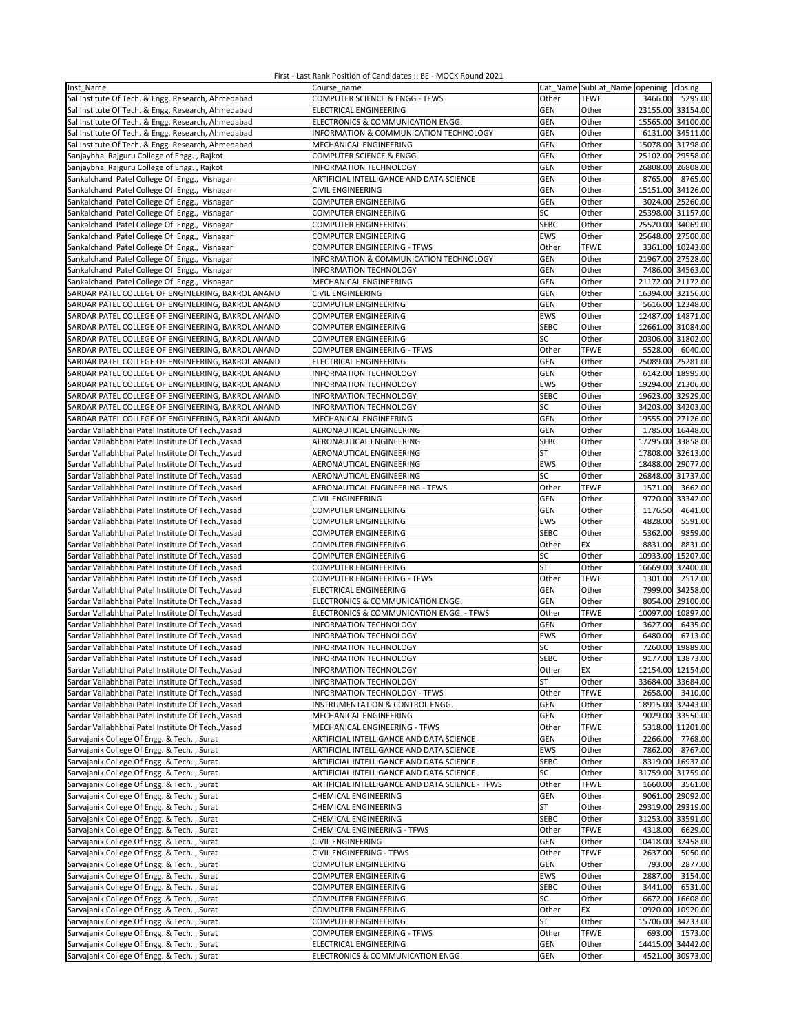First - Last Rank Position of Candidates :: BE - MOCK Round 2021

| Inst_Name | Course_name | Cat_Name | SubCat_Name | openinig | closing |
|---|---|---|---|---|---|
| Sal Institute Of Tech. & Engg. Research, Ahmedabad | COMPUTER SCIENCE & ENGG - TFWS | Other | TFWE | 3466.00 | 5295.00 |
| Sal Institute Of Tech. & Engg. Research, Ahmedabad | ELECTRICAL ENGINEERING | GEN | Other | 23155.00 | 33154.00 |
| Sal Institute Of Tech. & Engg. Research, Ahmedabad | ELECTRONICS & COMMUNICATION ENGG. | GEN | Other | 15565.00 | 34100.00 |
| Sal Institute Of Tech. & Engg. Research, Ahmedabad | INFORMATION & COMMUNICATION TECHNOLOGY | GEN | Other | 6131.00 | 34511.00 |
| Sal Institute Of Tech. & Engg. Research, Ahmedabad | MECHANICAL ENGINEERING | GEN | Other | 15078.00 | 31798.00 |
| Sanjaybhai Rajguru College of Engg. , Rajkot | COMPUTER SCIENCE & ENGG | GEN | Other | 25102.00 | 29558.00 |
| Sanjaybhai Rajguru College of Engg. , Rajkot | INFORMATION TECHNOLOGY | GEN | Other | 26808.00 | 26808.00 |
| Sankalchand Patel College Of Engg., Visnagar | ARTIFICIAL INTELLIGANCE AND DATA SCIENCE | GEN | Other | 8765.00 | 8765.00 |
| Sankalchand Patel College Of Engg., Visnagar | CIVIL ENGINEERING | GEN | Other | 15151.00 | 34126.00 |
| Sankalchand Patel College Of Engg., Visnagar | COMPUTER ENGINEERING | GEN | Other | 3024.00 | 25260.00 |
| Sankalchand Patel College Of Engg., Visnagar | COMPUTER ENGINEERING | SC | Other | 25398.00 | 31157.00 |
| Sankalchand Patel College Of Engg., Visnagar | COMPUTER ENGINEERING | SEBC | Other | 25520.00 | 34069.00 |
| Sankalchand Patel College Of Engg., Visnagar | COMPUTER ENGINEERING | EWS | Other | 25648.00 | 27500.00 |
| Sankalchand Patel College Of Engg., Visnagar | COMPUTER ENGINEERING - TFWS | Other | TFWE | 3361.00 | 10243.00 |
| Sankalchand Patel College Of Engg., Visnagar | INFORMATION & COMMUNICATION TECHNOLOGY | GEN | Other | 21967.00 | 27528.00 |
| Sankalchand Patel College Of Engg., Visnagar | INFORMATION TECHNOLOGY | GEN | Other | 7486.00 | 34563.00 |
| Sankalchand Patel College Of Engg., Visnagar | MECHANICAL ENGINEERING | GEN | Other | 21172.00 | 21172.00 |
| SARDAR PATEL COLLEGE OF ENGINEERING, BAKROL ANAND | CIVIL ENGINEERING | GEN | Other | 16394.00 | 32156.00 |
| SARDAR PATEL COLLEGE OF ENGINEERING, BAKROL ANAND | COMPUTER ENGINEERING | GEN | Other | 5616.00 | 12348.00 |
| SARDAR PATEL COLLEGE OF ENGINEERING, BAKROL ANAND | COMPUTER ENGINEERING | EWS | Other | 12487.00 | 14871.00 |
| SARDAR PATEL COLLEGE OF ENGINEERING, BAKROL ANAND | COMPUTER ENGINEERING | SEBC | Other | 12661.00 | 31084.00 |
| SARDAR PATEL COLLEGE OF ENGINEERING, BAKROL ANAND | COMPUTER ENGINEERING | SC | Other | 20306.00 | 31802.00 |
| SARDAR PATEL COLLEGE OF ENGINEERING, BAKROL ANAND | COMPUTER ENGINEERING - TFWS | Other | TFWE | 5528.00 | 6040.00 |
| SARDAR PATEL COLLEGE OF ENGINEERING, BAKROL ANAND | ELECTRICAL ENGINEERING | GEN | Other | 25089.00 | 25281.00 |
| SARDAR PATEL COLLEGE OF ENGINEERING, BAKROL ANAND | INFORMATION TECHNOLOGY | GEN | Other | 6142.00 | 18995.00 |
| SARDAR PATEL COLLEGE OF ENGINEERING, BAKROL ANAND | INFORMATION TECHNOLOGY | EWS | Other | 19294.00 | 21306.00 |
| SARDAR PATEL COLLEGE OF ENGINEERING, BAKROL ANAND | INFORMATION TECHNOLOGY | SEBC | Other | 19623.00 | 32929.00 |
| SARDAR PATEL COLLEGE OF ENGINEERING, BAKROL ANAND | INFORMATION TECHNOLOGY | SC | Other | 34203.00 | 34203.00 |
| SARDAR PATEL COLLEGE OF ENGINEERING, BAKROL ANAND | MECHANICAL ENGINEERING | GEN | Other | 19555.00 | 27126.00 |
| Sardar Vallabhbhai Patel Institute Of Tech.,Vasad | AERONAUTICAL ENGINEERING | GEN | Other | 1785.00 | 16448.00 |
| Sardar Vallabhbhai Patel Institute Of Tech.,Vasad | AERONAUTICAL ENGINEERING | SEBC | Other | 17295.00 | 33858.00 |
| Sardar Vallabhbhai Patel Institute Of Tech.,Vasad | AERONAUTICAL ENGINEERING | ST | Other | 17808.00 | 32613.00 |
| Sardar Vallabhbhai Patel Institute Of Tech.,Vasad | AERONAUTICAL ENGINEERING | EWS | Other | 18488.00 | 29077.00 |
| Sardar Vallabhbhai Patel Institute Of Tech.,Vasad | AERONAUTICAL ENGINEERING | SC | Other | 26848.00 | 31737.00 |
| Sardar Vallabhbhai Patel Institute Of Tech.,Vasad | AERONAUTICAL ENGINEERING - TFWS | Other | TFWE | 1571.00 | 3662.00 |
| Sardar Vallabhbhai Patel Institute Of Tech.,Vasad | CIVIL ENGINEERING | GEN | Other | 9720.00 | 33342.00 |
| Sardar Vallabhbhai Patel Institute Of Tech.,Vasad | COMPUTER ENGINEERING | GEN | Other | 1176.50 | 4641.00 |
| Sardar Vallabhbhai Patel Institute Of Tech.,Vasad | COMPUTER ENGINEERING | EWS | Other | 4828.00 | 5591.00 |
| Sardar Vallabhbhai Patel Institute Of Tech.,Vasad | COMPUTER ENGINEERING | SEBC | Other | 5362.00 | 9859.00 |
| Sardar Vallabhbhai Patel Institute Of Tech.,Vasad | COMPUTER ENGINEERING | Other | EX | 8831.00 | 8831.00 |
| Sardar Vallabhbhai Patel Institute Of Tech.,Vasad | COMPUTER ENGINEERING | SC | Other | 10933.00 | 15207.00 |
| Sardar Vallabhbhai Patel Institute Of Tech.,Vasad | COMPUTER ENGINEERING | ST | Other | 16669.00 | 32400.00 |
| Sardar Vallabhbhai Patel Institute Of Tech.,Vasad | COMPUTER ENGINEERING - TFWS | Other | TFWE | 1301.00 | 2512.00 |
| Sardar Vallabhbhai Patel Institute Of Tech.,Vasad | ELECTRICAL ENGINEERING | GEN | Other | 7999.00 | 34258.00 |
| Sardar Vallabhbhai Patel Institute Of Tech.,Vasad | ELECTRONICS & COMMUNICATION ENGG. | GEN | Other | 8054.00 | 29100.00 |
| Sardar Vallabhbhai Patel Institute Of Tech.,Vasad | ELECTRONICS & COMMUNICATION ENGG. - TFWS | Other | TFWE | 10097.00 | 10897.00 |
| Sardar Vallabhbhai Patel Institute Of Tech.,Vasad | INFORMATION TECHNOLOGY | GEN | Other | 3627.00 | 6435.00 |
| Sardar Vallabhbhai Patel Institute Of Tech.,Vasad | INFORMATION TECHNOLOGY | EWS | Other | 6480.00 | 6713.00 |
| Sardar Vallabhbhai Patel Institute Of Tech.,Vasad | INFORMATION TECHNOLOGY | SC | Other | 7260.00 | 19889.00 |
| Sardar Vallabhbhai Patel Institute Of Tech.,Vasad | INFORMATION TECHNOLOGY | SEBC | Other | 9177.00 | 13873.00 |
| Sardar Vallabhbhai Patel Institute Of Tech.,Vasad | INFORMATION TECHNOLOGY | Other | EX | 12154.00 | 12154.00 |
| Sardar Vallabhbhai Patel Institute Of Tech.,Vasad | INFORMATION TECHNOLOGY | ST | Other | 33684.00 | 33684.00 |
| Sardar Vallabhbhai Patel Institute Of Tech.,Vasad | INFORMATION TECHNOLOGY - TFWS | Other | TFWE | 2658.00 | 3410.00 |
| Sardar Vallabhbhai Patel Institute Of Tech.,Vasad | INSTRUMENTATION & CONTROL ENGG. | GEN | Other | 18915.00 | 32443.00 |
| Sardar Vallabhbhai Patel Institute Of Tech.,Vasad | MECHANICAL ENGINEERING | GEN | Other | 9029.00 | 33550.00 |
| Sardar Vallabhbhai Patel Institute Of Tech.,Vasad | MECHANICAL ENGINEERING - TFWS | Other | TFWE | 5318.00 | 11201.00 |
| Sarvajanik College Of Engg. & Tech. , Surat | ARTIFICIAL INTELLIGANCE AND DATA SCIENCE | GEN | Other | 2266.00 | 7768.00 |
| Sarvajanik College Of Engg. & Tech. , Surat | ARTIFICIAL INTELLIGANCE AND DATA SCIENCE | EWS | Other | 7862.00 | 8767.00 |
| Sarvajanik College Of Engg. & Tech. , Surat | ARTIFICIAL INTELLIGANCE AND DATA SCIENCE | SEBC | Other | 8319.00 | 16937.00 |
| Sarvajanik College Of Engg. & Tech. , Surat | ARTIFICIAL INTELLIGANCE AND DATA SCIENCE | SC | Other | 31759.00 | 31759.00 |
| Sarvajanik College Of Engg. & Tech. , Surat | ARTIFICIAL INTELLIGANCE AND DATA SCIENCE - TFWS | Other | TFWE | 1660.00 | 3561.00 |
| Sarvajanik College Of Engg. & Tech. , Surat | CHEMICAL ENGINEERING | GEN | Other | 9061.00 | 29092.00 |
| Sarvajanik College Of Engg. & Tech. , Surat | CHEMICAL ENGINEERING | ST | Other | 29319.00 | 29319.00 |
| Sarvajanik College Of Engg. & Tech. , Surat | CHEMICAL ENGINEERING | SEBC | Other | 31253.00 | 33591.00 |
| Sarvajanik College Of Engg. & Tech. , Surat | CHEMICAL ENGINEERING - TFWS | Other | TFWE | 4318.00 | 6629.00 |
| Sarvajanik College Of Engg. & Tech. , Surat | CIVIL ENGINEERING | GEN | Other | 10418.00 | 32458.00 |
| Sarvajanik College Of Engg. & Tech. , Surat | CIVIL ENGINEERING - TFWS | Other | TFWE | 2637.00 | 5050.00 |
| Sarvajanik College Of Engg. & Tech. , Surat | COMPUTER ENGINEERING | GEN | Other | 793.00 | 2877.00 |
| Sarvajanik College Of Engg. & Tech. , Surat | COMPUTER ENGINEERING | EWS | Other | 2887.00 | 3154.00 |
| Sarvajanik College Of Engg. & Tech. , Surat | COMPUTER ENGINEERING | SEBC | Other | 3441.00 | 6531.00 |
| Sarvajanik College Of Engg. & Tech. , Surat | COMPUTER ENGINEERING | SC | Other | 6672.00 | 16608.00 |
| Sarvajanik College Of Engg. & Tech. , Surat | COMPUTER ENGINEERING | Other | EX | 10920.00 | 10920.00 |
| Sarvajanik College Of Engg. & Tech. , Surat | COMPUTER ENGINEERING | ST | Other | 15706.00 | 34233.00 |
| Sarvajanik College Of Engg. & Tech. , Surat | COMPUTER ENGINEERING - TFWS | Other | TFWE | 693.00 | 1573.00 |
| Sarvajanik College Of Engg. & Tech. , Surat | ELECTRICAL ENGINEERING | GEN | Other | 14415.00 | 34442.00 |
| Sarvajanik College Of Engg. & Tech. , Surat | ELECTRONICS & COMMUNICATION ENGG. | GEN | Other | 4521.00 | 30973.00 |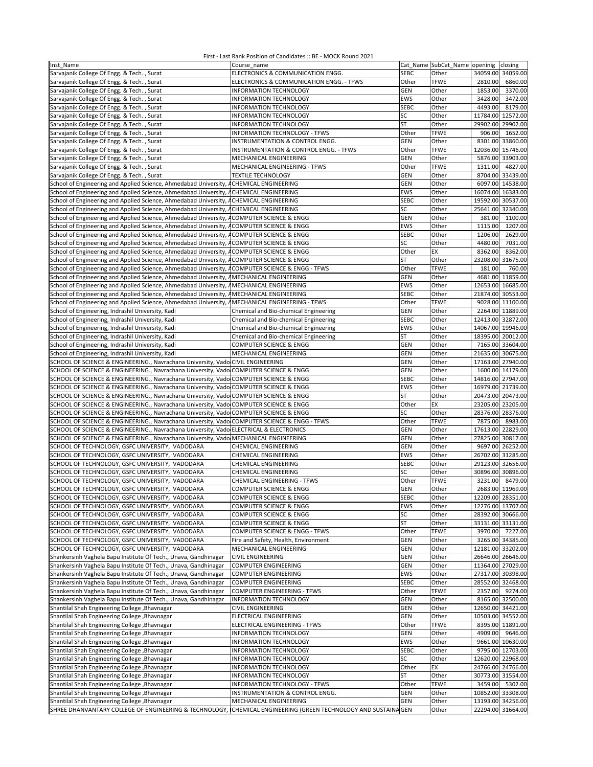First - Last Rank Position of Candidates :: BE - MOCK Round 2021

| Inst_Name | Course_name | Cat_Name | SubCat_Name | openinig | closing |
|---|---|---|---|---|---|
| Sarvajanik College Of Engg. & Tech. , Surat | ELECTRONICS & COMMUNICATION ENGG. | SEBC | Other | 34059.00 | 34059.00 |
| Sarvajanik College Of Engg. & Tech. , Surat | ELECTRONICS & COMMUNICATION ENGG. - TFWS | Other | TFWE | 2810.00 | 6860.00 |
| Sarvajanik College Of Engg. & Tech. , Surat | INFORMATION TECHNOLOGY | GEN | Other | 1853.00 | 3370.00 |
| Sarvajanik College Of Engg. & Tech. , Surat | INFORMATION TECHNOLOGY | EWS | Other | 3428.00 | 3472.00 |
| Sarvajanik College Of Engg. & Tech. , Surat | INFORMATION TECHNOLOGY | SEBC | Other | 4493.00 | 8179.00 |
| Sarvajanik College Of Engg. & Tech. , Surat | INFORMATION TECHNOLOGY | SC | Other | 11784.00 | 12572.00 |
| Sarvajanik College Of Engg. & Tech. , Surat | INFORMATION TECHNOLOGY | ST | Other | 29902.00 | 29902.00 |
| Sarvajanik College Of Engg. & Tech. , Surat | INFORMATION TECHNOLOGY - TFWS | Other | TFWE | 906.00 | 1652.00 |
| Sarvajanik College Of Engg. & Tech. , Surat | INSTRUMENTATION & CONTROL ENGG. | GEN | Other | 8301.00 | 33860.00 |
| Sarvajanik College Of Engg. & Tech. , Surat | INSTRUMENTATION & CONTROL ENGG. - TFWS | Other | TFWE | 12036.00 | 15746.00 |
| Sarvajanik College Of Engg. & Tech. , Surat | MECHANICAL ENGINEERING | GEN | Other | 5876.00 | 33903.00 |
| Sarvajanik College Of Engg. & Tech. , Surat | MECHANICAL ENGINEERING - TFWS | Other | TFWE | 1311.00 | 4827.00 |
| Sarvajanik College Of Engg. & Tech. , Surat | TEXTILE TECHNOLOGY | GEN | Other | 8704.00 | 33439.00 |
| School of Engineering and Applied Science, Ahmedabad University, A | CHEMICAL ENGINEERING | GEN | Other | 6097.00 | 14538.00 |
| School of Engineering and Applied Science, Ahmedabad University, A | CHEMICAL ENGINEERING | EWS | Other | 16074.00 | 16383.00 |
| School of Engineering and Applied Science, Ahmedabad University, A | CHEMICAL ENGINEERING | SEBC | Other | 19592.00 | 30537.00 |
| School of Engineering and Applied Science, Ahmedabad University, A | CHEMICAL ENGINEERING | SC | Other | 25641.00 | 32340.00 |
| School of Engineering and Applied Science, Ahmedabad University, A | COMPUTER SCIENCE & ENGG | GEN | Other | 381.00 | 1100.00 |
| School of Engineering and Applied Science, Ahmedabad University, A | COMPUTER SCIENCE & ENGG | EWS | Other | 1115.00 | 1207.00 |
| School of Engineering and Applied Science, Ahmedabad University, A | COMPUTER SCIENCE & ENGG | SEBC | Other | 1206.00 | 2629.00 |
| School of Engineering and Applied Science, Ahmedabad University, A | COMPUTER SCIENCE & ENGG | SC | Other | 4480.00 | 7031.00 |
| School of Engineering and Applied Science, Ahmedabad University, A | COMPUTER SCIENCE & ENGG | Other | EX | 8362.00 | 8362.00 |
| School of Engineering and Applied Science, Ahmedabad University, A | COMPUTER SCIENCE & ENGG | ST | Other | 23208.00 | 31675.00 |
| School of Engineering and Applied Science, Ahmedabad University, A | COMPUTER SCIENCE & ENGG - TFWS | Other | TFWE | 181.00 | 760.00 |
| School of Engineering and Applied Science, Ahmedabad University, A | MECHANICAL ENGINEERING | GEN | Other | 4681.00 | 11859.00 |
| School of Engineering and Applied Science, Ahmedabad University, A | MECHANICAL ENGINEERING | EWS | Other | 12653.00 | 16685.00 |
| School of Engineering and Applied Science, Ahmedabad University, A | MECHANICAL ENGINEERING | SEBC | Other | 21874.00 | 30553.00 |
| School of Engineering and Applied Science, Ahmedabad University, A | MECHANICAL ENGINEERING - TFWS | Other | TFWE | 9028.00 | 11100.00 |
| School of Engineering, Indrashil University, Kadi | Chemical and Bio-chemical Engineering | GEN | Other | 2264.00 | 11889.00 |
| School of Engineering, Indrashil University, Kadi | Chemical and Bio-chemical Engineering | SEBC | Other | 12413.00 | 32872.00 |
| School of Engineering, Indrashil University, Kadi | Chemical and Bio-chemical Engineering | EWS | Other | 14067.00 | 19946.00 |
| School of Engineering, Indrashil University, Kadi | Chemical and Bio-chemical Engineering | ST | Other | 18395.00 | 20012.00 |
| School of Engineering, Indrashil University, Kadi | COMPUTER SCIENCE & ENGG | GEN | Other | 7165.00 | 33604.00 |
| School of Engineering, Indrashil University, Kadi | MECHANICAL ENGINEERING | GEN | Other | 21635.00 | 30675.00 |
| SCHOOL OF SCIENCE & ENGINEERING., Navrachana University, Vado | CIVIL ENGINEERING | GEN | Other | 17163.00 | 27940.00 |
| SCHOOL OF SCIENCE & ENGINEERING., Navrachana University, Vado | COMPUTER SCIENCE & ENGG | GEN | Other | 1600.00 | 14179.00 |
| SCHOOL OF SCIENCE & ENGINEERING., Navrachana University, Vado | COMPUTER SCIENCE & ENGG | SEBC | Other | 14816.00 | 27947.00 |
| SCHOOL OF SCIENCE & ENGINEERING., Navrachana University, Vado | COMPUTER SCIENCE & ENGG | EWS | Other | 16979.00 | 21739.00 |
| SCHOOL OF SCIENCE & ENGINEERING., Navrachana University, Vado | COMPUTER SCIENCE & ENGG | ST | Other | 20473.00 | 20473.00 |
| SCHOOL OF SCIENCE & ENGINEERING., Navrachana University, Vado | COMPUTER SCIENCE & ENGG | Other | EX | 23205.00 | 23205.00 |
| SCHOOL OF SCIENCE & ENGINEERING., Navrachana University, Vado | COMPUTER SCIENCE & ENGG | SC | Other | 28376.00 | 28376.00 |
| SCHOOL OF SCIENCE & ENGINEERING., Navrachana University, Vado | COMPUTER SCIENCE & ENGG - TFWS | Other | TFWE | 7875.00 | 8983.00 |
| SCHOOL OF SCIENCE & ENGINEERING., Navrachana University, Vado | ELECTRICAL & ELECTRONICS | GEN | Other | 17613.00 | 22829.00 |
| SCHOOL OF SCIENCE & ENGINEERING., Navrachana University, Vado | MECHANICAL ENGINEERING | GEN | Other | 27825.00 | 30817.00 |
| SCHOOL OF TECHNOLOGY, GSFC UNIVERSITY, VADODARA | CHEMICAL ENGINEERING | GEN | Other | 9697.00 | 26252.00 |
| SCHOOL OF TECHNOLOGY, GSFC UNIVERSITY, VADODARA | CHEMICAL ENGINEERING | EWS | Other | 26702.00 | 31285.00 |
| SCHOOL OF TECHNOLOGY, GSFC UNIVERSITY, VADODARA | CHEMICAL ENGINEERING | SEBC | Other | 29123.00 | 32656.00 |
| SCHOOL OF TECHNOLOGY, GSFC UNIVERSITY, VADODARA | CHEMICAL ENGINEERING | SC | Other | 30896.00 | 30896.00 |
| SCHOOL OF TECHNOLOGY, GSFC UNIVERSITY, VADODARA | CHEMICAL ENGINEERING - TFWS | Other | TFWE | 3231.00 | 8479.00 |
| SCHOOL OF TECHNOLOGY, GSFC UNIVERSITY, VADODARA | COMPUTER SCIENCE & ENGG | GEN | Other | 2683.00 | 11969.00 |
| SCHOOL OF TECHNOLOGY, GSFC UNIVERSITY, VADODARA | COMPUTER SCIENCE & ENGG | SEBC | Other | 12209.00 | 28351.00 |
| SCHOOL OF TECHNOLOGY, GSFC UNIVERSITY, VADODARA | COMPUTER SCIENCE & ENGG | EWS | Other | 12276.00 | 13707.00 |
| SCHOOL OF TECHNOLOGY, GSFC UNIVERSITY, VADODARA | COMPUTER SCIENCE & ENGG | SC | Other | 28392.00 | 30666.00 |
| SCHOOL OF TECHNOLOGY, GSFC UNIVERSITY, VADODARA | COMPUTER SCIENCE & ENGG | ST | Other | 33131.00 | 33131.00 |
| SCHOOL OF TECHNOLOGY, GSFC UNIVERSITY, VADODARA | COMPUTER SCIENCE & ENGG - TFWS | Other | TFWE | 3970.00 | 7227.00 |
| SCHOOL OF TECHNOLOGY, GSFC UNIVERSITY, VADODARA | Fire and Safety, Health, Environment | GEN | Other | 3265.00 | 34385.00 |
| SCHOOL OF TECHNOLOGY, GSFC UNIVERSITY, VADODARA | MECHANICAL ENGINEERING | GEN | Other | 12181.00 | 33202.00 |
| Shankersinh Vaghela Bapu Institute Of Tech., Unava, Gandhinagar | CIVIL ENGINEERING | GEN | Other | 26646.00 | 26646.00 |
| Shankersinh Vaghela Bapu Institute Of Tech., Unava, Gandhinagar | COMPUTER ENGINEERING | GEN | Other | 11364.00 | 27029.00 |
| Shankersinh Vaghela Bapu Institute Of Tech., Unava, Gandhinagar | COMPUTER ENGINEERING | EWS | Other | 27317.00 | 30398.00 |
| Shankersinh Vaghela Bapu Institute Of Tech., Unava, Gandhinagar | COMPUTER ENGINEERING | SEBC | Other | 28552.00 | 32468.00 |
| Shankersinh Vaghela Bapu Institute Of Tech., Unava, Gandhinagar | COMPUTER ENGINEERING - TFWS | Other | TFWE | 2357.00 | 9274.00 |
| Shankersinh Vaghela Bapu Institute Of Tech., Unava, Gandhinagar | INFORMATION TECHNOLOGY | GEN | Other | 8165.00 | 32500.00 |
| Shantilal Shah Engineering College ,Bhavnagar | CIVIL ENGINEERING | GEN | Other | 12650.00 | 34421.00 |
| Shantilal Shah Engineering College ,Bhavnagar | ELECTRICAL ENGINEERING | GEN | Other | 10503.00 | 34552.00 |
| Shantilal Shah Engineering College ,Bhavnagar | ELECTRICAL ENGINEERING - TFWS | Other | TFWE | 8395.00 | 11891.00 |
| Shantilal Shah Engineering College ,Bhavnagar | INFORMATION TECHNOLOGY | GEN | Other | 4909.00 | 9646.00 |
| Shantilal Shah Engineering College ,Bhavnagar | INFORMATION TECHNOLOGY | EWS | Other | 9661.00 | 10630.00 |
| Shantilal Shah Engineering College ,Bhavnagar | INFORMATION TECHNOLOGY | SEBC | Other | 9795.00 | 12703.00 |
| Shantilal Shah Engineering College ,Bhavnagar | INFORMATION TECHNOLOGY | SC | Other | 12620.00 | 22968.00 |
| Shantilal Shah Engineering College ,Bhavnagar | INFORMATION TECHNOLOGY | Other | EX | 24766.00 | 24766.00 |
| Shantilal Shah Engineering College ,Bhavnagar | INFORMATION TECHNOLOGY | ST | Other | 30773.00 | 31554.00 |
| Shantilal Shah Engineering College ,Bhavnagar | INFORMATION TECHNOLOGY - TFWS | Other | TFWE | 3459.00 | 5302.00 |
| Shantilal Shah Engineering College ,Bhavnagar | INSTRUMENTATION & CONTROL ENGG. | GEN | Other | 10852.00 | 33308.00 |
| Shantilal Shah Engineering College ,Bhavnagar | MECHANICAL ENGINEERING | GEN | Other | 13193.00 | 34256.00 |
| SHREE DHANVANTARY COLLEGE OF ENGINEERING & TECHNOLOGY, | CHEMICAL ENGINEERING (GREEN TECHNOLOGY AND SUSTAINA | GEN | Other | 22294.00 | 31664.00 |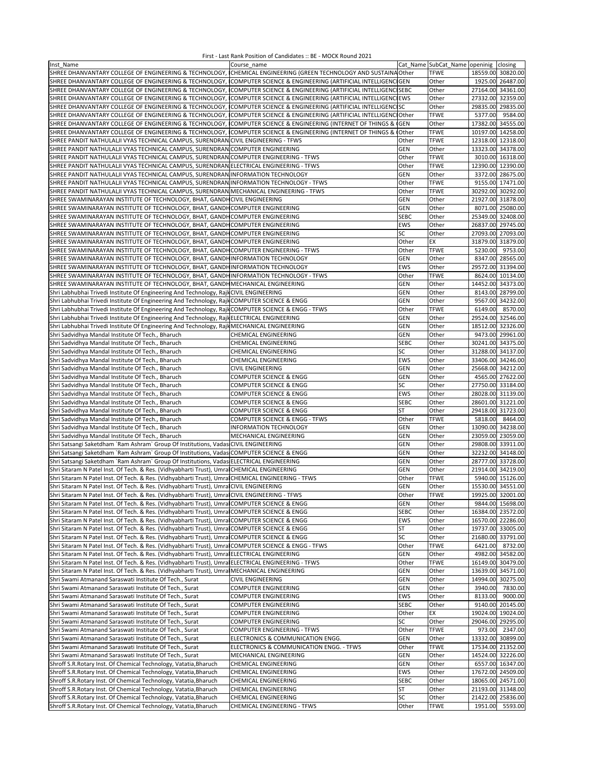First - Last Rank Position of Candidates :: BE - MOCK Round 2021

| Inst_Name | Course_name | Cat_Name | SubCat_Name | openinig | closing |
|---|---|---|---|---|---|
| SHREE DHANVANTARY COLLEGE OF ENGINEERING & TECHNOLOGY, | CHEMICAL ENGINEERING (GREEN TECHNOLOGY AND SUSTAINA | Other | TFWE | 18559.00 | 30820.00 |
| SHREE DHANVANTARY COLLEGE OF ENGINEERING & TECHNOLOGY, | COMPUTER SCIENCE & ENGINEERING (ARTIFICIAL INTELLIGENC | GEN | Other | 1925.00 | 26487.00 |
| SHREE DHANVANTARY COLLEGE OF ENGINEERING & TECHNOLOGY, | COMPUTER SCIENCE & ENGINEERING (ARTIFICIAL INTELLIGENC | SEBC | Other | 27164.00 | 34361.00 |
| SHREE DHANVANTARY COLLEGE OF ENGINEERING & TECHNOLOGY, | COMPUTER SCIENCE & ENGINEERING (ARTIFICIAL INTELLIGENC | EWS | Other | 27332.00 | 32359.00 |
| SHREE DHANVANTARY COLLEGE OF ENGINEERING & TECHNOLOGY, | COMPUTER SCIENCE & ENGINEERING (ARTIFICIAL INTELLIGENC | SC | Other | 29835.00 | 29835.00 |
| SHREE DHANVANTARY COLLEGE OF ENGINEERING & TECHNOLOGY, | COMPUTER SCIENCE & ENGINEERING (ARTIFICIAL INTELLIGENC | Other | TFWE | 5377.00 | 9584.00 |
| SHREE DHANVANTARY COLLEGE OF ENGINEERING & TECHNOLOGY, | COMPUTER SCIENCE & ENGINEERING (INTERNET OF THINGS & ( | GEN | Other | 17382.00 | 34555.00 |
| SHREE DHANVANTARY COLLEGE OF ENGINEERING & TECHNOLOGY, | COMPUTER SCIENCE & ENGINEERING (INTERNET OF THINGS & ( | Other | TFWE | 10197.00 | 14258.00 |
| SHREE PANDIT NATHULALJI VYAS TECHNICAL CAMPUS, SURENDRAN | CIVIL ENGINEERING - TFWS | Other | TFWE | 12318.00 | 12318.00 |
| SHREE PANDIT NATHULALJI VYAS TECHNICAL CAMPUS, SURENDRAN | COMPUTER ENGINEERING | GEN | Other | 13323.00 | 34378.00 |
| SHREE PANDIT NATHULALJI VYAS TECHNICAL CAMPUS, SURENDRAN | COMPUTER ENGINEERING - TFWS | Other | TFWE | 3010.00 | 16318.00 |
| SHREE PANDIT NATHULALJI VYAS TECHNICAL CAMPUS, SURENDRAN | ELECTRICAL ENGINEERING - TFWS | Other | TFWE | 12390.00 | 12390.00 |
| SHREE PANDIT NATHULALJI VYAS TECHNICAL CAMPUS, SURENDRAN | INFORMATION TECHNOLOGY | GEN | Other | 3372.00 | 28675.00 |
| SHREE PANDIT NATHULALJI VYAS TECHNICAL CAMPUS, SURENDRAN | INFORMATION TECHNOLOGY - TFWS | Other | TFWE | 9155.00 | 17471.00 |
| SHREE PANDIT NATHULALJI VYAS TECHNICAL CAMPUS, SURENDRAN | MECHANICAL ENGINEERING - TFWS | Other | TFWE | 30292.00 | 30292.00 |
| SHREE SWAMINARAYAN INSTITUTE OF TECHNOLOGY, BHAT, GANDH | CIVIL ENGINEERING | GEN | Other | 21927.00 | 31878.00 |
| SHREE SWAMINARAYAN INSTITUTE OF TECHNOLOGY, BHAT, GANDH | COMPUTER ENGINEERING | GEN | Other | 8071.00 | 25080.00 |
| SHREE SWAMINARAYAN INSTITUTE OF TECHNOLOGY, BHAT, GANDH | COMPUTER ENGINEERING | SEBC | Other | 25349.00 | 32408.00 |
| SHREE SWAMINARAYAN INSTITUTE OF TECHNOLOGY, BHAT, GANDH | COMPUTER ENGINEERING | EWS | Other | 26837.00 | 29745.00 |
| SHREE SWAMINARAYAN INSTITUTE OF TECHNOLOGY, BHAT, GANDH | COMPUTER ENGINEERING | SC | Other | 27093.00 | 27093.00 |
| SHREE SWAMINARAYAN INSTITUTE OF TECHNOLOGY, BHAT, GANDH | COMPUTER ENGINEERING | Other | EX | 31879.00 | 31879.00 |
| SHREE SWAMINARAYAN INSTITUTE OF TECHNOLOGY, BHAT, GANDH | COMPUTER ENGINEERING - TFWS | Other | TFWE | 5230.00 | 9753.00 |
| SHREE SWAMINARAYAN INSTITUTE OF TECHNOLOGY, BHAT, GANDH | INFORMATION TECHNOLOGY | GEN | Other | 8347.00 | 28565.00 |
| SHREE SWAMINARAYAN INSTITUTE OF TECHNOLOGY, BHAT, GANDH | INFORMATION TECHNOLOGY | EWS | Other | 29572.00 | 31394.00 |
| SHREE SWAMINARAYAN INSTITUTE OF TECHNOLOGY, BHAT, GANDH | INFORMATION TECHNOLOGY - TFWS | Other | TFWE | 8624.00 | 10134.00 |
| SHREE SWAMINARAYAN INSTITUTE OF TECHNOLOGY, BHAT, GANDH | MECHANICAL ENGINEERING | GEN | Other | 14452.00 | 34373.00 |
| Shri Labhubhai Trivedi Institute Of Engineering And Technology, Rajk | CIVIL ENGINEERING | GEN | Other | 8143.00 | 28799.00 |
| Shri Labhubhai Trivedi Institute Of Engineering And Technology, Rajk | COMPUTER SCIENCE & ENGG | GEN | Other | 9567.00 | 34232.00 |
| Shri Labhubhai Trivedi Institute Of Engineering And Technology, Rajk | COMPUTER SCIENCE & ENGG - TFWS | Other | TFWE | 6149.00 | 8570.00 |
| Shri Labhubhai Trivedi Institute Of Engineering And Technology, Rajk | ELECTRICAL ENGINEERING | GEN | Other | 29524.00 | 32546.00 |
| Shri Labhubhai Trivedi Institute Of Engineering And Technology, Rajk | MECHANICAL ENGINEERING | GEN | Other | 18512.00 | 32326.00 |
| Shri Sadvidhya Mandal Institute Of Tech., Bharuch | CHEMICAL ENGINEERING | GEN | Other | 9473.00 | 29961.00 |
| Shri Sadvidhya Mandal Institute Of Tech., Bharuch | CHEMICAL ENGINEERING | SEBC | Other | 30241.00 | 34375.00 |
| Shri Sadvidhya Mandal Institute Of Tech., Bharuch | CHEMICAL ENGINEERING | SC | Other | 31288.00 | 34137.00 |
| Shri Sadvidhya Mandal Institute Of Tech., Bharuch | CHEMICAL ENGINEERING | EWS | Other | 33406.00 | 34246.00 |
| Shri Sadvidhya Mandal Institute Of Tech., Bharuch | CIVIL ENGINEERING | GEN | Other | 25668.00 | 34212.00 |
| Shri Sadvidhya Mandal Institute Of Tech., Bharuch | COMPUTER SCIENCE & ENGG | GEN | Other | 4565.00 | 27622.00 |
| Shri Sadvidhya Mandal Institute Of Tech., Bharuch | COMPUTER SCIENCE & ENGG | SC | Other | 27750.00 | 33184.00 |
| Shri Sadvidhya Mandal Institute Of Tech., Bharuch | COMPUTER SCIENCE & ENGG | EWS | Other | 28028.00 | 31139.00 |
| Shri Sadvidhya Mandal Institute Of Tech., Bharuch | COMPUTER SCIENCE & ENGG | SEBC | Other | 28601.00 | 31221.00 |
| Shri Sadvidhya Mandal Institute Of Tech., Bharuch | COMPUTER SCIENCE & ENGG | ST | Other | 29418.00 | 31723.00 |
| Shri Sadvidhya Mandal Institute Of Tech., Bharuch | COMPUTER SCIENCE & ENGG - TFWS | Other | TFWE | 5818.00 | 8464.00 |
| Shri Sadvidhya Mandal Institute Of Tech., Bharuch | INFORMATION TECHNOLOGY | GEN | Other | 13090.00 | 34238.00 |
| Shri Sadvidhya Mandal Institute Of Tech., Bharuch | MECHANICAL ENGINEERING | GEN | Other | 23059.00 | 23059.00 |
| Shri Satsangi Saketdham `Ram Ashram` Group Of Institutions, Vadas | CIVIL ENGINEERING | GEN | Other | 29808.00 | 33911.00 |
| Shri Satsangi Saketdham `Ram Ashram` Group Of Institutions, Vadas | COMPUTER SCIENCE & ENGG | GEN | Other | 32232.00 | 34148.00 |
| Shri Satsangi Saketdham `Ram Ashram` Group Of Institutions, Vadas | ELECTRICAL ENGINEERING | GEN | Other | 28777.00 | 33728.00 |
| Shri Sitaram N Patel Inst. Of Tech. & Res. (Vidhyabharti Trust), Umra | CHEMICAL ENGINEERING | GEN | Other | 21914.00 | 34219.00 |
| Shri Sitaram N Patel Inst. Of Tech. & Res. (Vidhyabharti Trust), Umra | CHEMICAL ENGINEERING - TFWS | Other | TFWE | 5940.00 | 15126.00 |
| Shri Sitaram N Patel Inst. Of Tech. & Res. (Vidhyabharti Trust), Umra | CIVIL ENGINEERING | GEN | Other | 15530.00 | 34551.00 |
| Shri Sitaram N Patel Inst. Of Tech. & Res. (Vidhyabharti Trust), Umra | CIVIL ENGINEERING - TFWS | Other | TFWE | 19925.00 | 32001.00 |
| Shri Sitaram N Patel Inst. Of Tech. & Res. (Vidhyabharti Trust), Umra | COMPUTER SCIENCE & ENGG | GEN | Other | 9844.00 | 15698.00 |
| Shri Sitaram N Patel Inst. Of Tech. & Res. (Vidhyabharti Trust), Umra | COMPUTER SCIENCE & ENGG | SEBC | Other | 16384.00 | 23572.00 |
| Shri Sitaram N Patel Inst. Of Tech. & Res. (Vidhyabharti Trust), Umra | COMPUTER SCIENCE & ENGG | EWS | Other | 16570.00 | 22286.00 |
| Shri Sitaram N Patel Inst. Of Tech. & Res. (Vidhyabharti Trust), Umra | COMPUTER SCIENCE & ENGG | ST | Other | 19737.00 | 33005.00 |
| Shri Sitaram N Patel Inst. Of Tech. & Res. (Vidhyabharti Trust), Umra | COMPUTER SCIENCE & ENGG | SC | Other | 21680.00 | 33791.00 |
| Shri Sitaram N Patel Inst. Of Tech. & Res. (Vidhyabharti Trust), Umra | COMPUTER SCIENCE & ENGG - TFWS | Other | TFWE | 6421.00 | 8732.00 |
| Shri Sitaram N Patel Inst. Of Tech. & Res. (Vidhyabharti Trust), Umra | ELECTRICAL ENGINEERING | GEN | Other | 4982.00 | 34582.00 |
| Shri Sitaram N Patel Inst. Of Tech. & Res. (Vidhyabharti Trust), Umra | ELECTRICAL ENGINEERING - TFWS | Other | TFWE | 16149.00 | 30479.00 |
| Shri Sitaram N Patel Inst. Of Tech. & Res. (Vidhyabharti Trust), Umra | MECHANICAL ENGINEERING | GEN | Other | 13639.00 | 34571.00 |
| Shri Swami Atmanand Saraswati Institute Of Tech., Surat | CIVIL ENGINEERING | GEN | Other | 14994.00 | 30275.00 |
| Shri Swami Atmanand Saraswati Institute Of Tech., Surat | COMPUTER ENGINEERING | GEN | Other | 3940.00 | 7830.00 |
| Shri Swami Atmanand Saraswati Institute Of Tech., Surat | COMPUTER ENGINEERING | EWS | Other | 8133.00 | 9000.00 |
| Shri Swami Atmanand Saraswati Institute Of Tech., Surat | COMPUTER ENGINEERING | SEBC | Other | 9140.00 | 20145.00 |
| Shri Swami Atmanand Saraswati Institute Of Tech., Surat | COMPUTER ENGINEERING | Other | EX | 19024.00 | 19024.00 |
| Shri Swami Atmanand Saraswati Institute Of Tech., Surat | COMPUTER ENGINEERING | SC | Other | 29046.00 | 29295.00 |
| Shri Swami Atmanand Saraswati Institute Of Tech., Surat | COMPUTER ENGINEERING - TFWS | Other | TFWE | 973.00 | 2347.00 |
| Shri Swami Atmanand Saraswati Institute Of Tech., Surat | ELECTRONICS & COMMUNICATION ENGG. | GEN | Other | 13332.00 | 30899.00 |
| Shri Swami Atmanand Saraswati Institute Of Tech., Surat | ELECTRONICS & COMMUNICATION ENGG. - TFWS | Other | TFWE | 17534.00 | 21352.00 |
| Shri Swami Atmanand Saraswati Institute Of Tech., Surat | MECHANICAL ENGINEERING | GEN | Other | 14524.00 | 32226.00 |
| Shroff S.R.Rotary Inst. Of Chemical Technology, Vatatia,Bharuch | CHEMICAL ENGINEERING | GEN | Other | 6557.00 | 16347.00 |
| Shroff S.R.Rotary Inst. Of Chemical Technology, Vatatia,Bharuch | CHEMICAL ENGINEERING | EWS | Other | 17672.00 | 24509.00 |
| Shroff S.R.Rotary Inst. Of Chemical Technology, Vatatia,Bharuch | CHEMICAL ENGINEERING | SEBC | Other | 18065.00 | 24571.00 |
| Shroff S.R.Rotary Inst. Of Chemical Technology, Vatatia,Bharuch | CHEMICAL ENGINEERING | ST | Other | 21193.00 | 31348.00 |
| Shroff S.R.Rotary Inst. Of Chemical Technology, Vatatia,Bharuch | CHEMICAL ENGINEERING | SC | Other | 21422.00 | 25836.00 |
| Shroff S.R.Rotary Inst. Of Chemical Technology, Vatatia,Bharuch | CHEMICAL ENGINEERING - TFWS | Other | TFWE | 1951.00 | 5593.00 |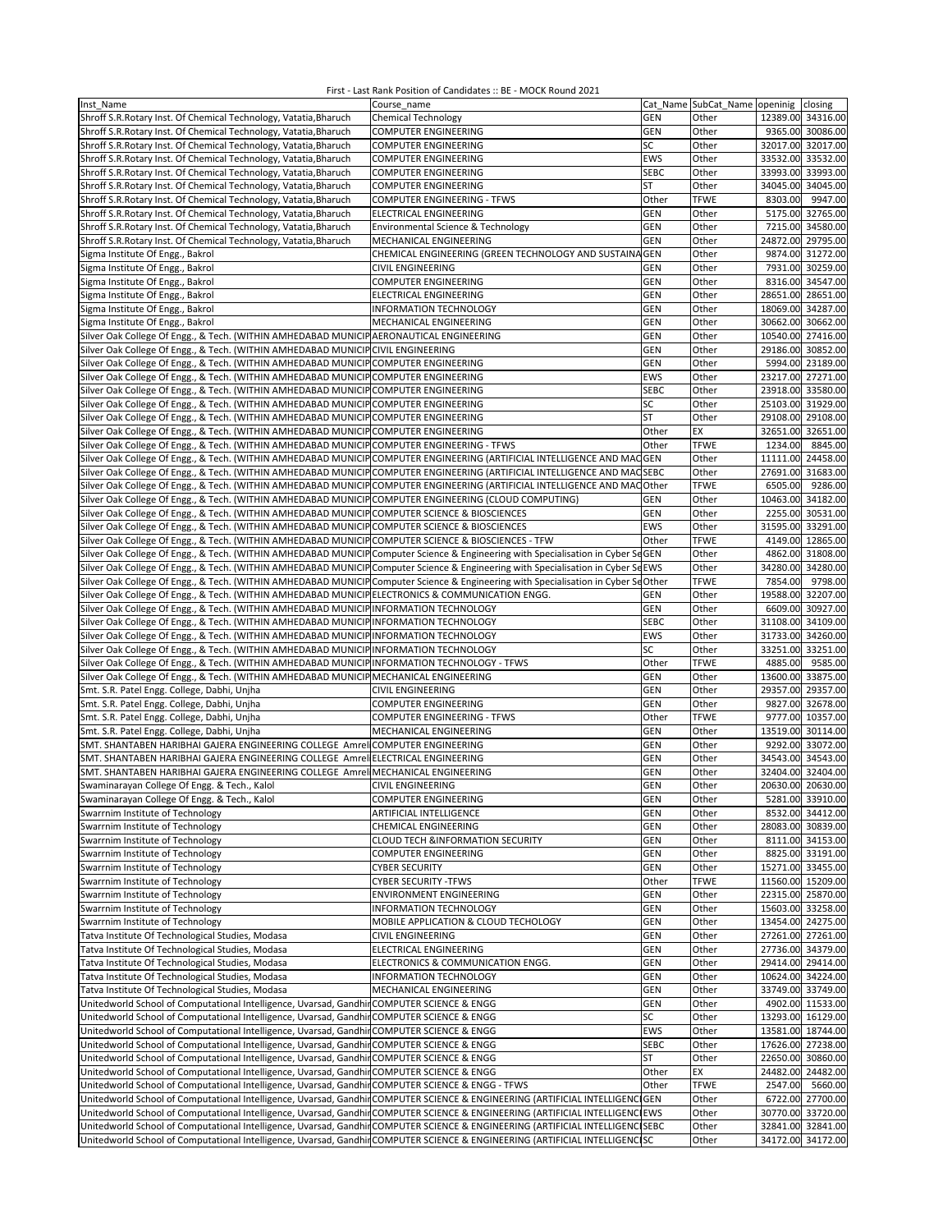First - Last Rank Position of Candidates :: BE - MOCK Round 2021

| Inst_Name | Course_name | Cat_Name | SubCat_Name | openinig | closing |
|---|---|---|---|---|---|
| Shroff S.R.Rotary Inst. Of Chemical Technology, Vatatia,Bharuch | Chemical Technology | GEN | Other | 12389.00 | 34316.00 |
| Shroff S.R.Rotary Inst. Of Chemical Technology, Vatatia,Bharuch | COMPUTER ENGINEERING | GEN | Other | 9365.00 | 30086.00 |
| Shroff S.R.Rotary Inst. Of Chemical Technology, Vatatia,Bharuch | COMPUTER ENGINEERING | SC | Other | 32017.00 | 32017.00 |
| Shroff S.R.Rotary Inst. Of Chemical Technology, Vatatia,Bharuch | COMPUTER ENGINEERING | EWS | Other | 33532.00 | 33532.00 |
| Shroff S.R.Rotary Inst. Of Chemical Technology, Vatatia,Bharuch | COMPUTER ENGINEERING | SEBC | Other | 33993.00 | 33993.00 |
| Shroff S.R.Rotary Inst. Of Chemical Technology, Vatatia,Bharuch | COMPUTER ENGINEERING | ST | Other | 34045.00 | 34045.00 |
| Shroff S.R.Rotary Inst. Of Chemical Technology, Vatatia,Bharuch | COMPUTER ENGINEERING - TFWS | Other | TFWE | 8303.00 | 9947.00 |
| Shroff S.R.Rotary Inst. Of Chemical Technology, Vatatia,Bharuch | ELECTRICAL ENGINEERING | GEN | Other | 5175.00 | 32765.00 |
| Shroff S.R.Rotary Inst. Of Chemical Technology, Vatatia,Bharuch | Environmental Science & Technology | GEN | Other | 7215.00 | 34580.00 |
| Shroff S.R.Rotary Inst. Of Chemical Technology, Vatatia,Bharuch | MECHANICAL ENGINEERING | GEN | Other | 24872.00 | 29795.00 |
| Sigma Institute Of Engg., Bakrol | CHEMICAL ENGINEERING (GREEN TECHNOLOGY AND SUSTAINA | GEN | Other | 9874.00 | 31272.00 |
| Sigma Institute Of Engg., Bakrol | CIVIL ENGINEERING | GEN | Other | 7931.00 | 30259.00 |
| Sigma Institute Of Engg., Bakrol | COMPUTER ENGINEERING | GEN | Other | 8316.00 | 34547.00 |
| Sigma Institute Of Engg., Bakrol | ELECTRICAL ENGINEERING | GEN | Other | 28651.00 | 28651.00 |
| Sigma Institute Of Engg., Bakrol | INFORMATION TECHNOLOGY | GEN | Other | 18069.00 | 34287.00 |
| Sigma Institute Of Engg., Bakrol | MECHANICAL ENGINEERING | GEN | Other | 30662.00 | 30662.00 |
| Silver Oak College Of Engg., & Tech. (WITHIN AMHEDABAD MUNICIP | AERONAUTICAL ENGINEERING | GEN | Other | 10540.00 | 27416.00 |
| Silver Oak College Of Engg., & Tech. (WITHIN AMHEDABAD MUNICIP | CIVIL ENGINEERING | GEN | Other | 29186.00 | 30852.00 |
| Silver Oak College Of Engg., & Tech. (WITHIN AMHEDABAD MUNICIP | COMPUTER ENGINEERING | GEN | Other | 5994.00 | 23189.00 |
| Silver Oak College Of Engg., & Tech. (WITHIN AMHEDABAD MUNICIP | COMPUTER ENGINEERING | EWS | Other | 23217.00 | 27271.00 |
| Silver Oak College Of Engg., & Tech. (WITHIN AMHEDABAD MUNICIP | COMPUTER ENGINEERING | SEBC | Other | 23918.00 | 33580.00 |
| Silver Oak College Of Engg., & Tech. (WITHIN AMHEDABAD MUNICIP | COMPUTER ENGINEERING | SC | Other | 25103.00 | 31929.00 |
| Silver Oak College Of Engg., & Tech. (WITHIN AMHEDABAD MUNICIP | COMPUTER ENGINEERING | ST | Other | 29108.00 | 29108.00 |
| Silver Oak College Of Engg., & Tech. (WITHIN AMHEDABAD MUNICIP | COMPUTER ENGINEERING | Other | EX | 32651.00 | 32651.00 |
| Silver Oak College Of Engg., & Tech. (WITHIN AMHEDABAD MUNICIP | COMPUTER ENGINEERING - TFWS | Other | TFWE | 1234.00 | 8845.00 |
| Silver Oak College Of Engg., & Tech. (WITHIN AMHEDABAD MUNICIP | COMPUTER ENGINEERING (ARTIFICIAL INTELLIGENCE AND MAC | GEN | Other | 11111.00 | 24458.00 |
| Silver Oak College Of Engg., & Tech. (WITHIN AMHEDABAD MUNICIP | COMPUTER ENGINEERING (ARTIFICIAL INTELLIGENCE AND MAC | SEBC | Other | 27691.00 | 31683.00 |
| Silver Oak College Of Engg., & Tech. (WITHIN AMHEDABAD MUNICIP | COMPUTER ENGINEERING (ARTIFICIAL INTELLIGENCE AND MAC | Other | TFWE | 6505.00 | 9286.00 |
| Silver Oak College Of Engg., & Tech. (WITHIN AMHEDABAD MUNICIP | COMPUTER ENGINEERING (CLOUD COMPUTING) | GEN | Other | 10463.00 | 34182.00 |
| Silver Oak College Of Engg., & Tech. (WITHIN AMHEDABAD MUNICIP | COMPUTER SCIENCE & BIOSCIENCES | GEN | Other | 2255.00 | 30531.00 |
| Silver Oak College Of Engg., & Tech. (WITHIN AMHEDABAD MUNICIP | COMPUTER SCIENCE & BIOSCIENCES | EWS | Other | 31595.00 | 33291.00 |
| Silver Oak College Of Engg., & Tech. (WITHIN AMHEDABAD MUNICIP | COMPUTER SCIENCE & BIOSCIENCES - TFW | Other | TFWE | 4149.00 | 12865.00 |
| Silver Oak College Of Engg., & Tech. (WITHIN AMHEDABAD MUNICIP | Computer Science & Engineering with Specialisation in Cyber Se | GEN | Other | 4862.00 | 31808.00 |
| Silver Oak College Of Engg., & Tech. (WITHIN AMHEDABAD MUNICIP | Computer Science & Engineering with Specialisation in Cyber Se | EWS | Other | 34280.00 | 34280.00 |
| Silver Oak College Of Engg., & Tech. (WITHIN AMHEDABAD MUNICIP | Computer Science & Engineering with Specialisation in Cyber Se | Other | TFWE | 7854.00 | 9798.00 |
| Silver Oak College Of Engg., & Tech. (WITHIN AMHEDABAD MUNICIP | ELECTRONICS & COMMUNICATION ENGG. | GEN | Other | 19588.00 | 32207.00 |
| Silver Oak College Of Engg., & Tech. (WITHIN AMHEDABAD MUNICIP | INFORMATION TECHNOLOGY | GEN | Other | 6609.00 | 30927.00 |
| Silver Oak College Of Engg., & Tech. (WITHIN AMHEDABAD MUNICIP | INFORMATION TECHNOLOGY | SEBC | Other | 31108.00 | 34109.00 |
| Silver Oak College Of Engg., & Tech. (WITHIN AMHEDABAD MUNICIP | INFORMATION TECHNOLOGY | EWS | Other | 31733.00 | 34260.00 |
| Silver Oak College Of Engg., & Tech. (WITHIN AMHEDABAD MUNICIP | INFORMATION TECHNOLOGY | SC | Other | 33251.00 | 33251.00 |
| Silver Oak College Of Engg., & Tech. (WITHIN AMHEDABAD MUNICIP | INFORMATION TECHNOLOGY - TFWS | Other | TFWE | 4885.00 | 9585.00 |
| Silver Oak College Of Engg., & Tech. (WITHIN AMHEDABAD MUNICIP | MECHANICAL ENGINEERING | GEN | Other | 13600.00 | 33875.00 |
| Smt. S.R. Patel Engg. College, Dabhi, Unjha | CIVIL ENGINEERING | GEN | Other | 29357.00 | 29357.00 |
| Smt. S.R. Patel Engg. College, Dabhi, Unjha | COMPUTER ENGINEERING | GEN | Other | 9827.00 | 32678.00 |
| Smt. S.R. Patel Engg. College, Dabhi, Unjha | COMPUTER ENGINEERING - TFWS | Other | TFWE | 9777.00 | 10357.00 |
| Smt. S.R. Patel Engg. College, Dabhi, Unjha | MECHANICAL ENGINEERING | GEN | Other | 13519.00 | 30114.00 |
| SMT. SHANTABEN HARIBHAI GAJERA ENGINEERING COLLEGE Amrel | COMPUTER ENGINEERING | GEN | Other | 9292.00 | 33072.00 |
| SMT. SHANTABEN HARIBHAI GAJERA ENGINEERING COLLEGE Amrel | ELECTRICAL ENGINEERING | GEN | Other | 34543.00 | 34543.00 |
| SMT. SHANTABEN HARIBHAI GAJERA ENGINEERING COLLEGE Amrel | MECHANICAL ENGINEERING | GEN | Other | 32404.00 | 32404.00 |
| Swaminarayan College Of Engg. & Tech., Kalol | CIVIL ENGINEERING | GEN | Other | 20630.00 | 20630.00 |
| Swaminarayan College Of Engg. & Tech., Kalol | COMPUTER ENGINEERING | GEN | Other | 5281.00 | 33910.00 |
| Swarrnim Institute of Technology | ARTIFICIAL INTELLIGENCE | GEN | Other | 8532.00 | 34412.00 |
| Swarrnim Institute of Technology | CHEMICAL ENGINEERING | GEN | Other | 28083.00 | 30839.00 |
| Swarrnim Institute of Technology | CLOUD TECH &INFORMATION SECURITY | GEN | Other | 8111.00 | 34153.00 |
| Swarrnim Institute of Technology | COMPUTER ENGINEERING | GEN | Other | 8825.00 | 33191.00 |
| Swarrnim Institute of Technology | CYBER SECURITY | GEN | Other | 15271.00 | 33455.00 |
| Swarrnim Institute of Technology | CYBER SECURITY -TFWS | Other | TFWE | 11560.00 | 15209.00 |
| Swarrnim Institute of Technology | ENVIRONMENT ENGINEERING | GEN | Other | 22315.00 | 25870.00 |
| Swarrnim Institute of Technology | INFORMATION TECHNOLOGY | GEN | Other | 15603.00 | 33258.00 |
| Swarrnim Institute of Technology | MOBILE APPLICATION & CLOUD TECHOLOGY | GEN | Other | 13454.00 | 24275.00 |
| Tatva Institute Of Technological Studies, Modasa | CIVIL ENGINEERING | GEN | Other | 27261.00 | 27261.00 |
| Tatva Institute Of Technological Studies, Modasa | ELECTRICAL ENGINEERING | GEN | Other | 27736.00 | 34379.00 |
| Tatva Institute Of Technological Studies, Modasa | ELECTRONICS & COMMUNICATION ENGG. | GEN | Other | 29414.00 | 29414.00 |
| Tatva Institute Of Technological Studies, Modasa | INFORMATION TECHNOLOGY | GEN | Other | 10624.00 | 34224.00 |
| Tatva Institute Of Technological Studies, Modasa | MECHANICAL ENGINEERING | GEN | Other | 33749.00 | 33749.00 |
| Unitedworld School of Computational Intelligence, Uvarsad, Gandhi | COMPUTER SCIENCE & ENGG | GEN | Other | 4902.00 | 11533.00 |
| Unitedworld School of Computational Intelligence, Uvarsad, Gandhi | COMPUTER SCIENCE & ENGG | SC | Other | 13293.00 | 16129.00 |
| Unitedworld School of Computational Intelligence, Uvarsad, Gandhi | COMPUTER SCIENCE & ENGG | EWS | Other | 13581.00 | 18744.00 |
| Unitedworld School of Computational Intelligence, Uvarsad, Gandhi | COMPUTER SCIENCE & ENGG | SEBC | Other | 17626.00 | 27238.00 |
| Unitedworld School of Computational Intelligence, Uvarsad, Gandhi | COMPUTER SCIENCE & ENGG | ST | Other | 22650.00 | 30860.00 |
| Unitedworld School of Computational Intelligence, Uvarsad, Gandhi | COMPUTER SCIENCE & ENGG | Other | EX | 24482.00 | 24482.00 |
| Unitedworld School of Computational Intelligence, Uvarsad, Gandhi | COMPUTER SCIENCE & ENGG - TFWS | Other | TFWE | 2547.00 | 5660.00 |
| Unitedworld School of Computational Intelligence, Uvarsad, Gandhi | COMPUTER SCIENCE & ENGINEERING (ARTIFICIAL INTELLIGENC | GEN | Other | 6722.00 | 27700.00 |
| Unitedworld School of Computational Intelligence, Uvarsad, Gandhi | COMPUTER SCIENCE & ENGINEERING (ARTIFICIAL INTELLIGENC | EWS | Other | 30770.00 | 33720.00 |
| Unitedworld School of Computational Intelligence, Uvarsad, Gandhi | COMPUTER SCIENCE & ENGINEERING (ARTIFICIAL INTELLIGENC | SEBC | Other | 32841.00 | 32841.00 |
| Unitedworld School of Computational Intelligence, Uvarsad, Gandhi | COMPUTER SCIENCE & ENGINEERING (ARTIFICIAL INTELLIGENC | SC | Other | 34172.00 | 34172.00 |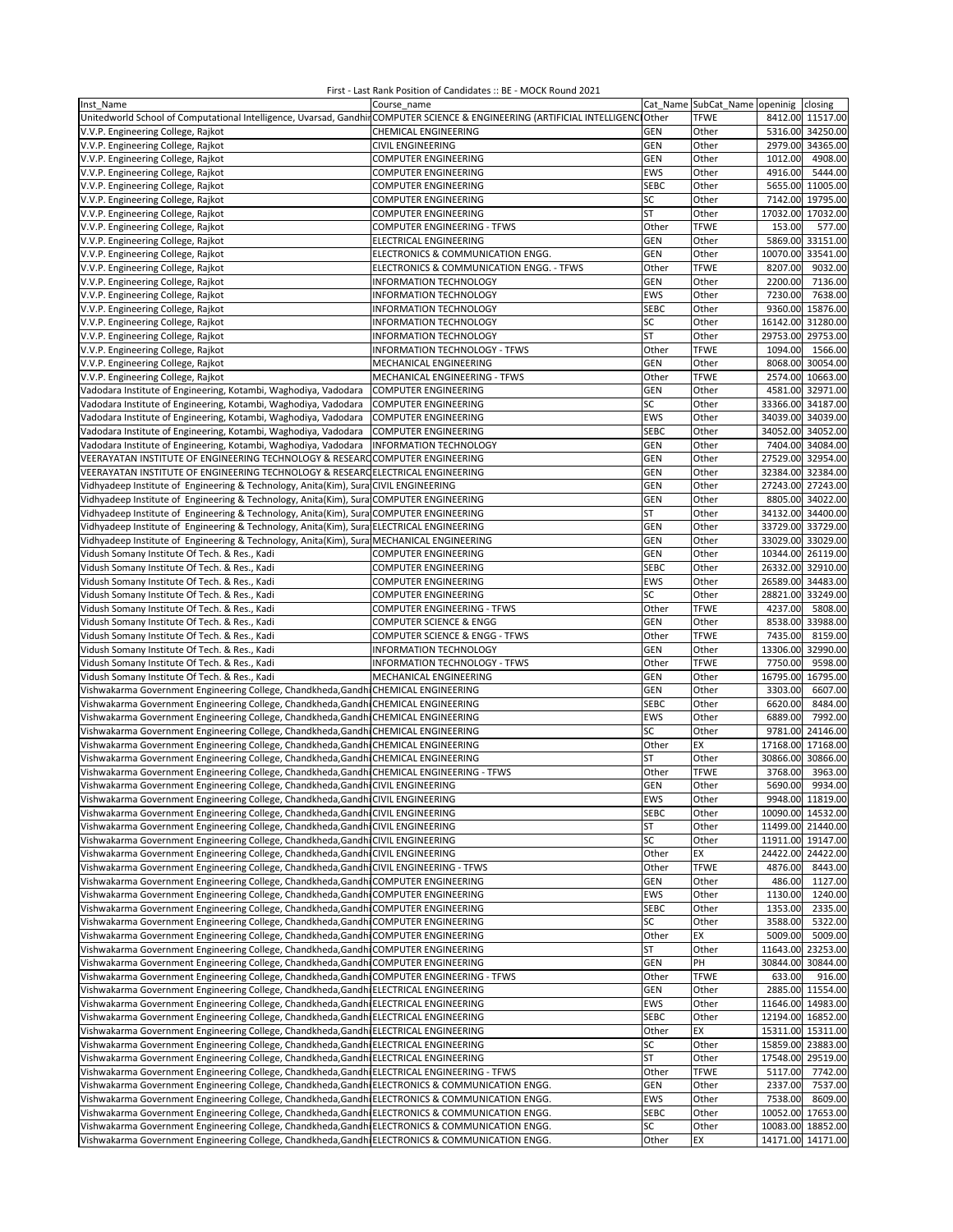First - Last Rank Position of Candidates :: BE - MOCK Round 2021

| Inst_Name | Course_name | Cat_Name | SubCat_Name | openinig | closing |
|---|---|---|---|---|---|
| Unitedworld School of Computational Intelligence, Uvarsad, Gandhi | COMPUTER SCIENCE & ENGINEERING (ARTIFICIAL INTELLIGENCI | Other | TFWE | 8412.00 | 11517.00 |
| V.V.P. Engineering College, Rajkot | CHEMICAL ENGINEERING | GEN | Other | 5316.00 | 34250.00 |
| V.V.P. Engineering College, Rajkot | CIVIL ENGINEERING | GEN | Other | 2979.00 | 34365.00 |
| V.V.P. Engineering College, Rajkot | COMPUTER ENGINEERING | GEN | Other | 1012.00 | 4908.00 |
| V.V.P. Engineering College, Rajkot | COMPUTER ENGINEERING | EWS | Other | 4916.00 | 5444.00 |
| V.V.P. Engineering College, Rajkot | COMPUTER ENGINEERING | SEBC | Other | 5655.00 | 11005.00 |
| V.V.P. Engineering College, Rajkot | COMPUTER ENGINEERING | SC | Other | 7142.00 | 19795.00 |
| V.V.P. Engineering College, Rajkot | COMPUTER ENGINEERING | ST | Other | 17032.00 | 17032.00 |
| V.V.P. Engineering College, Rajkot | COMPUTER ENGINEERING - TFWS | Other | TFWE | 153.00 | 577.00 |
| V.V.P. Engineering College, Rajkot | ELECTRICAL ENGINEERING | GEN | Other | 5869.00 | 33151.00 |
| V.V.P. Engineering College, Rajkot | ELECTRONICS & COMMUNICATION ENGG. | GEN | Other | 10070.00 | 33541.00 |
| V.V.P. Engineering College, Rajkot | ELECTRONICS & COMMUNICATION ENGG. - TFWS | Other | TFWE | 8207.00 | 9032.00 |
| V.V.P. Engineering College, Rajkot | INFORMATION TECHNOLOGY | GEN | Other | 2200.00 | 7136.00 |
| V.V.P. Engineering College, Rajkot | INFORMATION TECHNOLOGY | EWS | Other | 7230.00 | 7638.00 |
| V.V.P. Engineering College, Rajkot | INFORMATION TECHNOLOGY | SEBC | Other | 9360.00 | 15876.00 |
| V.V.P. Engineering College, Rajkot | INFORMATION TECHNOLOGY | SC | Other | 16142.00 | 31280.00 |
| V.V.P. Engineering College, Rajkot | INFORMATION TECHNOLOGY | ST | Other | 29753.00 | 29753.00 |
| V.V.P. Engineering College, Rajkot | INFORMATION TECHNOLOGY - TFWS | Other | TFWE | 1094.00 | 1566.00 |
| V.V.P. Engineering College, Rajkot | MECHANICAL ENGINEERING | GEN | Other | 8068.00 | 30054.00 |
| V.V.P. Engineering College, Rajkot | MECHANICAL ENGINEERING - TFWS | Other | TFWE | 2574.00 | 10663.00 |
| Vadodara Institute of Engineering, Kotambi, Waghodiya, Vadodara | COMPUTER ENGINEERING | GEN | Other | 4581.00 | 32971.00 |
| Vadodara Institute of Engineering, Kotambi, Waghodiya, Vadodara | COMPUTER ENGINEERING | SC | Other | 33366.00 | 34187.00 |
| Vadodara Institute of Engineering, Kotambi, Waghodiya, Vadodara | COMPUTER ENGINEERING | EWS | Other | 34039.00 | 34039.00 |
| Vadodara Institute of Engineering, Kotambi, Waghodiya, Vadodara | COMPUTER ENGINEERING | SEBC | Other | 34052.00 | 34052.00 |
| Vadodara Institute of Engineering, Kotambi, Waghodiya, Vadodara | INFORMATION TECHNOLOGY | GEN | Other | 7404.00 | 34084.00 |
| VEERAYATAN INSTITUTE OF ENGINEERING TECHNOLOGY & RESEARC | COMPUTER ENGINEERING | GEN | Other | 27529.00 | 32954.00 |
| VEERAYATAN INSTITUTE OF ENGINEERING TECHNOLOGY & RESEARC | ELECTRICAL ENGINEERING | GEN | Other | 32384.00 | 32384.00 |
| Vidhyadeep Institute of Engineering & Technology, Anita(Kim), Sura | CIVIL ENGINEERING | GEN | Other | 27243.00 | 27243.00 |
| Vidhyadeep Institute of Engineering & Technology, Anita(Kim), Sura | COMPUTER ENGINEERING | GEN | Other | 8805.00 | 34022.00 |
| Vidhyadeep Institute of Engineering & Technology, Anita(Kim), Sura | COMPUTER ENGINEERING | ST | Other | 34132.00 | 34400.00 |
| Vidhyadeep Institute of Engineering & Technology, Anita(Kim), Sura | ELECTRICAL ENGINEERING | GEN | Other | 33729.00 | 33729.00 |
| Vidhyadeep Institute of Engineering & Technology, Anita(Kim), Sura | MECHANICAL ENGINEERING | GEN | Other | 33029.00 | 33029.00 |
| Vidush Somany Institute Of Tech. & Res., Kadi | COMPUTER ENGINEERING | GEN | Other | 10344.00 | 26119.00 |
| Vidush Somany Institute Of Tech. & Res., Kadi | COMPUTER ENGINEERING | SEBC | Other | 26332.00 | 32910.00 |
| Vidush Somany Institute Of Tech. & Res., Kadi | COMPUTER ENGINEERING | EWS | Other | 26589.00 | 34483.00 |
| Vidush Somany Institute Of Tech. & Res., Kadi | COMPUTER ENGINEERING | SC | Other | 28821.00 | 33249.00 |
| Vidush Somany Institute Of Tech. & Res., Kadi | COMPUTER ENGINEERING - TFWS | Other | TFWE | 4237.00 | 5808.00 |
| Vidush Somany Institute Of Tech. & Res., Kadi | COMPUTER SCIENCE & ENGG | GEN | Other | 8538.00 | 33988.00 |
| Vidush Somany Institute Of Tech. & Res., Kadi | COMPUTER SCIENCE & ENGG - TFWS | Other | TFWE | 7435.00 | 8159.00 |
| Vidush Somany Institute Of Tech. & Res., Kadi | INFORMATION TECHNOLOGY | GEN | Other | 13306.00 | 32990.00 |
| Vidush Somany Institute Of Tech. & Res., Kadi | INFORMATION TECHNOLOGY - TFWS | Other | TFWE | 7750.00 | 9598.00 |
| Vidush Somany Institute Of Tech. & Res., Kadi | MECHANICAL ENGINEERING | GEN | Other | 16795.00 | 16795.00 |
| Vishwakarma Government Engineering College, Chandkheda,Gandhi | CHEMICAL ENGINEERING | GEN | Other | 3303.00 | 6607.00 |
| Vishwakarma Government Engineering College, Chandkheda,Gandhi | CHEMICAL ENGINEERING | SEBC | Other | 6620.00 | 8484.00 |
| Vishwakarma Government Engineering College, Chandkheda,Gandhi | CHEMICAL ENGINEERING | EWS | Other | 6889.00 | 7992.00 |
| Vishwakarma Government Engineering College, Chandkheda,Gandhi | CHEMICAL ENGINEERING | SC | Other | 9781.00 | 24146.00 |
| Vishwakarma Government Engineering College, Chandkheda,Gandhi | CHEMICAL ENGINEERING | Other | EX | 17168.00 | 17168.00 |
| Vishwakarma Government Engineering College, Chandkheda,Gandhi | CHEMICAL ENGINEERING | ST | Other | 30866.00 | 30866.00 |
| Vishwakarma Government Engineering College, Chandkheda,Gandhi | CHEMICAL ENGINEERING - TFWS | Other | TFWE | 3768.00 | 3963.00 |
| Vishwakarma Government Engineering College, Chandkheda,Gandhi | CIVIL ENGINEERING | GEN | Other | 5690.00 | 9934.00 |
| Vishwakarma Government Engineering College, Chandkheda,Gandhi | CIVIL ENGINEERING | EWS | Other | 9948.00 | 11819.00 |
| Vishwakarma Government Engineering College, Chandkheda,Gandhi | CIVIL ENGINEERING | SEBC | Other | 10090.00 | 14532.00 |
| Vishwakarma Government Engineering College, Chandkheda,Gandhi | CIVIL ENGINEERING | ST | Other | 11499.00 | 21440.00 |
| Vishwakarma Government Engineering College, Chandkheda,Gandhi | CIVIL ENGINEERING | SC | Other | 11911.00 | 19147.00 |
| Vishwakarma Government Engineering College, Chandkheda,Gandhi | CIVIL ENGINEERING | Other | EX | 24422.00 | 24422.00 |
| Vishwakarma Government Engineering College, Chandkheda,Gandhi | CIVIL ENGINEERING - TFWS | Other | TFWE | 4876.00 | 8443.00 |
| Vishwakarma Government Engineering College, Chandkheda,Gandhi | COMPUTER ENGINEERING | GEN | Other | 486.00 | 1127.00 |
| Vishwakarma Government Engineering College, Chandkheda,Gandhi | COMPUTER ENGINEERING | EWS | Other | 1130.00 | 1240.00 |
| Vishwakarma Government Engineering College, Chandkheda,Gandhi | COMPUTER ENGINEERING | SEBC | Other | 1353.00 | 2335.00 |
| Vishwakarma Government Engineering College, Chandkheda,Gandhi | COMPUTER ENGINEERING | SC | Other | 3588.00 | 5322.00 |
| Vishwakarma Government Engineering College, Chandkheda,Gandhi | COMPUTER ENGINEERING | Other | EX | 5009.00 | 5009.00 |
| Vishwakarma Government Engineering College, Chandkheda,Gandhi | COMPUTER ENGINEERING | ST | Other | 11643.00 | 23253.00 |
| Vishwakarma Government Engineering College, Chandkheda,Gandhi | COMPUTER ENGINEERING | GEN | PH | 30844.00 | 30844.00 |
| Vishwakarma Government Engineering College, Chandkheda,Gandhi | COMPUTER ENGINEERING - TFWS | Other | TFWE | 633.00 | 916.00 |
| Vishwakarma Government Engineering College, Chandkheda,Gandhi | ELECTRICAL ENGINEERING | GEN | Other | 2885.00 | 11554.00 |
| Vishwakarma Government Engineering College, Chandkheda,Gandhi | ELECTRICAL ENGINEERING | EWS | Other | 11646.00 | 14983.00 |
| Vishwakarma Government Engineering College, Chandkheda,Gandhi | ELECTRICAL ENGINEERING | SEBC | Other | 12194.00 | 16852.00 |
| Vishwakarma Government Engineering College, Chandkheda,Gandhi | ELECTRICAL ENGINEERING | Other | EX | 15311.00 | 15311.00 |
| Vishwakarma Government Engineering College, Chandkheda,Gandhi | ELECTRICAL ENGINEERING | SC | Other | 15859.00 | 23883.00 |
| Vishwakarma Government Engineering College, Chandkheda,Gandhi | ELECTRICAL ENGINEERING | ST | Other | 17548.00 | 29519.00 |
| Vishwakarma Government Engineering College, Chandkheda,Gandhi | ELECTRICAL ENGINEERING - TFWS | Other | TFWE | 5117.00 | 7742.00 |
| Vishwakarma Government Engineering College, Chandkheda,Gandhi | ELECTRONICS & COMMUNICATION ENGG. | GEN | Other | 2337.00 | 7537.00 |
| Vishwakarma Government Engineering College, Chandkheda,Gandhi | ELECTRONICS & COMMUNICATION ENGG. | EWS | Other | 7538.00 | 8609.00 |
| Vishwakarma Government Engineering College, Chandkheda,Gandhi | ELECTRONICS & COMMUNICATION ENGG. | SEBC | Other | 10052.00 | 17653.00 |
| Vishwakarma Government Engineering College, Chandkheda,Gandhi | ELECTRONICS & COMMUNICATION ENGG. | SC | Other | 10083.00 | 18852.00 |
| Vishwakarma Government Engineering College, Chandkheda,Gandhi | ELECTRONICS & COMMUNICATION ENGG. | Other | EX | 14171.00 | 14171.00 |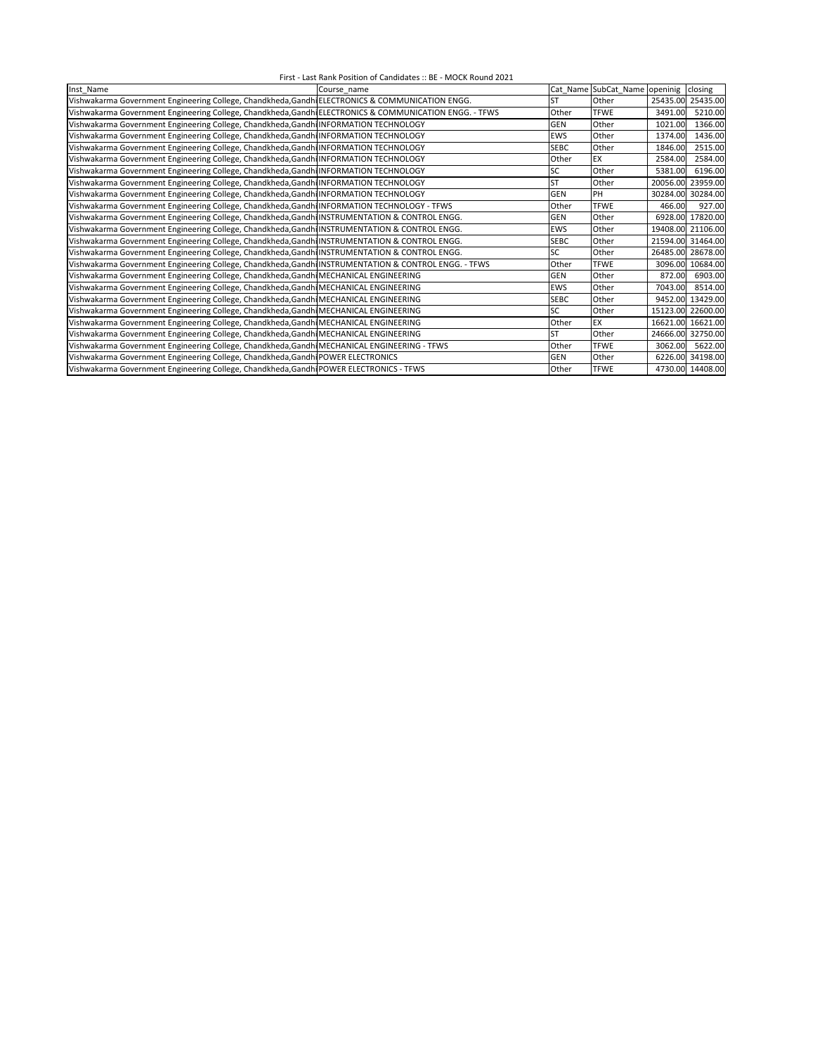First - Last Rank Position of Candidates :: BE - MOCK Round 2021

| Inst_Name | Course_name | Cat_Name | SubCat_Name | openinig | closing |
|---|---|---|---|---|---|
| Vishwakarma Government Engineering College, Chandkheda,Gandhi | ELECTRONICS & COMMUNICATION ENGG. | ST | Other | 25435.00 | 25435.00 |
| Vishwakarma Government Engineering College, Chandkheda,Gandhi | ELECTRONICS & COMMUNICATION ENGG. - TFWS | Other | TFWE | 3491.00 | 5210.00 |
| Vishwakarma Government Engineering College, Chandkheda,Gandhi | INFORMATION TECHNOLOGY | GEN | Other | 1021.00 | 1366.00 |
| Vishwakarma Government Engineering College, Chandkheda,Gandhi | INFORMATION TECHNOLOGY | EWS | Other | 1374.00 | 1436.00 |
| Vishwakarma Government Engineering College, Chandkheda,Gandhi | INFORMATION TECHNOLOGY | SEBC | Other | 1846.00 | 2515.00 |
| Vishwakarma Government Engineering College, Chandkheda,Gandhi | INFORMATION TECHNOLOGY | Other | EX | 2584.00 | 2584.00 |
| Vishwakarma Government Engineering College, Chandkheda,Gandhi | INFORMATION TECHNOLOGY | SC | Other | 5381.00 | 6196.00 |
| Vishwakarma Government Engineering College, Chandkheda,Gandhi | INFORMATION TECHNOLOGY | ST | Other | 20056.00 | 23959.00 |
| Vishwakarma Government Engineering College, Chandkheda,Gandhi | INFORMATION TECHNOLOGY | GEN | PH | 30284.00 | 30284.00 |
| Vishwakarma Government Engineering College, Chandkheda,Gandhi | INFORMATION TECHNOLOGY - TFWS | Other | TFWE | 466.00 | 927.00 |
| Vishwakarma Government Engineering College, Chandkheda,Gandhi | INSTRUMENTATION & CONTROL ENGG. | GEN | Other | 6928.00 | 17820.00 |
| Vishwakarma Government Engineering College, Chandkheda,Gandhi | INSTRUMENTATION & CONTROL ENGG. | EWS | Other | 19408.00 | 21106.00 |
| Vishwakarma Government Engineering College, Chandkheda,Gandhi | INSTRUMENTATION & CONTROL ENGG. | SEBC | Other | 21594.00 | 31464.00 |
| Vishwakarma Government Engineering College, Chandkheda,Gandhi | INSTRUMENTATION & CONTROL ENGG. | SC | Other | 26485.00 | 28678.00 |
| Vishwakarma Government Engineering College, Chandkheda,Gandhi | INSTRUMENTATION & CONTROL ENGG. - TFWS | Other | TFWE | 3096.00 | 10684.00 |
| Vishwakarma Government Engineering College, Chandkheda,Gandhi | MECHANICAL ENGINEERING | GEN | Other | 872.00 | 6903.00 |
| Vishwakarma Government Engineering College, Chandkheda,Gandhi | MECHANICAL ENGINEERING | EWS | Other | 7043.00 | 8514.00 |
| Vishwakarma Government Engineering College, Chandkheda,Gandhi | MECHANICAL ENGINEERING | SEBC | Other | 9452.00 | 13429.00 |
| Vishwakarma Government Engineering College, Chandkheda,Gandhi | MECHANICAL ENGINEERING | SC | Other | 15123.00 | 22600.00 |
| Vishwakarma Government Engineering College, Chandkheda,Gandhi | MECHANICAL ENGINEERING | Other | EX | 16621.00 | 16621.00 |
| Vishwakarma Government Engineering College, Chandkheda,Gandhi | MECHANICAL ENGINEERING | ST | Other | 24666.00 | 32750.00 |
| Vishwakarma Government Engineering College, Chandkheda,Gandhi | MECHANICAL ENGINEERING - TFWS | Other | TFWE | 3062.00 | 5622.00 |
| Vishwakarma Government Engineering College, Chandkheda,Gandhi | POWER ELECTRONICS | GEN | Other | 6226.00 | 34198.00 |
| Vishwakarma Government Engineering College, Chandkheda,Gandhi | POWER ELECTRONICS - TFWS | Other | TFWE | 4730.00 | 14408.00 |